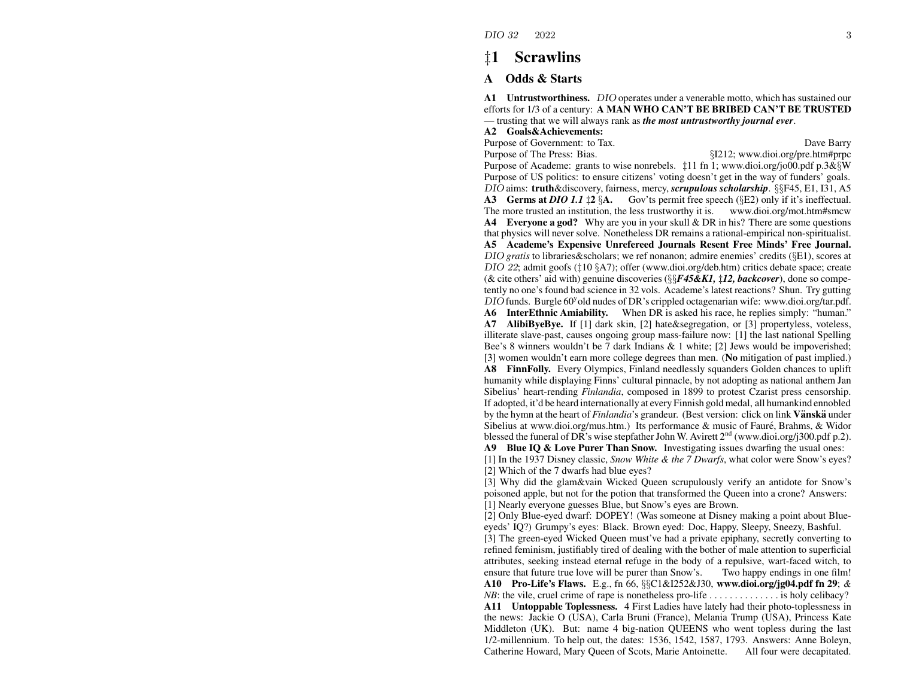# ‡1 Scrawlins

## A Odds & Starts

**A1 Untrustworthiness.** *DIO* operates under a venerable motto, which has sustained our efforts for 1/3 of a century: **A MAN WHO CAN'T BE BRIBED CAN'T BE TRUSTED** — trusting that we will always rank as ***the most untrustworthy journal ever***.

**A2 Goals&Achievements:**

Purpose of Government: to Tax. Dave Barry

Purpose of The Press: Bias. §I212; www.dioi.org/pre.htm#prpc

Purpose of Academe: grants to wise nonrebels. ‡11 fn 1; www.dioi.org/jo00.pdf p.3&§W

Purpose of US politics: to ensure citizens' voting doesn't get in the way of funders' goals.

*DIO* aims: **truth**&discovery, fairness, mercy, ***scrupulous scholarship***. §§F45, E1, I31, A5

**A3 Germs at *DIO 1.1* ‡2 §A.** Gov'ts permit free speech (§E2) only if it's ineffectual. The more trusted an institution, the less trustworthy it is. www.dioi.org/mot.htm#smcw

**A4 Everyone a god?** Why are you in your skull & DR in his? There are some questions that physics will never solve. Nonetheless DR remains a rational-empirical non-spiritualist.

**A5 Academe's Expensive Unrefereed Journals Resent Free Minds' Free Journal.** *DIO gratis* to libraries&scholars; we ref nonanon; admire enemies' credits (§E1), scores at *DIO 22*; admit goofs (‡10 §A7); offer (www.dioi.org/deb.htm) critics debate space; create (& cite others' aid with) genuine discoveries (§§***F45&K1,*** ‡***12, backcover***), done so competently no one's found bad science in 32 vols. Academe's latest reactions? Shun. Try gutting *DIO* funds. Burgle 60[y] old nudes of DR's crippled octagenarian wife: www.dioi.org/tar.pdf.

**A6 InterEthnic Amiability.** When DR is asked his race, he replies simply: "human."

**A7 AlibiByeBye.** If [1] dark skin, [2] hate&segregation, or [3] propertyless, voteless, illiterate slave-past, causes ongoing group mass-failure now: [1] the last national Spelling Bee's 8 winners wouldn't be 7 dark Indians & 1 white; [2] Jews would be impoverished; [3] women wouldn't earn more college degrees than men. (**No** mitigation of past implied.)

**A8 FinnFolly.** Every Olympics, Finland needlessly squanders Golden chances to uplift humanity while displaying Finns' cultural pinnacle, by not adopting as national anthem Jan Sibelius' heart-rending *Finlandia*, composed in 1899 to protest Czarist press censorship. If adopted, it'd be heard internationally at every Finnish gold medal, all humankind ennobled by the hymn at the heart of *Finlandia*'s grandeur. (Best version: click on link **Vänskä** under Sibelius at www.dioi.org/mus.htm.) Its performance & music of Fauré, Brahms, & Widor blessed the funeral of DR's wise stepfather John W. Avirett 2[nd] (www.dioi.org/j300.pdf p.2).

**A9 Blue IQ & Love Purer Than Snow.** Investigating issues dwarfing the usual ones:

[1] In the 1937 Disney classic, *Snow White & the 7 Dwarfs*, what color were Snow's eyes?

[2] Which of the 7 dwarfs had blue eyes?

[3] Why did the glam&vain Wicked Queen scrupulously verify an antidote for Snow's poisoned apple, but not for the potion that transformed the Queen into a crone? Answers:

[1] Nearly everyone guesses Blue, but Snow's eyes are Brown.

[2] Only Blue-eyed dwarf: DOPEY! (Was someone at Disney making a point about Blue-eyeds' IQ?) Grumpy's eyes: Black. Brown eyed: Doc, Happy, Sleepy, Sneezy, Bashful.

[3] The green-eyed Wicked Queen must've had a private epiphany, secretly converting to refined feminism, justifiably tired of dealing with the bother of male attention to superficial attributes, seeking instead eternal refuge in the body of a repulsive, wart-faced witch, to ensure that future true love will be purer than Snow's. Two happy endings in one film!

**A10 Pro-Life's Flaws.** E.g., fn 66, §§C1&I252&J30, **www.dioi.org/jg04.pdf fn 29**; *& NB*: the vile, cruel crime of rape is nonetheless pro-life . . . . . . . . . . . . . . is holy celibacy?

**A11 Untoppable Toplessness.** 4 First Ladies have lately had their photo-toplessness in the news: Jackie O (USA), Carla Bruni (France), Melania Trump (USA), Princess Kate Middleton (UK). But: name 4 big-nation QUEENS who went topless during the last 1/2-millennium. To help out, the dates: 1536, 1542, 1587, 1793. Answers: Anne Boleyn, Catherine Howard, Mary Queen of Scots, Marie Antoinette. All four were decapitated.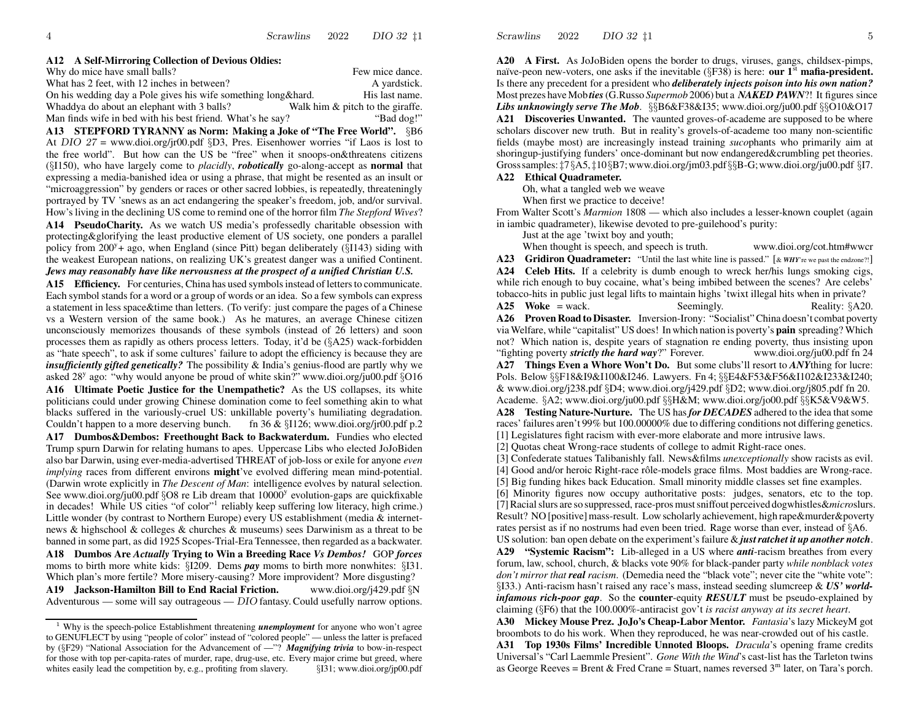**A12 A Self-Mirroring Collection of Devious Oldies:**

Why do mice have small balls? Few mice dance.
What has 2 feet, with 12 inches in between? A yardstick.
On his wedding day a Pole gives his wife something long&hard. His last name.
Whaddya do about an elephant with 3 balls? Walk him & pitch to the giraffe.
Man finds wife in bed with his best friend. What's he say? "Bad dog!"

**A13 STEPFORD TYRANNY as Norm: Making a Joke of "The Free World".** §B6 At *DIO 27* = www.dioi.org/jr00.pdf §D3, Pres. Eisenhower worries "if Laos is lost to the free world". But how can the US be "free" when it snoops-on&threatens citizens (§I150), who have largely come to *placidly*, ***robotically*** go-along-accept as **normal** that expressing a media-banished idea or using a phrase, that might be resented as an insult or "microaggression" by genders or races or other sacred lobbies, is repeatedly, threateningly portrayed by TV 'snews as an act endangering the speaker's freedom, job, and/or survival. How's living in the declining US come to remind one of the horror film *The Stepford Wives*?

**A14 PseudoCharity.** As we watch US media's professedly charitable obsession with protecting&glorifying the least productive element of US society, one ponders a parallel policy from 200^y^+ ago, when England (since Pitt) began deliberately (§I143) siding with the weakest European nations, on realizing UK's greatest danger was a unified Continent. ***Jews may reasonably have like nervousness at the prospect of a unified Christian U.S.***

**A15 Efficiency.** For centuries, China has used symbols instead of letters to communicate. Each symbol stands for a word or a group of words or an idea. So a few symbols can express a statement in less space&time than letters. (To verify: just compare the pages of a Chinese vs a Western version of the same book.) As he matures, an average Chinese citizen unconsciously memorizes thousands of these symbols (instead of 26 letters) and soon processes them as rapidly as others process letters. Today, it'd be (§A25) wack-forbidden as "hate speech", to ask if some cultures' failure to adopt the efficiency is because they are ***insufficiently gifted genetically?*** The possibility & India's genius-flood are partly why we asked 28^y^ ago: "why would anyone be proud of white skin?" www.dioi.org/ju00.pdf §O16

**A16 Ultimate Poetic Justice for the Unempathetic?** As the US collapses, its white politicians could under growing Chinese domination come to feel something akin to what blacks suffered in the variously-cruel US: unkillable poverty's humiliating degradation. Couldn't happen to a more deserving bunch. fn 36 & §I126; www.dioi.org/jr00.pdf p.2

**A17 Dumbos&Dembos: Freethought Back to Backwaterdum.** Fundies who elected Trump spurn Darwin for relating humans to apes. Uppercase Libs who elected JoJoBiden also bar Darwin, using ever-media-advertised THREAT of job-loss or exile for anyone *even implying* races from different environs **might**'ve evolved differing mean mind-potential. (Darwin wrote explicitly in *The Descent of Man*: intelligence evolves by natural selection. See www.dioi.org/ju00.pdf §O8 re Lib dream that 10000^y^ evolution-gaps are quickfixable in decades! While US cities "of color"[1] reliably keep suffering low literacy, high crime.) Little wonder (by contrast to Northern Europe) every US establishment (media & internet-news & highschool & colleges & churches & museums) sees Darwinism as a threat to be banned in some part, as did 1925 Scopes-Trial-Era Tennessee, then regarded as a backwater.

**A18 Dumbos Are *Actually* Trying to Win a Breeding Race *Vs Dembos!*** GOP ***forces*** moms to birth more white kids: §I209. Dems ***pay*** moms to birth more nonwhites: §I31. Which plan's more fertile? More misery-causing? More improvident? More disgusting?

**A19 Jackson-Hamilton Bill to End Racial Friction.** www.dioi.org/j429.pdf §N Adventurous — some will say outrageous — *DIO* fantasy. Could usefully narrow options.

**A20 A First.** As JoJoBiden opens the border to drugs, viruses, gangs, childsex-pimps, naïve-peon new-voters, one asks if the inevitable (§F38) is here: **our 1^st^ mafia-president.** Is there any precedent for a president who ***deliberately injects poison into his own nation?*** Most prezes have Mob***ties*** (G.Russo *Supermob* 2006) but a ***NAKED PAWN***?! It figures since ***Libs unknowingly serve The Mob***. §§B6&F38&I35; www.dioi.org/ju00.pdf §§O10&O17

**A21 Discoveries Unwanted.** The vaunted groves-of-academe are supposed to be where scholars discover new truth. But in reality's grovels-of-academe too many non-scientific fields (maybe most) are increasingly instead training *suco*phants who primarily aim at shoringup-justifying funders' once-dominant but now endangered&crumbling pet theories. Gross samples: ‡7 §A5, ‡10 §B7; www.dioi.org/jm03.pdf §§B-G; www.dioi.org/ju00.pdf §I7.

**A22 Ethical Quadrameter.**

> Oh, what a tangled web we weave
> When first we practice to deceive!

From Walter Scott's *Marmion* 1808 — which also includes a lesser-known couplet (again in iambic quadrameter), likewise devoted to pre-guilehood's purity:

> Just at the age 'twixt boy and youth;
> When thought is speech, and speech is truth. www.dioi.org/cot.htm#wwcr

**A23 Gridiron Quadrameter:** "Until the last white line is passed." [& *WHY*'re we past the endzone?!]

**A24 Celeb Hits.** If a celebrity is dumb enough to wreck her/his lungs smoking cigs, while rich enough to buy cocaine, what's being imbibed between the scenes? Are celebs' tobacco-hits in public just legal lifts to maintain highs 'twixt illegal hits when in private?

**A25 Woke** = wack. Seemingly. Reality: §A20.

**A26 Proven Road to Disaster.** Inversion-Irony: "Socialist" China doesn't combat poverty via Welfare, while "capitalist" US does! In which nation is poverty's **pain** spreading? Which not? Which nation is, despite years of stagnation re ending poverty, thus insisting upon "fighting poverty ***strictly the hard way***?" Forever. www.dioi.org/ju00.pdf fn 24

**A27 Things Even a Whore Won't Do.** But some clubs'll resort to ***ANY***thing for lucre: Pols. Below §§F18&I9&I100&I246. Lawyers. Fn 4; §§E4&F53&F56&I102&I233&I240; & www.dioi.org/j238.pdf §D4; www.dioi.org/j429.pdf §D2; www.dioi.org/j805.pdf fn 20. Academe. §A2; www.dioi.org/ju00.pdf §§H&M; www.dioi.org/jo00.pdf §§K5&V9&W5.

**A28 Testing Nature-Nurture.** The US has ***for DECADES*** adhered to the idea that some races' failures aren't 99% but 100.00000% due to differing conditions not differing genetics.

[1] Legislatures fight racism with ever-more elaborate and more intrusive laws.
[2] Quotas cheat Wrong-race students of college to admit Right-race ones.
[3] Confederate statues Talibanishly fall. News&films *unexceptionally* show racists as evil.
[4] Good and/or heroic Right-race rôle-models grace films. Most baddies are Wrong-race.
[5] Big funding hikes back Education. Small minority middle classes set fine examples.
[6] Minority figures now occupy authoritative posts: judges, senators, etc to the top.
[7] Racial slurs are so suppressed, race-pros must sniffout perceived dogwhistles&*micro*slurs.

Result? NO [positive] mass-result. Low scholarly achievement, high rape&murder&poverty rates persist as if no nostrums had even been tried. Rage worse than ever, instead of §A6. US solution: ban open debate on the experiment's failure & ***just ratchet it up another notch***.

**A29 "Systemic Racism":** Lib-alleged in a US where ***anti***-racism breathes from every forum, law, school, church, & blacks vote 90% for black-pander party *while nonblack votes don't mirror that* ***real*** *racism*. (Demedia need the "black vote"; never cite the "white vote": §I33.) Anti-racism hasn't raised any race's mass, instead seeding slumcreep & ***US' world-infamous rich-poor gap***. So the **counter**-equity ***RESULT*** must be pseudo-explained by claiming (§F6) that the 100.000%-antiracist gov't *is racist anyway at its secret heart*.

**A30 Mickey Mouse Prez. JoJo's Cheap-Labor Mentor.** *Fantasia*'s lazy MickeyM got broombots to do his work. When they reproduced, he was near-crowded out of his castle.

**A31 Top 1930s Films' Incredible Unnoted Bloops.** *Dracula*'s opening frame credits Universal's "Carl Laemmle Presient". *Gone With the Wind*'s cast-list has the Tarleton twins as George Reeves = Brent & Fred Crane = Stuart, names reversed 3^m^ later, on Tara's porch.

---

[1] Why is the speech-police Establishment threatening ***unemployment*** for anyone who won't agree to GENUFLECT by using "people of color" instead of "colored people" — unless the latter is prefaced by (§F29) "National Association for the Advancement of —"? ***Magnifying trivia*** to bow-in-respect for those with top per-capita-rates of murder, rape, drug-use, etc. Every major crime but greed, where whites easily lead the competition by, e.g., profiting from slavery. §I31; www.dioi.org/jp00.pdf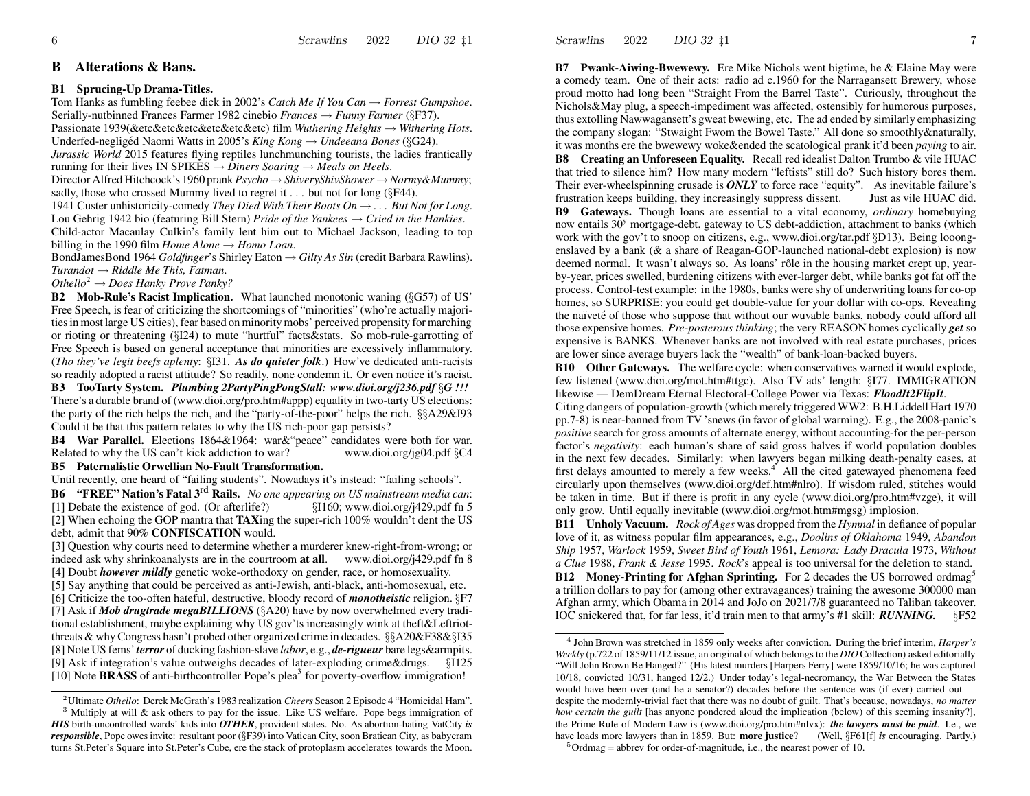## B Alterations & Bans.

### B1 Sprucing-Up Drama-Titles.

Tom Hanks as fumbling feebee dick in 2002's *Catch Me If You Can → Forrest Gumpshoe*.
Serially-nutbinned Frances Farmer 1982 cinebio *Frances → Funny Farmer* (§F37).
Passionate 1939(&etc&etc&etc&etc&etc&etc) film *Wuthering Heights → Withering Hots*.
Underfed-negligéd Naomi Watts in 2005's *King Kong → Undeeana Bones* (§G24).
*Jurassic World* 2015 features flying reptiles lunchmunching tourists, the ladies frantically running for their lives IN SPIKES → *Diners Soaring → Meals on Heels*.
Director Alfred Hitchcock's 1960 prank *Psycho → ShiveryShivShower → Normy&Mummy*; sadly, those who crossed Mummy lived to regret it . . . but not for long (§F44).
1941 Custer unhistoricity-comedy *They Died With Their Boots On → . . . But Not for Long*.
Lou Gehrig 1942 bio (featuring Bill Stern) *Pride of the Yankees → Cried in the Hankies*.
Child-actor Macaulay Culkin's family lent him out to Michael Jackson, leading to top billing in the 1990 film *Home Alone → Homo Loan*.
BondJamesBond 1964 *Goldfinger*'s Shirley Eaton → *Gilty As Sin* (credit Barbara Rawlins).
*Turandot → Riddle Me This, Fatman*.
*Othello*[2] *→ Does Hanky Prove Panky?*

**B2 Mob-Rule's Racist Implication.** What launched monotonic waning (§G57) of US' Free Speech, is fear of criticizing the shortcomings of "minorities" (who're actually majorities in most large US cities), fear based on minority mobs' perceived propensity for marching or rioting or threatening (§I24) to mute "hurtful" facts&stats. So mob-rule-garrotting of Free Speech is based on general acceptance that minorities are excessively inflammatory. (*Tho they've legit beefs aplenty*: §I31. ***As do quieter folk***.) How've dedicated anti-racists so readily adopted a racist attitude? So readily, none condemn it. Or even notice it's racist.

**B3 TooTarty System.** ***Plumbing 2PartyPingPongStall: www.dioi.org/j236.pdf*** §***G !!!***
There's a durable brand of (www.dioi.org/pro.htm#appp) equality in two-tarty US elections: the party of the rich helps the rich, and the "party-of-the-poor" helps the rich. §§A29&I93
Could it be that this pattern relates to why the US rich-poor gap persists?

**B4 War Parallel.** Elections 1864&1964: war&"peace" candidates were both for war. Related to why the US can't kick addiction to war? www.dioi.org/jg04.pdf §C4

**B5 Paternalistic Orwellian No-Fault Transformation.**
Until recently, one heard of "failing students". Nowadays it's instead: "failing schools".

**B6 "FREE" Nation's Fatal 3rd Rails.** *No one appearing on US mainstream media can*:
[1] Debate the existence of god. (Or afterlife?) §I160; www.dioi.org/j429.pdf fn 5
[2] When echoing the GOP mantra that **TAX**ing the super-rich 100% wouldn't dent the US debt, admit that 90% **CONFISCATION** would.
[3] Question why courts need to determine whether a murderer knew-right-from-wrong; or indeed ask why shrinkoanalysts are in the courtroom **at all**. www.dioi.org/j429.pdf fn 8
[4] Doubt ***however mildly*** genetic woke-orthodoxy on gender, race, or homosexuality.
[5] Say anything that could be perceived as anti-Jewish, anti-black, anti-homosexual, etc.
[6] Criticize the too-often hateful, destructive, bloody record of ***monotheistic*** religion. §F7
[7] Ask if ***Mob drugtrade megaBILLIONS*** (§A20) have by now overwhelmed every traditional establishment, maybe explaining why US gov'ts increasingly wink at theft&Leftriot-threats & why Congress hasn't probed other organized crime in decades. §§A20&F38&§I35
[8] Note US fems' ***terror*** of ducking fashion-slave *labor*, e.g., ***de-rigueur*** bare legs&armpits.
[9] Ask if integration's value outweighs decades of later-exploding crime&drugs. §I125
[10] Note **BRASS** of anti-birthcontroller Pope's plea[3] for poverty-overflow immigration!

**B7 Pwank-Aiwing-Bwewewy.** Ere Mike Nichols went bigtime, he & Elaine May were a comedy team. One of their acts: radio ad c.1960 for the Narragansett Brewery, whose proud motto had long been "Straight From the Barrel Taste". Curiously, throughout the Nichols&May plug, a speech-impediment was affected, ostensibly for humorous purposes, thus extolling Nawwagansett's gweat bwewing, etc. The ad ended by similarly emphasizing the company slogan: "Stwaight Fwom the Bowel Taste." All done so smoothly&naturally, it was months ere the bwewewy woke&ended the scatological prank it'd been *paying* to air.

**B8 Creating an Unforeseen Equality.** Recall red idealist Dalton Trumbo & vile HUAC that tried to silence him? How many modern "leftists" still do? Such history bores them. Their ever-wheelspinning crusade is ***ONLY*** to force race "equity". As inevitable failure's frustration keeps building, they increasingly suppress dissent. Just as vile HUAC did.

**B9 Gateways.** Though loans are essential to a vital economy, *ordinary* homebuying now entails 30[y] mortgage-debt, gateway to US debt-addiction, attachment to banks (which work with the gov't to snoop on citizens, e.g., www.dioi.org/tar.pdf §D13). Being looong-enslaved by a bank (& a share of Reagan-GOP-launched national-debt explosion) is now deemed normal. It wasn't always so. As loans' rôle in the housing market crept up, year-by-year, prices swelled, burdening citizens with ever-larger debt, while banks got fat off the process. Control-test example: in the 1980s, banks were shy of underwriting loans for co-op homes, so SURPRISE: you could get double-value for your dollar with co-ops. Revealing the naïveté of those who suppose that without our wuvable banks, nobody could afford all those expensive homes. *Pre-posterous thinking*; the very REASON homes cyclically ***get*** so expensive is BANKS. Whenever banks are not involved with real estate purchases, prices are lower since average buyers lack the "wealth" of bank-loan-backed buyers.

**B10 Other Gateways.** The welfare cycle: when conservatives warned it would explode, few listened (www.dioi.org/mot.htm#ttgc). Also TV ads' length: §I77. IMMIGRATION likewise — DemDream Eternal Electoral-College Power via Texas: ***FloodIt2FlipIt***.
Citing dangers of population-growth (which merely triggered WW2: B.H.Liddell Hart 1970 pp.7-8) is near-banned from TV 'snews (in favor of global warming). E.g., the 2008-panic's *positive* search for gross amounts of alternate energy, without accounting-for the per-person factor's *negativity*: each human's share of said gross halves if world population doubles in the next few decades. Similarly: when lawyers began milking death-penalty cases, at first delays amounted to merely a few weeks.[4] All the cited gatewayed phenomena feed circularly upon themselves (www.dioi.org/def.htm#nlro). If wisdom ruled, stitches would be taken in time. But if there is profit in any cycle (www.dioi.org/pro.htm#vzge), it will only grow. Until equally inevitable (www.dioi.org/mot.htm#mgsg) implosion.

**B11 Unholy Vacuum.** *Rock of Ages* was dropped from the *Hymnal* in defiance of popular love of it, as witness popular film appearances, e.g., *Doolins of Oklahoma* 1949, *Abandon Ship* 1957, *Warlock* 1959, *Sweet Bird of Youth* 1961, *Lemora: Lady Dracula* 1973, *Without a Clue* 1988, *Frank & Jesse* 1995. *Rock*'s appeal is too universal for the deletion to stand.

**B12 Money-Printing for Afghan Sprinting.** For 2 decades the US borrowed ordmag[5] a trillion dollars to pay for (among other extravagances) training the awesome 300000 man Afghan army, which Obama in 2014 and JoJo on 2021/7/8 guaranteed no Taliban takeover. IOC snickered that, for far less, it'd train men to that army's #1 skill: ***RUNNING.*** §F52

---

[2] Ultimate *Othello*: Derek McGrath's 1983 realization *Cheers* Season 2 Episode 4 "Homicidal Ham".

[3] Multiply at will & ask others to pay for the issue. Like US welfare. Pope begs immigration of ***HIS*** birth-uncontrolled wards' kids into ***OTHER***, provident states. No. As abortion-hating VatCity ***is responsible***, Pope owes invite: resultant poor (§F39) into Vatican City, soon Bratican City, as babycram turns St.Peter's Square into St.Peter's Cube, ere the stack of protoplasm accelerates towards the Moon.

[4] John Brown was stretched in 1859 only weeks after conviction. During the brief interim, *Harper's Weekly* (p.722 of 1859/11/12 issue, an original of which belongs to the *DIO* Collection) asked editorially "Will John Brown Be Hanged?" (His latest murders [Harpers Ferry] were 1859/10/16; he was captured 10/18, convicted 10/31, hanged 12/2.) Under today's legal-necromancy, the War Between the States would have been over (and he a senator?) decades before the sentence was (if ever) carried out — despite the modernly-trivial fact that there was no doubt of guilt. That's because, nowadays, *no matter how certain the guilt* [has anyone pondered aloud the implication (below) of this seeming insanity?], the Prime Rule of Modern Law is (www.dioi.org/pro.htm#nlvx): ***the lawyers must be paid***. I.e., we have loads more lawyers than in 1859. But: **more justice**? (Well, §F61[f] ***is*** encouraging. Partly.)

[5] Ordmag = abbrev for order-of-magnitude, i.e., the nearest power of 10.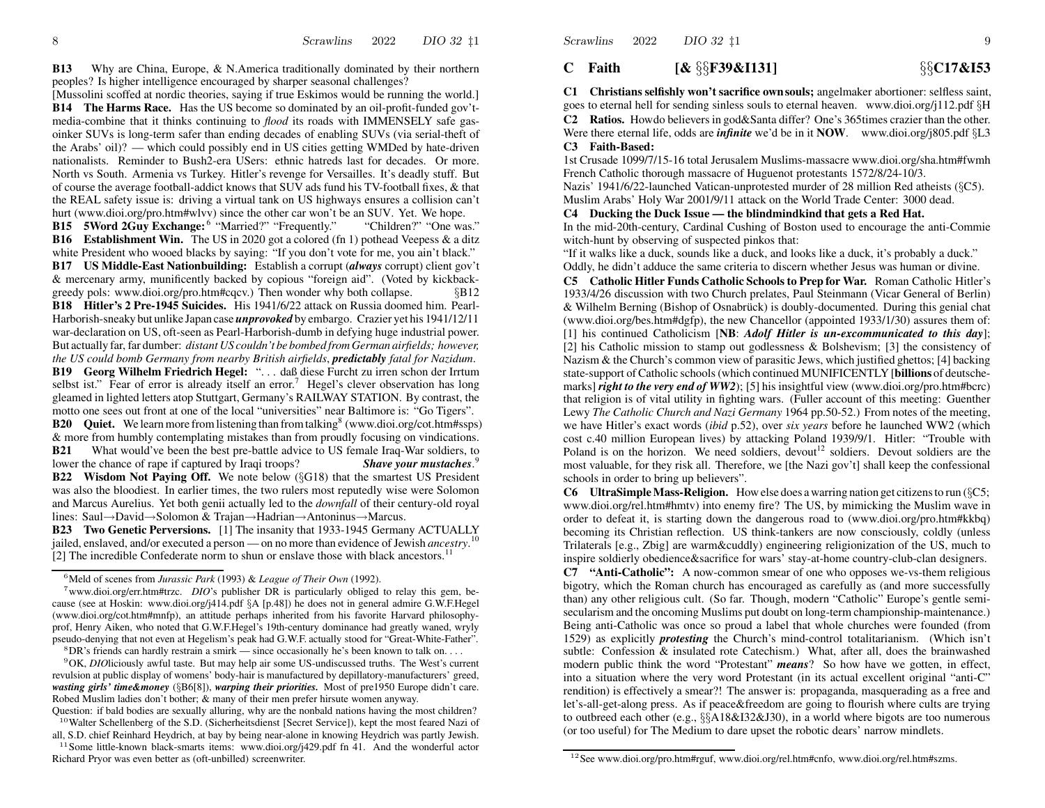**B13** Why are China, Europe, & N.America traditionally dominated by their northern peoples? Is higher intelligence encouraged by sharper seasonal challenges?
[Mussolini scoffed at nordic theories, saying if true Eskimos would be running the world.]

**B14 The Harms Race.** Has the US become so dominated by an oil-profit-funded gov't-media-combine that it thinks continuing to *flood* its roads with IMMENSELY safe gas-oinker SUVs is long-term safer than ending decades of enabling SUVs (via serial-theft of the Arabs' oil)? — which could possibly end in US cities getting WMDed by hate-driven nationalists. Reminder to Bush2-era USers: ethnic hatreds last for decades. Or more. North vs South. Armenia vs Turkey. Hitler's revenge for Versailles. It's deadly stuff. But of course the average football-addict knows that SUV ads fund his TV-football fixes, & that the REAL safety issue is: driving a virtual tank on US highways ensures a collision can't hurt (www.dioi.org/pro.htm#wlvv) since the other car won't be an SUV. Yet. We hope.

**B15 5Word 2Guy Exchange:**[6] "Married?" "Frequently." "Children?" "One was."

**B16 Establishment Win.** The US in 2020 got a cozened (fn 1) pothead Veepess & a ditz white President who wooed blacks by saying: "If you don't vote for me, you ain't black."

**B17 US Middle-East Nationbuilding:** Establish a corrupt (***always*** corrupt) client gov't & mercenary army, munificently backed by copious "foreign aid". (Voted by kickback-greedy pols: www.dioi.org/pro.htm#cqcv.) Then wonder why both collapse. §B12

**B18 Hitler's 2 Pre-1945 Suicides.** His 1941/6/22 attack on Russia doomed him. Pearl-Harborish-sneaky but unlike Japan case ***unprovoked*** by embargo. Crazier yet his 1941/12/11 war-declaration on US, oft-seen as Pearl-Harborish-dumb in defying huge industrial power. But actually far, far dumber: *distant US couldn't be bombed from German airfields; however, the US could bomb Germany from nearby British airfields*, ***predictably*** *fatal for Nazidum*.

**B19 Georg Wilhelm Friedrich Hegel:** ". . . daß diese Furcht zu irren schon der Irrtum selbst ist." Fear of error is already itself an error.[7] Hegel's clever observation has long gleamed in lighted letters atop Stuttgart, Germany's RAILWAY STATION. By contrast, the motto one sees out front at one of the local "universities" near Baltimore is: "Go Tigers".

**B20 Quiet.** We learn more from listening than from talking[8] (www.dioi.org/cot.htm#ssps) & more from humbly contemplating mistakes than from proudly focusing on vindications.

**B21** What would've been the best pre-battle advice to US female Iraq-War soldiers, to lower the chance of rape if captured by Iraqi troops? ***Shave your mustaches***.[9]

**B22 Wisdom Not Paying Off.** We note below (§G18) that the smartest US President was also the bloodiest. In earlier times, the two rulers most reputedly wise were Solomon and Marcus Aurelius. Yet both genii actually led to the *downfall* of their century-old royal lines: Saul→David→Solomon & Trajan→Hadrian→Antoninus→Marcus.

**B23 Two Genetic Perversions.** [1] The insanity that 1933-1945 Germany ACTUALLY jailed, enslaved, and/or executed a person — on no more than evidence of Jewish *ancestry*.[10] [2] The incredible Confederate norm to shun or enslave those with black ancestors.[11]

[6] Meld of scenes from *Jurassic Park* (1993) & *League of Their Own* (1992).

[7] www.dioi.org/err.htm#trzc. *DIO*'s publisher DR is particularly obliged to relay this gem, because (see at Hoskin: www.dioi.org/j414.pdf §A [p.48]) he does not in general admire G.W.F.Hegel (www.dioi.org/cot.htm#mnfp), an attitude perhaps inherited from his favorite Harvard philosophy-prof, Henry Aiken, who noted that G.W.F.Hegel's 19th-century dominance had greatly waned, wryly pseudo-denying that not even at Hegelism's peak had G.W.F. actually stood for "Great-White-Father".

[8] DR's friends can hardly restrain a smirk — since occasionally he's been known to talk on. . . .

[9] OK, *DIO*liciously awful taste. But may help air some US-undiscussed truths. The West's current revulsion at public display of womens' body-hair is manufactured by depillatory-manufacturers' greed, ***wasting girls' time&money*** (§B6[8]), ***warping their priorities.*** Most of pre1950 Europe didn't care. Robed Muslim ladies don't bother; & many of their men prefer hirsute women anyway.
Question: if bald bodies are sexually alluring, why are the nonbald nations having the most children?

[10] Walter Schellenberg of the S.D. (Sicherheitsdienst [Secret Service]), kept the most feared Nazi of all, S.D. chief Reinhard Heydrich, at bay by being near-alone in knowing Heydrich was partly Jewish.

[11] Some little-known black-smarts items: www.dioi.org/j429.pdf fn 41. And the wonderful actor Richard Pryor was even better as (oft-unbilled) screenwriter.

## C Faith [& §§F39&I131] §§C17&I53

**C1 Christians selfishly won't sacrifice own souls;** angelmaker abortioner: selfless saint, goes to eternal hell for sending sinless souls to eternal heaven. www.dioi.org/j112.pdf §H

**C2 Ratios.** Howdo believers in god&Santa differ? One's 365times crazier than the other. Were there eternal life, odds are ***infinite*** we'd be in it **NOW**. www.dioi.org/j805.pdf §L3

**C3 Faith-Based:**
1st Crusade 1099/7/15-16 total Jerusalem Muslims-massacre www.dioi.org/sha.htm#fwmh
French Catholic thorough massacre of Huguenot protestants 1572/8/24-10/3.
Nazis' 1941/6/22-launched Vatican-unprotested murder of 28 million Red atheists (§C5).
Muslim Arabs' Holy War 2001/9/11 attack on the World Trade Center: 3000 dead.

**C4 Ducking the Duck Issue — the blindmindkind that gets a Red Hat.**
In the mid-20th-century, Cardinal Cushing of Boston used to encourage the anti-Commie witch-hunt by observing of suspected pinkos that:
"If it walks like a duck, sounds like a duck, and looks like a duck, it's probably a duck."
Oddly, he didn't adduce the same criteria to discern whether Jesus was human or divine.

**C5 Catholic Hitler Funds Catholic Schools to Prep for War.** Roman Catholic Hitler's 1933/4/26 discussion with two Church prelates, Paul Steinmann (Vicar General of Berlin) & Wilhelm Berning (Bishop of Osnabrück) is doubly-documented. During this genial chat (www.dioi.org/bes.htm#dgfp), the new Chancellor (appointed 1933/1/30) assures them of: [1] his continued Catholicism [**NB**: ***Adolf Hitler is un-excommunicated to this day***]; [2] his Catholic mission to stamp out godlessness & Bolshevism; [3] the consistency of Nazism & the Church's common view of parasitic Jews, which justified ghettos; [4] backing state-support of Catholic schools (which continued MUNIFICENTLY [**billions** of deutschemarks] ***right to the very end of WW2***); [5] his insightful view (www.dioi.org/pro.htm#bcrc) that religion is of vital utility in fighting wars. (Fuller account of this meeting: Guenther Lewy *The Catholic Church and Nazi Germany* 1964 pp.50-52.) From notes of the meeting, we have Hitler's exact words (*ibid* p.52), over *six years* before he launched WW2 (which cost c.40 million European lives) by attacking Poland 1939/9/1. Hitler: "Trouble with Poland is on the horizon. We need soldiers, devout[12] soldiers. Devout soldiers are the most valuable, for they risk all. Therefore, we [the Nazi gov't] shall keep the confessional schools in order to bring up believers".

**C6 UltraSimple Mass-Religion.** How else does a warring nation get citizens to run (§C5; www.dioi.org/rel.htm#hmtv) into enemy fire? The US, by mimicking the Muslim wave in order to defeat it, is starting down the dangerous road to (www.dioi.org/pro.htm#kkbq) becoming its Christian reflection. US think-tankers are now consciously, coldly (unless Trilaterals [e.g., Zbig] are warm&cuddly) engineering religionization of the US, much to inspire soldierly obedience&sacrifice for wars' stay-at-home country-club-clan designers.

**C7 "Anti-Catholic":** A now-common smear of one who opposes we-vs-them religious bigotry, which the Roman church has encouraged as carefully as (and more successfully than) any other religious cult. (So far. Though, modern "Catholic" Europe's gentle semi-secularism and the oncoming Muslims put doubt on long-term championship-maintenance.) Being anti-Catholic was once so proud a label that whole churches were founded (from 1529) as explicitly ***protesting*** the Church's mind-control totalitarianism. (Which isn't subtle: Confession & insulated rote Catechism.) What, after all, does the brainwashed modern public think the word "Protestant" ***means***? So how have we gotten, in effect, into a situation where the very word Protestant (in its actual excellent original "anti-C" rendition) is effectively a smear?! The answer is: propaganda, masquerading as a free and let's-all-get-along press. As if peace&freedom are going to flourish where cults are trying to outbreed each other (e.g., §§A18&I32&J30), in a world where bigots are too numerous (or too useful) for The Medium to dare upset the robotic dears' narrow mindlets.

[12] See www.dioi.org/pro.htm#rguf, www.dioi.org/rel.htm#cnfo, www.dioi.org/rel.htm#szms.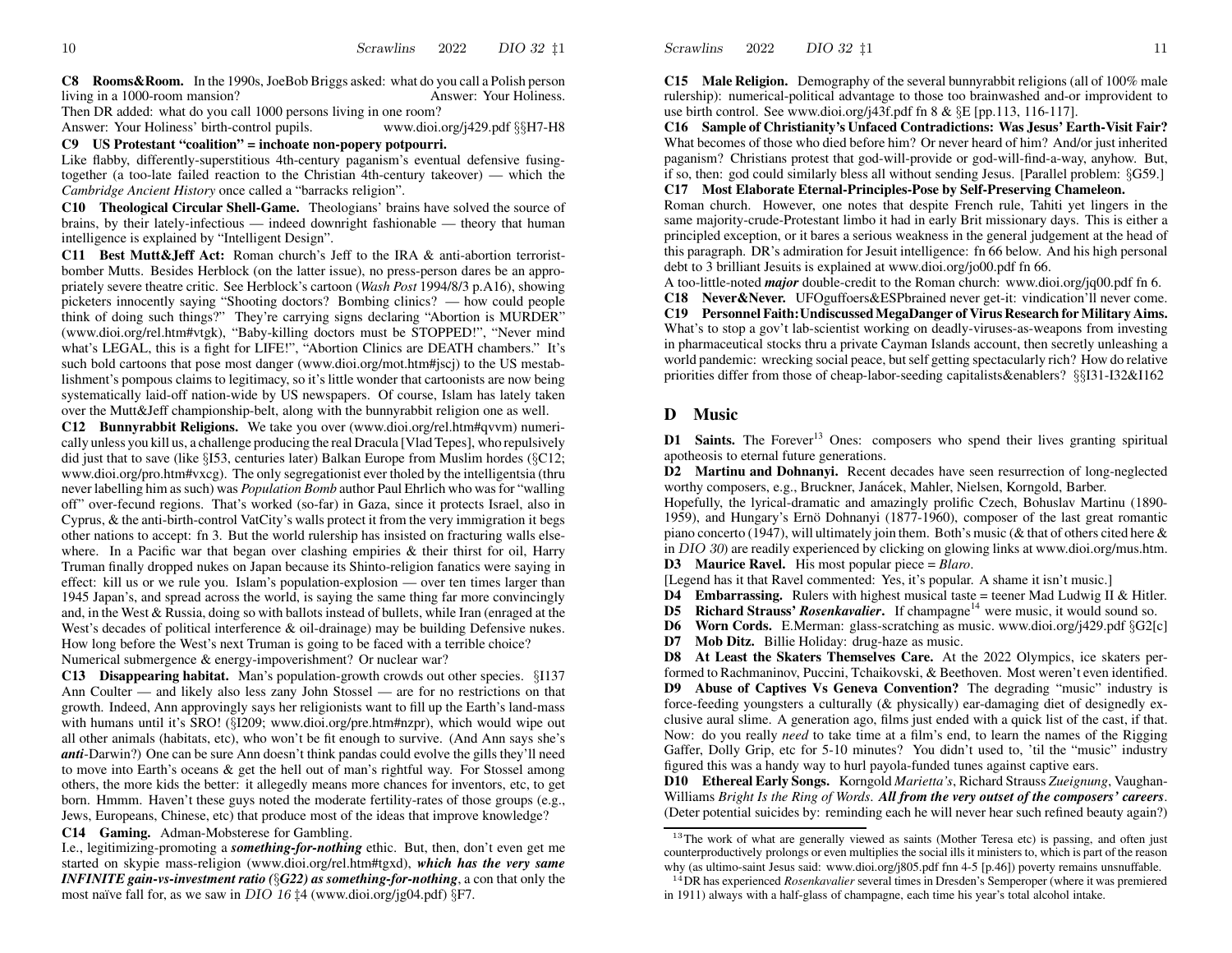**C8 Rooms&Room.** In the 1990s, JoeBob Briggs asked: what do you call a Polish person living in a 1000-room mansion? Answer: Your Holiness.
Then DR added: what do you call 1000 persons living in one room?
Answer: Your Holiness' birth-control pupils. www.dioi.org/j429.pdf §§H7-H8

**C9 US Protestant "coalition" = inchoate non-popery potpourri.**
Like flabby, differently-superstitious 4th-century paganism's eventual defensive fusing-together (a too-late failed reaction to the Christian 4th-century takeover) — which the *Cambridge Ancient History* once called a "barracks religion".

**C10 Theological Circular Shell-Game.** Theologians' brains have solved the source of brains, by their lately-infectious — indeed downright fashionable — theory that human intelligence is explained by "Intelligent Design".

**C11 Best Mutt&Jeff Act:** Roman church's Jeff to the IRA & anti-abortion terrorist-bomber Mutts. Besides Herblock (on the latter issue), no press-person dares be an appropriately severe theatre critic. See Herblock's cartoon (*Wash Post* 1994/8/3 p.A16), showing picketers innocently saying "Shooting doctors? Bombing clinics? — how could people think of doing such things?" They're carrying signs declaring "Abortion is MURDER" (www.dioi.org/rel.htm#vtgk), "Baby-killing doctors must be STOPPED!", "Never mind what's LEGAL, this is a fight for LIFE!", "Abortion Clinics are DEATH chambers." It's such bold cartoons that pose most danger (www.dioi.org/mot.htm#jscj) to the US mestablishment's pompous claims to legitimacy, so it's little wonder that cartoonists are now being systematically laid-off nation-wide by US newspapers. Of course, Islam has lately taken over the Mutt&Jeff championship-belt, along with the bunnyrabbit religion one as well.

**C12 Bunnyrabbit Religions.** We take you over (www.dioi.org/rel.htm#qvvm) numerically unless you kill us, a challenge producing the real Dracula [Vlad Tepes], who repulsively did just that to save (like §I53, centuries later) Balkan Europe from Muslim hordes (§C12; www.dioi.org/pro.htm#vxcg). The only segregationist ever tholed by the intelligentsia (thru never labelling him as such) was *Population Bomb* author Paul Ehrlich who was for "walling off" over-fecund regions. That's worked (so-far) in Gaza, since it protects Israel, also in Cyprus, & the anti-birth-control VatCity's walls protect it from the very immigration it begs other nations to accept: fn 3. But the world rulership has insisted on fracturing walls elsewhere. In a Pacific war that began over clashing empires & their thirst for oil, Harry Truman finally dropped nukes on Japan because its Shinto-religion fanatics were saying in effect: kill us or we rule you. Islam's population-explosion — over ten times larger than 1945 Japan's, and spread across the world, is saying the same thing far more convincingly and, in the West & Russia, doing so with ballots instead of bullets, while Iran (enraged at the West's decades of political interference & oil-drainage) may be building Defensive nukes. How long before the West's next Truman is going to be faced with a terrible choice? Numerical submergence & energy-impoverishment? Or nuclear war?

**C13 Disappearing habitat.** Man's population-growth crowds out other species. §I137 Ann Coulter — and likely also less zany John Stossel — are for no restrictions on that growth. Indeed, Ann approvingly says her religionists want to fill up the Earth's land-mass with humans until it's SRO! (§I209; www.dioi.org/pre.htm#nzpr), which would wipe out all other animals (habitats, etc), who won't be fit enough to survive. (And Ann says she's ***anti***-Darwin?) One can be sure Ann doesn't think pandas could evolve the gills they'll need to move into Earth's oceans & get the hell out of man's rightful way. For Stossel among others, the more kids the better: it allegedly means more chances for inventors, etc, to get born. Hmmm. Haven't these guys noted the moderate fertility-rates of those groups (e.g., Jews, Europeans, Chinese, etc) that produce most of the ideas that improve knowledge?

**C14 Gaming.** Adman-Mobsteree for Gambling.
I.e., legitimizing-promoting a ***something-for-nothing*** ethic. But, then, don't even get me started on skypie mass-religion (www.dioi.org/rel.htm#tgxd), ***which has the very same INFINITE gain-vs-investment ratio (§G22) as something-for-nothing***, a con that only the most naïve fall for, as we saw in *DIO 16* ‡4 (www.dioi.org/jg04.pdf) §F7.

**C15 Male Religion.** Demography of the several bunnyrabbit religions (all of 100% male rulership): numerical-political advantage to those too brainwashed and-or improvident to use birth control. See www.dioi.org/j43f.pdf fn 8 & §E [pp.113, 116-117].

**C16 Sample of Christianity's Unfaced Contradictions: Was Jesus' Earth-Visit Fair?** What becomes of those who died before him? Or never heard of him? And/or just inherited paganism? Christians protest that god-will-provide or god-will-find-a-way, anyhow. But, if so, then: god could similarly bless all without sending Jesus. [Parallel problem: §G59.]

**C17 Most Elaborate Eternal-Principles-Pose by Self-Preserving Chameleon.**
Roman church. However, one notes that despite French rule, Tahiti yet lingers in the same majority-crude-Protestant limbo it had in early Brit missionary days. This is either a principled exception, or it bares a serious weakness in the general judgement at the head of this paragraph. DR's admiration for Jesuit intelligence: fn 66 below. And his high personal debt to 3 brilliant Jesuits is explained at www.dioi.org/jo00.pdf fn 66.
A too-little-noted ***major*** double-credit to the Roman church: www.dioi.org/jq00.pdf fn 6.

**C18 Never&Never.** UFOguffoers&ESPbrained never get-it: vindication'll never come.

**C19 Personnel Faith: Undiscussed MegaDanger of Virus Research for Military Aims.** What's to stop a gov't lab-scientist working on deadly-viruses-as-weapons from investing in pharmaceutical stocks thru a private Cayman Islands account, then secretly unleashing a world pandemic: wrecking social peace, but self getting spectacularly rich? How do relative priorities differ from those of cheap-labor-seeding capitalists&enablers? §§I31-I32&I162

## D Music

**D1 Saints.** The Forever[13] Ones: composers who spend their lives granting spiritual apotheosis to eternal future generations.

**D2 Martinu and Dohnanyi.** Recent decades have seen resurrection of long-neglected worthy composers, e.g., Bruckner, Janácek, Mahler, Nielsen, Korngold, Barber.
Hopefully, the lyrical-dramatic and amazingly prolific Czech, Bohuslav Martinu (1890-1959), and Hungary's Ernö Dohnanyi (1877-1960), composer of the last great romantic piano concerto (1947), will ultimately join them. Both's music (& that of others cited here & in *DIO 30*) are readily experienced by clicking on glowing links at www.dioi.org/mus.htm.

**D3 Maurice Ravel.** His most popular piece = *Blaro*.
[Legend has it that Ravel commented: Yes, it's popular. A shame it isn't music.]

**D4 Embarrassing.** Rulers with highest musical taste = teener Mad Ludwig II & Hitler.

**D5 Richard Strauss' *Rosenkavalier*.** If champagne[14] were music, it would sound so.

**D6 Worn Cords.** E.Merman: glass-scratching as music. www.dioi.org/j429.pdf §G2[c]

**D7 Mob Ditz.** Billie Holiday: drug-haze as music.

**D8 At Least the Skaters Themselves Care.** At the 2022 Olympics, ice skaters performed to Rachmaninov, Puccini, Tchaikovski, & Beethoven. Most weren't even identified.

**D9 Abuse of Captives Vs Geneva Convention?** The degrading "music" industry is force-feeding youngsters a culturally (& physically) ear-damaging diet of designedly exclusive aural slime. A generation ago, films just ended with a quick list of the cast, if that. Now: do you really *need* to take time at a film's end, to learn the names of the Rigging Gaffer, Dolly Grip, etc for 5-10 minutes? You didn't used to, 'til the "music" industry figured this was a handy way to hurl payola-funded tunes against captive ears.

**D10 Ethereal Early Songs.** Korngold *Marietta's*, Richard Strauss *Zueignung*, Vaughan-Williams *Bright Is the Ring of Words*. ***All from the very outset of the composers' careers***. (Deter potential suicides by: reminding each he will never hear such refined beauty again?)

---

[13] The work of what are generally viewed as saints (Mother Teresa etc) is passing, and often just counterproductively prolongs or even multiplies the social ills it ministers to, which is part of the reason why (as ultimo-saint Jesus said: www.dioi.org/j805.pdf fnn 4-5 [p.46]) poverty remains unsnuffable.

[14] DR has experienced *Rosenkavalier* several times in Dresden's Semperoper (where it was premiered in 1911) always with a half-glass of champagne, each time his year's total alcohol intake.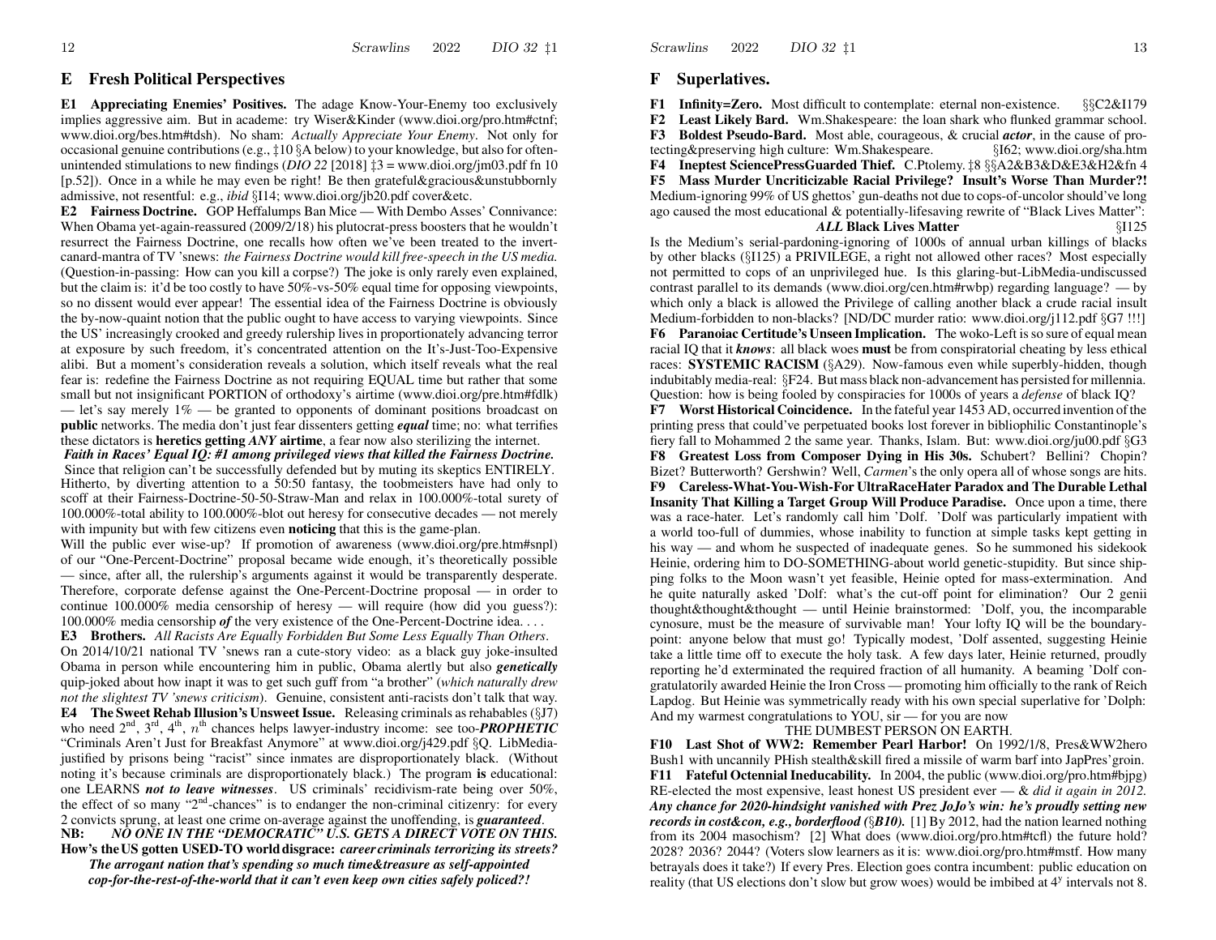## E Fresh Political Perspectives

**E1 Appreciating Enemies' Positives.** The adage Know-Your-Enemy too exclusively implies aggressive aim. But in academe: try Wiser&Kinder (www.dioi.org/pro.htm#ctnf; www.dioi.org/bes.htm#tdsh). No sham: *Actually Appreciate Your Enemy*. Not only for occasional genuine contributions (e.g., ‡10 §A below) to your knowledge, but also for often-unintended stimulations to new findings (*DIO 22* [2018] ‡3 = www.dioi.org/jm03.pdf fn 10 [p.52]). Once in a while he may even be right! Be then grateful&gracious&unstubbornly admissive, not resentful: e.g., *ibid* §I14; www.dioi.org/jb20.pdf cover&etc.

**E2 Fairness Doctrine.** GOP Heffalumps Ban Mice — With Dembo Asses' Connivance: When Obama yet-again-reassured (2009/2/18) his plutocrat-press boosters that he wouldn't resurrect the Fairness Doctrine, one recalls how often we've been treated to the invert-canard-mantra of TV 'snews: *the Fairness Doctrine would kill free-speech in the US media.* (Question-in-passing: How can you kill a corpse?) The joke is only rarely even explained, but the claim is: it'd be too costly to have 50%-vs-50% equal time for opposing viewpoints, so no dissent would ever appear! The essential idea of the Fairness Doctrine is obviously the by-now-quaint notion that the public ought to have access to varying viewpoints. Since the US' increasingly crooked and greedy rulership lives in proportionately advancing terror at exposure by such freedom, it's concentrated attention on the It's-Just-Too-Expensive alibi. But a moment's consideration reveals a solution, which itself reveals what the real fear is: redefine the Fairness Doctrine as not requiring EQUAL time but rather that some small but not insignificant PORTION of orthodoxy's airtime (www.dioi.org/pre.htm#fdlk) — let's say merely 1% — be granted to opponents of dominant positions broadcast on **public** networks. The media don't just fear dissenters getting ***equal*** time; no: what terrifies these dictators is **heretics getting *ANY* airtime**, a fear now also sterilizing the internet.

***Faith in Races' Equal IQ: #1 among privileged views that killed the Fairness Doctrine.*** Since that religion can't be successfully defended but by muting its skeptics ENTIRELY. Hitherto, by diverting attention to a 50:50 fantasy, the toobmeisters have had only to scoff at their Fairness-Doctrine-50-50-Straw-Man and relax in 100.000%-total surety of 100.000%-total ability to 100.000%-blot out heresy for consecutive decades — not merely with impunity but with few citizens even **noticing** that this is the game-plan.

Will the public ever wise-up? If promotion of awareness (www.dioi.org/pre.htm#snpl) of our "One-Percent-Doctrine" proposal became wide enough, it's theoretically possible — since, after all, the rulership's arguments against it would be transparently desperate. Therefore, corporate defense against the One-Percent-Doctrine proposal — in order to continue 100.000% media censorship of heresy — will require (how did you guess?): 100.000% media censorship ***of*** the very existence of the One-Percent-Doctrine idea. . . .

**E3 Brothers.** *All Racists Are Equally Forbidden But Some Less Equally Than Others*. On 2014/10/21 national TV 'snews ran a cute-story video: as a black guy joke-insulted Obama in person while encountering him in public, Obama alertly but also ***genetically*** quip-joked about how inapt it was to get such guff from "a brother" (*which naturally drew not the slightest TV 'snews criticism*). Genuine, consistent anti-racists don't talk that way.

**E4 The Sweet Rehab Illusion's Unsweet Issue.** Releasing criminals as rehabables (§J7) who need 2nd, 3rd, 4th, $n$th chances helps lawyer-industry income: see too-***PROPHETIC*** "Criminals Aren't Just for Breakfast Anymore" at www.dioi.org/j429.pdf §Q. LibMedia-justified by prisons being "racist" since inmates are disproportionately black. (Without noting it's because criminals are disproportionately black.) The program **is** educational: one LEARNS ***not to leave witnesses***. US criminals' recidivism-rate being over 50%, the effect of so many "2nd-chances" is to endanger the non-criminal citizenry: for every 2 convicts sprung, at least one crime on-average against the unoffending, is ***guaranteed***.

**NB: *NO ONE IN THE "DEMOCRATIC" U.S. GETS A DIRECT VOTE ON THIS.***

**How's the US gotten USED-TO world disgrace: *career criminals terrorizing its streets?***

***The arrogant nation that's spending so much time&treasure as self-appointed cop-for-the-rest-of-the-world that it can't even keep own cities safely policed?!***

## F Superlatives.

**F1 Infinity=Zero.** Most difficult to contemplate: eternal non-existence. §§C2&I179

**F2 Least Likely Bard.** Wm.Shakespeare: the loan shark who flunked grammar school.

**F3 Boldest Pseudo-Bard.** Most able, courageous, & crucial ***actor***, in the cause of protecting&preserving high culture: Wm.Shakespeare. §I62; www.dioi.org/sha.htm

**F4 Ineptest SciencePressGuarded Thief.** C.Ptolemy. ‡8 §§A2&B3&D&E3&H2&fn 4

**F5 Mass Murder Uncriticizable Racial Privilege? Insult's Worse Than Murder?!** Medium-ignoring 99% of US ghettos' gun-deaths not due to cops-of-uncolor should've long ago caused the most educational & potentially-lifesaving rewrite of "Black Lives Matter":

***ALL* Black Lives Matter** §I125

Is the Medium's serial-pardoning-ignoring of 1000s of annual urban killings of blacks by other blacks (§I125) a PRIVILEGE, a right not allowed other races? Most especially not permitted to cops of an unprivileged hue. Is this glaring-but-LibMedia-undiscussed contrast parallel to its demands (www.dioi.org/cen.htm#rwbp) regarding language? — by which only a black is allowed the Privilege of calling another black a crude racial insult Medium-forbidden to non-blacks? [ND/DC murder ratio: www.dioi.org/j112.pdf §G7 !!!]

**F6 Paranoiac Certitude's Unseen Implication.** The woko-Left is so sure of equal mean racial IQ that it ***knows***: all black woes **must** be from conspiratorial cheating by less ethical races: **SYSTEMIC RACISM** (§A29). Now-famous even while superbly-hidden, though indubitably media-real: §F24. But mass black non-advancement has persisted for millennia. Question: how is being fooled by conspiracies for 1000s of years a *defense* of black IQ?

**F7 Worst Historical Coincidence.** In the fateful year 1453 AD, occurred invention of the printing press that could've perpetuated books lost forever in bibliophilic Constantinople's fiery fall to Mohammed 2 the same year. Thanks, Islam. But: www.dioi.org/ju00.pdf §G3

**F8 Greatest Loss from Composer Dying in His 30s.** Schubert? Bellini? Chopin? Bizet? Butterworth? Gershwin? Well, *Carmen*'s the only opera all of whose songs are hits.

**F9 Careless-What-You-Wish-For UltraRaceHater Paradox and The Durable Lethal Insanity That Killing a Target Group Will Produce Paradise.** Once upon a time, there was a race-hater. Let's randomly call him 'Dolf. 'Dolf was particularly impatient with a world too-full of dummies, whose inability to function at simple tasks kept getting in his way — and whom he suspected of inadequate genes. So he summoned his sidekook Heinie, ordering him to DO-SOMETHING-about world genetic-stupidity. But since shipping folks to the Moon wasn't yet feasible, Heinie opted for mass-extermination. And he quite naturally asked 'Dolf: what's the cut-off point for elimination? Our 2 genii thought&thought&thought — until Heinie brainstormed: 'Dolf, you, the incomparable cynosure, must be the measure of survivable man! Your lofty IQ will be the boundary-point: anyone below that must go! Typically modest, 'Dolf assented, suggesting Heinie take a little time off to execute the holy task. A few days later, Heinie returned, proudly reporting he'd exterminated the required fraction of all humanity. A beaming 'Dolf congratulatorily awarded Heinie the Iron Cross — promoting him officially to the rank of Reich Lapdog. But Heinie was symmetrically ready with his own special superlative for 'Dolph: And my warmest congratulations to YOU, sir — for you are now

THE DUMBEST PERSON ON EARTH.

**F10 Last Shot of WW2: Remember Pearl Harbor!** On 1992/1/8, Pres&WW2hero Bush1 with uncannily PHish stealth&skill fired a missile of warm barf into JapPres'groin.

**F11 Fateful Octennial Ineducability.** In 2004, the public (www.dioi.org/pro.htm#bjpg) RE-elected the most expensive, least honest US president ever — & *did it again in 2012.* ***Any chance for 2020-hindsight vanished with Prez JoJo's win: he's proudly setting new records in cost&con, e.g., borderflood (§B10).*** [1] By 2012, had the nation learned nothing from its 2004 masochism? [2] What does (www.dioi.org/pro.htm#tcfl) the future hold? 2028? 2036? 2044? (Voters slow learners as it is: www.dioi.org/pro.htm#mstf. How many betrayals does it take?) If every Pres. Election goes contra incumbent: public education on reality (that US elections don't slow but grow woes) would be imbibed at $4^y$ intervals not 8.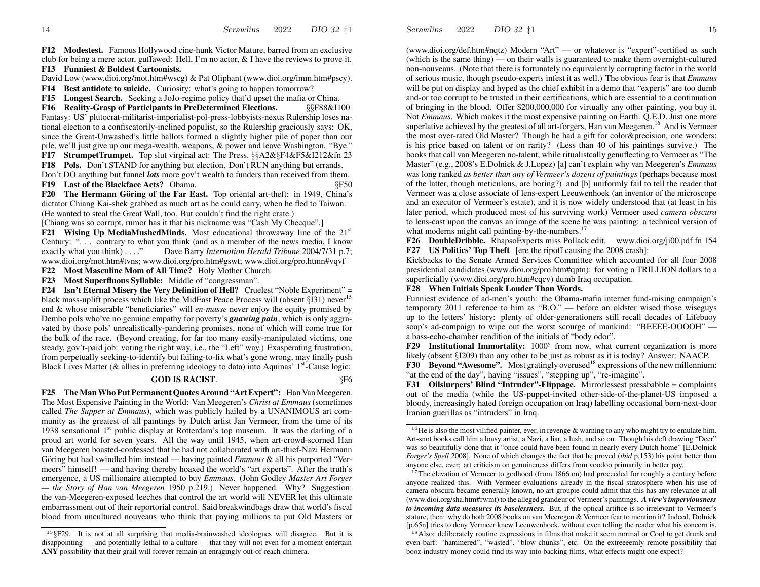**F12 Modestest.** Famous Hollywood cine-hunk Victor Mature, barred from an exclusive club for being a mere actor, guffawed: Hell, I'm no actor, & I have the reviews to prove it.

**F13 Funniest & Boldest Cartoonists.**

David Low (www.dioi.org/mot.htm#wscg) & Pat Oliphant (www.dioi.org/imm.htm#pscy).

**F14 Best antidote to suicide.** Curiosity: what's going to happen tomorrow?

**F15 Longest Search.** Seeking a JoJo-regime policy that'd upset the mafia or China.

**F16 Reality-Grasp of Participants in PreDetermined Elections.** §§F88&I100

Fantasy: US' plutocrat-militarist-imperialist-pol-press-lobbyists-nexus Rulership loses national election to a confiscatorily-inclined populist, so the Rulership graciously says: OK, since the Great-Unwashed's little ballots formed a slightly higher pile of paper than our pile, we'll just give up our mega-wealth, weapons, & power and leave Washington. "Bye."

**F17 StrumpetTrumpet.** Top slut virginal act: The Press. §§A2&§F4&F5&I212&fn 23

**F18 Pols.** Don't STAND for anything but election. Don't RUN anything but errands.

Don't DO anything but funnel ***lots*** more gov't wealth to funders than received from them.

**F19 Last of the Blackface Acts?** Obama. §F50

**F20 The Hermann Göring of the Far East.** Top oriental art-theft: in 1949, China's dictator Chiang Kai-shek grabbed as much art as he could carry, when he fled to Taiwan. (He wanted to steal the Great Wall, too. But couldn't find the right crate.)

[Chiang was so corrupt, rumor has it that his nickname was "Cash My Checque".]

**F21 Wising Up MediaMushedMinds.** Most educational throwaway line of the 21st Century: ". . . contrary to what you think (and as a member of the news media, I know exactly what you think) . . . ." Dave Barry *International Herald Tribune* 2004/7/31 p.7; www.dioi.org/mot.htm#tvns; www.dioi.org/pro.htm#gswt; www.dioi.org/pro.htmn#vqvf

**F22 Most Masculine Mom of All Time?** Holy Mother Church.

**F23 Most Superfluous Syllable:** Middle of "congressman".

**F24 Isn't Eternal Misery the Very Definition of Hell?** Cruelest "Noble Experiment" = black mass-uplift process which like the MidEast Peace Process will (absent §I31) never[15] end & whose miserable "beneficiaries" will *en-masse* never enjoy the equity promised by Dembo pols who've no genuine empathy for poverty's ***gnawing pain***, which is only aggravated by those pols' unrealistically-pandering promises, none of which will come true for the bulk of the race. (Beyond creating, for far too many easily-manipulated victims, one steady, gov't-paid job: voting the right way, i.e., the "Left" way.) Exasperating frustration, from perpetually seeking-to-identify but failing-to-fix what's gone wrong, may finally push Black Lives Matter (& allies in preferring ideology to data) into Aquinas' 1st-Cause logic:

**GOD IS RACIST**. §F6

**F25 The Man Who Put Permanent Quotes Around "Art Expert":** Han Van Meegeren. The Most Expensive Painting in the World: Van Meegeren's *Christ at Emmaus* (sometimes called *The Supper at Emmaus*), which was publicly hailed by a UNANIMOUS art community as the greatest of all paintings by Dutch artist Jan Vermeer, from the time of its 1938 sensational 1st public display at Rotterdam's top museum. It was the darling of a proud art world for seven years. All the way until 1945, when art-crowd-scorned Han van Meegeren boasted-confessed that he had not collaborated with art-thief-Nazi Hermann Göring but had swindled him instead — having painted *Emmaus* & all his purported "Vermeers" himself! — and having thereby hoaxed the world's "art experts". After the truth's emergence, a US millionaire attempted to buy *Emmaus*. (John Godley *Master Art Forger — the Story of Han van Meegeren* 1950 p.219.) Never happened. Why? Suggestion: the van-Meegeren-exposed leeches that control the art world will NEVER let this ultimate embarrassment out of their reportorial control. Said breakwindbags draw that world's fiscal blood from uncultured nouveaus who think that paying millions to put Old Masters or (www.dioi.org/def.htm#nqtz) Modern "Art" — or whatever is "expert"-certified as such (which is the same thing) — on their walls is guaranteed to make them overnight-cultured non-nouveaus. (Note that there is fortunately no equivalently corrupting factor in the world of serious music, though pseudo-experts infest it as well.) The obvious fear is that *Emmaus* will be put on display and hyped as the chief exhibit in a demo that "experts" are too dumb and-or too corrupt to be trusted in their certifications, which are essential to a continuation of bringing in the blood. Offer $200,000,000 for virtually any other painting, you buy it. Not *Emmaus*. Which makes it the most expensive painting on Earth. Q.E.D. Just one more superlative achieved by the greatest of all art-forgers, Han van Meegeren.[16] And is Vermeer the most over-rated Old Master? Though he had a gift for color&precision, one wonders: is his price based on talent or on rarity? (Less than 40 of his paintings survive.) The books that call van Meegeren no-talent, while ritualistcally genuflecting to Vermeer as "The Master" (e.g., 2008's E.Dolnick & J.Lopez) [a] can't explain why van Meegeren's *Emmaus* was long ranked *as better than any of Vermeer's dozens of paintings* (perhaps because most of the latter, though meticulous, are boring?) and [b] uniformly fail to tell the reader that Vermeer was a close associate of lens-expert Leeuwenhoek (an inventor of the microscope and an executor of Vermeer's estate), and it is now widely understood that (at least in his later period, which produced most of his surviving work) Vermeer used *camera obscura* to lens-cast upon the canvas an image of the scene he was painting: a technical version of what moderns might call painting-by-the-numbers.[17]

**F26 DoubleDribble.** RhapsoExperts miss Pollack edit. www.dioi.org/ji00.pdf fn 154

**F27 US Politics' Top Theft** [ere the ripoff causing the 2008 crash]:

Kickbacks to the Senate Armed Services Committee which accounted for all four 2008 presidential candidates (www.dioi.org/pro.htm#qptn): for voting a TRILLION dollars to a superficially (www.dioi.org/pro.htm#cqcv) dumb Iraq occupation.

**F28 When Initials Speak Louder Than Words.**

Funniest evidence of ad-men's youth: the Obama-mafia internet fund-raising campaign's temporary 2011 reference to him as "B.O." — before an oldster wised those wiseguys up to the letters' history: plenty of older-generationers still recall decades of Lifebuoy soap's ad-campaign to wipe out the worst scourge of mankind: "BEEEE-OOOOH" — a bass-echo-chamber rendition of the initials of "body odor".

**F29 Institutional Immortality:** 1000y from now, what current organization is more likely (absent §I209) than any other to be just as robust as it is today? Answer: NAACP.

**F30 Beyond "Awesome".** Most gratingly overused[18] expressions of the new millennium: "at the end of the day", having "issues", "stepping up", "re-imagine".

**F31 Oilslurpers' Blind "Intruder"-Flippage.** Mirrorlessest pressbabble = complaints out of the media (while the US-puppet-invited other-side-of-the-planet-US imposed a bloody, increasingly hated foreign occupation on Iraq) labelling occasional born-next-door Iranian guerillas as "intruders" in Iraq.

---

[15] §F29. It is not at all surprising that media-brainwashed ideologues will disagree. But it is disappointing — and potentially lethal to a culture — that they will not even for a moment entertain **ANY** possibility that their grail will forever remain an enragingly out-of-reach chimera.

[16] He is also the most vilified painter, ever, in revenge & warning to any who might try to emulate him. Art-snot books call him a lousy artist, a Nazi, a liar, a lush, and so on. Though his deft drawing "Deer" was so beautifully done that it "once could have been found in nearly every Dutch home" [E.Dolnick *Forger's Spell* 2008]. None of which changes the fact that he proved (*ibid* p.153) his point better than anyone else, ever: art criticism on genuineness differs from voodoo primarily in better pay.

[17] The elevation of Vermeer to godhood (from 1866 on) had proceeded for roughly a century before anyone realized this. With Vermeer evaluations already in the fiscal stratosphere when his use of camera-obscura became generally known, no art-groupie could admit that this has any relevance at all (www.dioi.org/sha.htm#rwmt) to the alleged grandeur of Vermeer's paintings. ***A view's imperviousness to incoming data measures its baselessness.*** But, if the optical artifice is so irrelevant to Vermeer's stature, then: why do both 2008 books on van Meeregen & Vermeer fear to mention it? Indeed, Dolnick [p.65n] tries to deny Vermeer knew Leeuwenhoek, without even telling the reader what his concern is.

[18] Also: deliberately routine expressions in films that make it seem normal or Cool to get drunk and even barf: "hammered", "wasted", "blow chunks", etc. On the extreeeemly remote possibility that booz-industry money could find its way into backing films, what effects might one expect?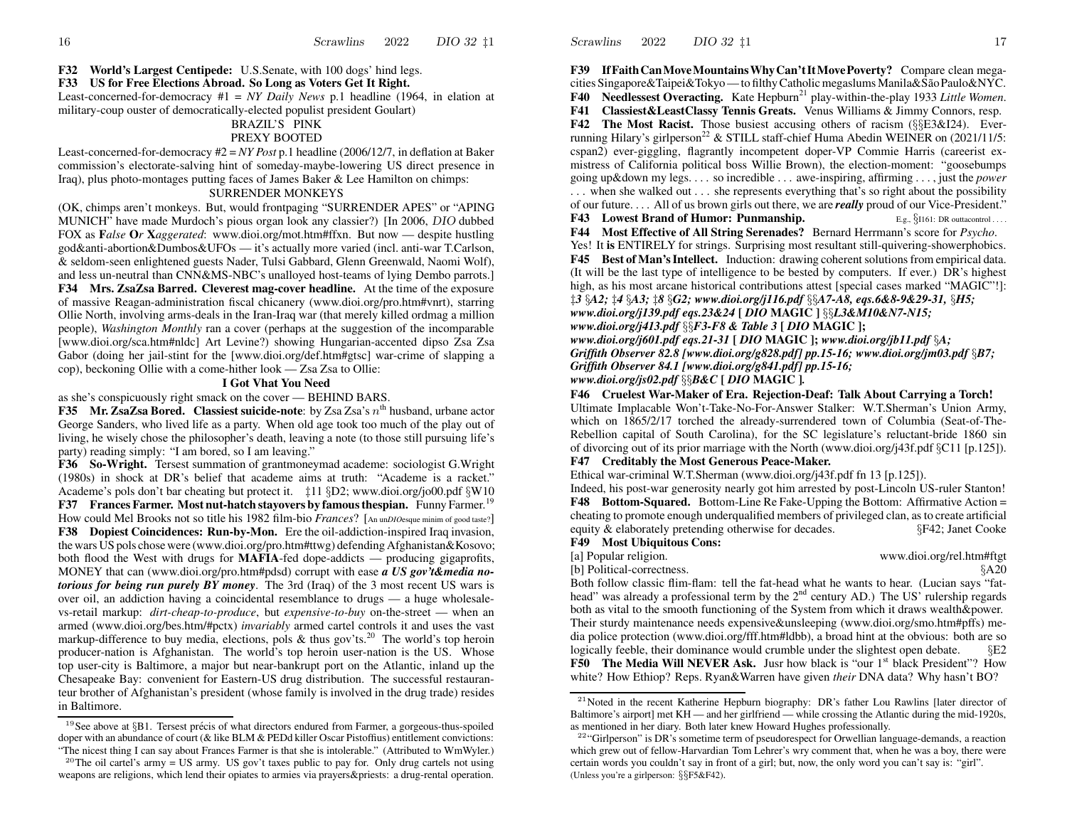**F32 World's Largest Centipede:** U.S.Senate, with 100 dogs' hind legs.

**F33 US for Free Elections Abroad. So Long as Voters Get It Right.**

Least-concerned-for-democracy #1 = *NY Daily News* p.1 headline (1964, in elation at military-coup ouster of democratically-elected populist president Goulart)

BRAZIL'S PINK
PREXY BOOTED

Least-concerned-for-democracy #2 = *NY Post* p.1 headline (2006/12/7, in deflation at Baker commission's electorate-salving hint of someday-maybe-lowering US direct presence in Iraq), plus photo-montages putting faces of James Baker & Lee Hamilton on chimps:

SURRENDER MONKEYS

(OK, chimps aren't monkeys. But, would frontpaging "SURRENDER APES" or "APING MUNICH" have made Murdoch's pious organ look any classier?) [In 2006, *DIO* dubbed FOX as **F***alse* **O***r* **X***aggerated*: www.dioi.org/mot.htm#ffxn. But now — despite hustling god&anti-abortion&Dumbos&UFOs — it's actually more varied (incl. anti-war T.Carlson, & seldom-seen enlightened guests Nader, Tulsi Gabbard, Glenn Greenwald, Naomi Wolf), and less un-neutral than CNN&MS-NBC's unalloyed host-teams of lying Dembo parrots.]

**F34 Mrs. ZsaZsa Barred. Cleverest mag-cover headline.** At the time of the exposure of massive Reagan-administration fiscal chicanery (www.dioi.org/pro.htm#vnrt), starring Ollie North, involving arms-deals in the Iran-Iraq war (that merely killed ordmag a million people), *Washington Monthly* ran a cover (perhaps at the suggestion of the incomparable [www.dioi.org/sca.htm#nldc] Art Levine?) showing Hungarian-accented dipso Zsa Zsa Gabor (doing her jail-stint for the [www.dioi.org/def.htm#gtsc] war-crime of slapping a cop), beckoning Ollie with a come-hither look — Zsa Zsa to Ollie:

**I Got Vhat You Need**

as she's conspicuously right smack on the cover — BEHIND BARS.

**F35 Mr. ZsaZsa Bored. Classiest suicide-note**: by Zsa Zsa's $n^{\text{th}}$ husband, urbane actor George Sanders, who lived life as a party. When old age took too much of the play out of living, he wisely chose the philosopher's death, leaving a note (to those still pursuing life's party) reading simply: "I am bored, so I am leaving."

**F36 So-Wright.** Tersest summation of grantmoneymad academe: sociologist G.Wright (1980s) in shock at DR's belief that academe aims at truth: "Academe is a racket." Academe's pols don't bar cheating but protect it. ‡11 §D2; www.dioi.org/jo00.pdf §W10

**F37 Frances Farmer. Most nut-hatch stayovers by famous thespian.** Funny Farmer.[19] How could Mel Brooks not so title his 1982 film-bio *Frances*? [An un*DIO*esque minim of good taste?]

**F38 Dopiest Coincidences: Run-by-Mon.** Ere the oil-addiction-inspired Iraq invasion, the wars US pols chose were (www.dioi.org/pro.htm#ttwg) defending Afghanistan&Kosovo; both flood the West with drugs for **MAFIA**-fed dope-addicts — producing gigaprofits, MONEY that can (www.dioi.org/pro.htm#pdsd) corrupt with ease ***a US gov't&media notorious for being run purely BY money***. The 3rd (Iraq) of the 3 most recent US wars is over oil, an addiction having a coincidental resemblance to drugs — a huge wholesale-vs-retail markup: *dirt-cheap-to-produce*, but *expensive-to-buy* on-the-street — when an armed (www.dioi.org/bes.htm/#pctx) *invariably* armed cartel controls it and uses the vast markup-difference to buy media, elections, pols & thus gov'ts.[20] The world's top heroin producer-nation is Afghanistan. The world's top heroin user-nation is the US. Whose top user-city is Baltimore, a major but near-bankrupt port on the Atlantic, inland up the Chesapeake Bay: convenient for Eastern-US drug distribution. The successful restauranteur brother of Afghanistan's president (whose family is involved in the drug trade) resides in Baltimore.

**F39 If Faith Can Move Mountains Why Can't It Move Poverty?** Compare clean megacities Singapore&Taipei&Tokyo — to filthy Catholic megaslums Manila&São Paulo&NYC.

**F40 Needlessest Overacting.** Kate Hepburn[21] play-within-the-play 1933 *Little Women*.

**F41 Classiest&LeastClassy Tennis Greats.** Venus Williams & Jimmy Connors, resp.

**F42 The Most Racist.** Those busiest accusing others of racism (§§E3&I24). Ever-running Hilary's girlperson[22] & STILL staff-chief Huma Abedin WEINER on (2021/11/5: cspan2) ever-giggling, flagrantly incompetent doper-VP Commie Harris (careerist ex-mistress of California political boss Willie Brown), the election-moment: "goosebumps going up&down my legs. . . . so incredible . . . awe-inspiring, affirming . . . , just the *power* . . . when she walked out . . . she represents everything that's so right about the possibility of our future. . . . All of us brown girls out there, we are ***really*** proud of our Vice-President."

**F43 Lowest Brand of Humor: Punmanship.** E.g., §I161: DR outtacontrol . . . .

**F44 Most Effective of All String Serenades?** Bernard Herrmann's score for *Psycho*. Yes! It **is** ENTIRELY for strings. Surprising most resultant still-quivering-showerphobics.

**F45 Best of Man's Intellect.** Induction: drawing coherent solutions from empirical data. (It will be the last type of intelligence to be bested by computers. If ever.) DR's highest high, as his most arcane historical contributions attest [special cases marked "MAGIC"!]: ***‡3 §A2; ‡4 §A3; ‡8 §G2; www.dioi.org/j116.pdf §§A7-A8, eqs.6&8-9&29-31, §H5; www.dioi.org/j139.pdf eqs.23&24 [ DIO MAGIC ] §§L3&M10&N7-N15; www.dioi.org/j413.pdf §§F3-F8 & Table 3 [ DIO MAGIC ]; www.dioi.org/j601.pdf eqs.21-31 [ DIO MAGIC ]; www.dioi.org/jb11.pdf §A; Griffith Observer 82.8 [www.dioi.org/g828.pdf] pp.15-16; www.dioi.org/jm03.pdf §B7; Griffith Observer 84.1 [www.dioi.org/g841.pdf] pp.15-16; www.dioi.org/js02.pdf §§B&C [ DIO MAGIC ].***

**F46 Cruelest War-Maker of Era. Rejection-Deaf: Talk About Carrying a Torch!** Ultimate Implacable Won't-Take-No-For-Answer Stalker: W.T.Sherman's Union Army, which on 1865/2/17 torched the already-surrendered town of Columbia (Seat-of-The-Rebellion capital of South Carolina), for the SC legislature's reluctant-bride 1860 sin of divorcing out of its prior marriage with the North (www.dioi.org/j43f.pdf §C11 [p.125]).

**F47 Creditably the Most Generous Peace-Maker.**

Ethical war-criminal W.T.Sherman (www.dioi.org/j43f.pdf fn 13 [p.125]).

Indeed, his post-war generosity nearly got him arrested by post-Lincoln US-ruler Stanton!

**F48 Bottom-Squared.** Bottom-Line Re Fake-Upping the Bottom: Affirmative Action = cheating to promote enough underqualified members of privileged clan, as to create artificial equity & elaborately pretending otherwise for decades. §F42; Janet Cooke

**F49 Most Ubiquitous Cons:**

[a] Popular religion. www.dioi.org/rel.htm#ftgt

[b] Political-correctness. §A20

Both follow classic flim-flam: tell the fat-head what he wants to hear. (Lucian says "fat-head" was already a professional term by the 2nd century AD.) The US' rulership regards both as vital to the smooth functioning of the System from which it draws wealth&power. Their sturdy maintenance needs expensive&unsleeping (www.dioi.org/smo.htm#pffs) media police protection (www.dioi.org/fff.htm#ldbb), a broad hint at the obvious: both are so logically feeble, their dominance would crumble under the slightest open debate. §E2

**F50 The Media Will NEVER Ask.** Jusr how black is "our 1st black President"? How white? How Ethiop? Reps. Ryan&Warren have given *their* DNA data? Why hasn't BO?

---

[19] See above at §B1. Tersest précis of what directors endured from Farmer, a gorgeous-thus-spoiled doper with an abundance of court (& like BLM & PEDd killer Oscar Pistoffius) entitlement convictions: "The nicest thing I can say about Frances Farmer is that she is intolerable." (Attributed to WmWyler.)

[20] The oil cartel's army = US army. US gov't taxes public to pay for. Only drug cartels not using weapons are religions, which lend their opiates to armies via prayers&priests: a drug-rental operation.

[21] Noted in the recent Katherine Hepburn biography: DR's father Lou Rawlins [later director of Baltimore's airport] met KH — and her girlfriend — while crossing the Atlantic during the mid-1920s, as mentioned in her diary. Both later knew Howard Hughes professionally.

[22] "Girlperson" is DR's sometime term of pseudorespect for Orwellian language-demands, a reaction which grew out of fellow-Harvardian Tom Lehrer's wry comment that, when he was a boy, there were certain words you couldn't say in front of a girl; but, now, the only word you can't say is: "girl". (Unless you're a girlperson: §§F5&F42).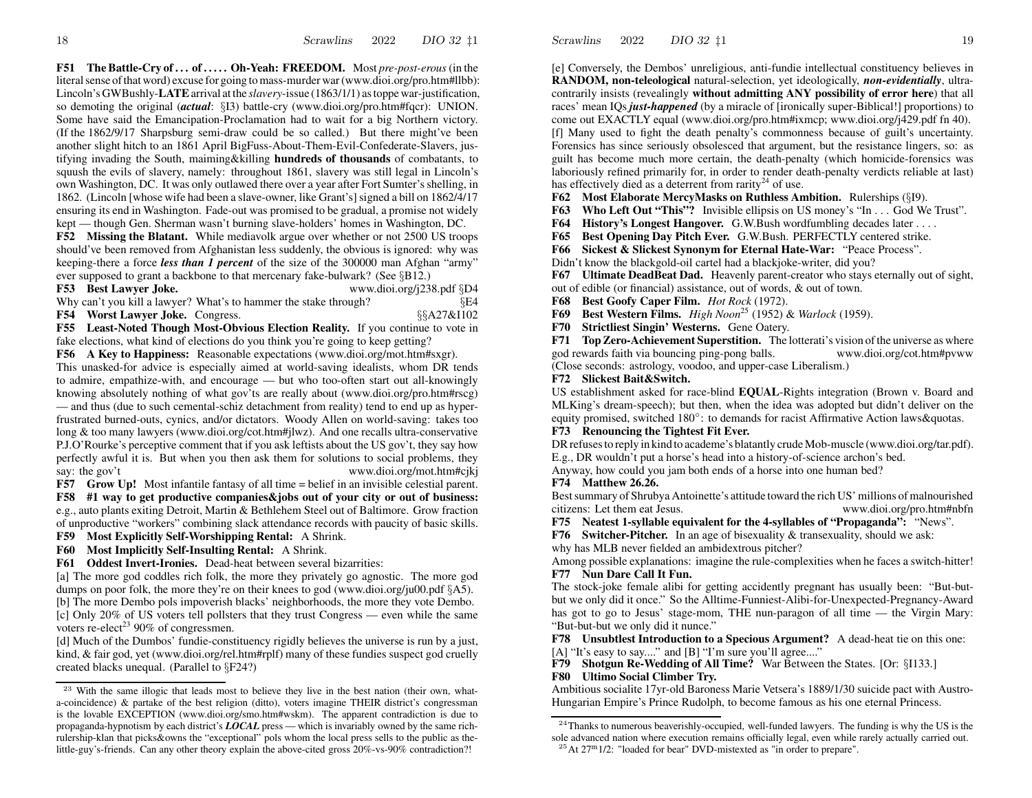**F51 The Battle-Cry of . . . of . . . . . Oh-Yeah: FREEDOM.** Most *pre-post-erous* (in the literal sense of that word) excuse for going to mass-murder war (www.dioi.org/pro.htm#llbb): Lincoln's GWBushly-**LATE** arrival at the *slavery*-issue (1863/1/1) as toppe war-justification, so demoting the original (***actual***: §I3) battle-cry (www.dioi.org/pro.htm#fqcr): UNION. Some have said the Emancipation-Proclamation had to wait for a big Northern victory. (If the 1862/9/17 Sharpsburg semi-draw could be so called.) But there might've been another slight hitch to an 1861 April BigFuss-About-Them-Evil-Confederate-Slavers, justifying invading the South, maiming&killing **hundreds of thousands** of combatants, to squush the evils of slavery, namely: throughout 1861, slavery was still legal in Lincoln's own Washington, DC. It was only outlawed there over a year after Fort Sumter's shelling, in 1862. (Lincoln [whose wife had been a slave-owner, like Grant's] signed a bill on 1862/4/17 ensuring its end in Washington. Fade-out was promised to be gradual, a promise not widely kept — though Gen. Sherman wasn't burning slave-holders' homes in Washington, DC.

**F52 Missing the Blatant.** While mediavolk argue over whether or not 2500 US troops should've been removed from Afghanistan less suddenly, the obvious is ignored: why was keeping-there a force ***less than 1 percent*** of the size of the 300000 man Afghan "army" ever supposed to grant a backbone to that mercenary fake-bulwark? (See §B12.)

**F53 Best Lawyer Joke.** www.dioi.org/j238.pdf §D4

Why can't you kill a lawyer? What's to hammer the stake through? §E4

**F54 Worst Lawyer Joke.** Congress. §§A27&I102

**F55 Least-Noted Though Most-Obvious Election Reality.** If you continue to vote in fake elections, what kind of elections do you think you're going to keep getting?

**F56 A Key to Happiness:** Reasonable expectations (www.dioi.org/mot.htm#sxgr).

This unasked-for advice is especially aimed at world-saving idealists, whom DR tends to admire, empathize-with, and encourage — but who too-often start out all-knowingly knowing absolutely nothing of what gov'ts are really about (www.dioi.org/pro.htm#rscg) — and thus (due to such cemental-schiz detachment from reality) tend to end up as hyper-frustrated burned-outs, cynics, and/or dictators. Woody Allen on world-saving: takes too long & too many lawyers (www.dioi.org/cot.htm#jlwz). And one recalls ultra-conservative P.J.O'Rourke's perceptive comment that if you ask leftists about the US gov't, they say how perfectly awful it is. But when you then ask them for solutions to social problems, they say: the gov't www.dioi.org/mot.htm#cjkj

**F57 Grow Up!** Most infantile fantasy of all time = belief in an invisible celestial parent.

**F58 #1 way to get productive companies&jobs out of your city or out of business:** e.g., auto plants exiting Detroit, Martin & Bethlehem Steel out of Baltimore. Grow fraction of unproductive "workers" combining slack attendance records with paucity of basic skills.

**F59 Most Explicitly Self-Worshipping Rental:** A Shrink.

**F60 Most Implicitly Self-Insulting Rental:** A Shrink.

**F61 Oddest Invert-Ironies.** Dead-heat between several bizarrities:

[a] The more god coddles rich folk, the more they privately go agnostic. The more god dumps on poor folk, the more they're on their knees to god (www.dioi.org/ju00.pdf §A5).

[b] The more Dembo pols impoverish blacks' neighborhoods, the more they vote Dembo.

[c] Only 20% of US voters tell pollsters that they trust Congress — even while the same voters re-elect[23] 90% of congressmen.

[d] Much of the Dumbos' fundie-constituency rigidly believes the universe is run by a just, kind, & fair god, yet (www.dioi.org/rel.htm#rplf) many of these fundies suspect god cruelly created blacks unequal. (Parallel to §F24?)

[e] Conversely, the Dembos' unreligious, anti-fundie intellectual constituency believes in **RANDOM, non-teleological** natural-selection, yet ideologically, ***non-evidentially***, ultra-contrarily insists (revealingly **without admitting ANY possibility of error here**) that all races' mean IQs ***just-happened*** (by a miracle of [ironically super-Biblical!] proportions) to come out EXACTLY equal (www.dioi.org/pro.htm#ixmcp; www.dioi.org/j429.pdf fn 40).

[f] Many used to fight the death penalty's commonness because of guilt's uncertainty. Forensics has since seriously obsolesced that argument, but the resistance lingers, so: as guilt has become much more certain, the death-penalty (which homicide-forensics was laboriously refined primarily for, in order to render death-penalty verdicts reliable at last) has effectively died as a deterrent from rarity[24] of use.

**F62 Most Elaborate MercyMasks on Ruthless Ambition.** Rulerships (§I9).

**F63 Who Left Out "This"?** Invisible ellipsis on US money's "In . . . God We Trust".

**F64 History's Longest Hangover.** G.W.Bush wordfumbling decades later . . . .

**F65 Best Opening Day Pitch Ever.** G.W.Bush. PERFECTLY centered strike.

**F66 Sickest & Slickest Synonym for Eternal Hate-War:** "Peace Process".

Didn't know the blackgold-oil cartel had a blackjoke-writer, did you?

**F67 Ultimate DeadBeat Dad.** Heavenly parent-creator who stays eternally out of sight, out of edible (or financial) assistance, out of words, & out of town.

**F68 Best Goofy Caper Film.** *Hot Rock* (1972).

**F69 Best Western Films.** *High Noon*[25] (1952) & *Warlock* (1959).

**F70 Strictliest Singin' Westerns.** Gene Oatery.

**F71 Top Zero-Achievement Superstition.** The lotterati's vision of the universe as where god rewards faith via bouncing ping-pong balls. www.dioi.org/cot.htm#pvww

(Close seconds: astrology, voodoo, and upper-case Liberalism.)

**F72 Slickest Bait&Switch.**

US establishment asked for race-blind **EQUAL**-Rights integration (Brown v. Board and MLKing's dream-speech); but then, when the idea was adopted but didn't deliver on the equity promised, switched 180°: to demands for racist Affirmative Action laws&quotas.

**F73 Renouncing the Tightest Fit Ever.**

DR refuses to reply in kind to academe's blatantly crude Mob-muscle (www.dioi.org/tar.pdf). E.g., DR wouldn't put a horse's head into a history-of-science archon's bed.

Anyway, how could you jam both ends of a horse into one human bed?

**F74 Matthew 26.26.**

Best summary of Shrubya Antoinette's attitude toward the rich US' millions of malnourished citizens: Let them eat Jesus. www.dioi.org/pro.htm#nbfn

**F75 Neatest 1-syllable equivalent for the 4-syllables of "Propaganda":** "News".

**F76 Switcher-Pitcher.** In an age of bisexuality & transexuality, should we ask: why has MLB never fielded an ambidextrous pitcher?

Among possible explanations: imagine the rule-complexities when he faces a switch-hitter!

**F77 Nun Dare Call It Fun.**

The stock-joke female alibi for getting accidently pregnant has usually been: "But-but-but we only did it once." So the Alltime-Funniest-Alibi-for-Unexpected-Pregnancy-Award has got to go to Jesus' stage-mom, THE nun-paragon of all time — the Virgin Mary: "But-but-but we only did it nunce."

**F78 Unsubtlest Introduction to a Specious Argument?** A dead-heat tie on this one: [A] "It's easy to say...." and [B] "I'm sure you'll agree...."

**F79 Shotgun Re-Wedding of All Time?** War Between the States. [Or: §I133.]

**F80 Ultimo Social Climber Try.**

Ambitious socialite 17yr-old Baroness Marie Vetsera's 1889/1/30 suicide pact with Austro-Hungarian Empire's Prince Rudolph, to become famous as his one eternal Princess.

---

[23] With the same illogic that leads most to believe they live in the best nation (their own, what-a-coincidence) & partake of the best religion (ditto), voters imagine THEIR district's congressman is the lovable EXCEPTION (www.dioi.org/smo.htm#wskm). The apparent contradiction is due to propaganda-hypnotism by each district's ***LOCAL*** press — which is invariably owned by the same rich-rulership-klan that picks&owns the "exceptional" pols whom the local press sells to the public as the-little-guy's-friends. Can any other theory explain the above-cited gross 20%-vs-90% contradiction?!

[24] Thanks to numerous beaverishly-occupied, well-funded lawyers. The funding is why the US is the sole advanced nation where execution remains officially legal, even while rarely actually carried out.

[25] At 27m1/2: "loaded for bear" DVD-mistexted as "in order to prepare".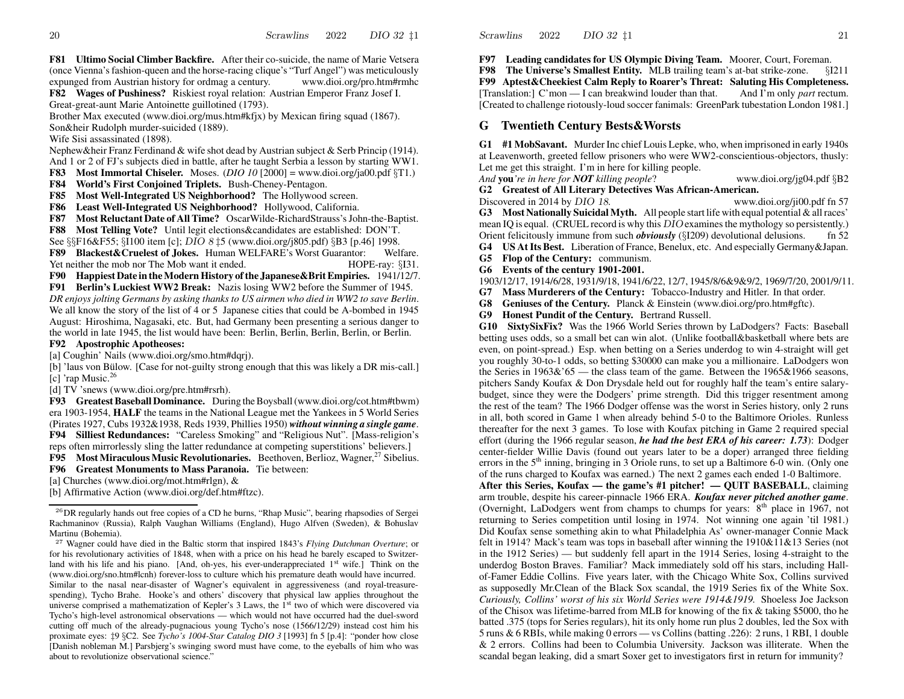**F81 Ultimo Social Climber Backfire.** After their co-suicide, the name of Marie Vetsera (once Vienna's fashion-queen and the horse-racing clique's "Turf Angel") was meticulously expunged from Austrian history for ordmag a century. www.dioi.org/pro.htm#rmhc

**F82 Wages of Pushiness?** Riskiest royal relation: Austrian Emperor Franz Josef I.
Great-great-aunt Marie Antoinette guillotined (1793).
Brother Max executed (www.dioi.org/mus.htm#kfjx) by Mexican firing squad (1867).
Son&heir Rudolph murder-suicided (1889).
Wife Sisi assassinated (1898).
Nephew&heir Franz Ferdinand & wife shot dead by Austrian subject & Serb Princip (1914).
And 1 or 2 of FJ's subjects died in battle, after he taught Serbia a lesson by starting WW1.

**F83 Most Immortal Chiseler.** Moses. (*DIO 10* [2000] = www.dioi.org/ja00.pdf §T1.)

**F84 World's First Conjoined Triplets.** Bush-Cheney-Pentagon.

**F85 Most Well-Integrated US Neighborhood?** The Hollywood screen.

**F86 Least Well-Integrated US Neighborhood?** Hollywood, California.

**F87 Most Reluctant Date of All Time?** OscarWilde-RichardStrauss's John-the-Baptist.

**F88 Most Telling Vote?** Until legit elections&candidates are established: DON'T.
See §§F16&F55; §I100 item [c]; *DIO 8* ‡5 (www.dioi.org/j805.pdf) §B3 [p.46] 1998.

**F89 Blackest&Cruelest of Jokes.** Human WELFARE's Worst Guarantor: Welfare.
Yet neither the mob nor The Mob want it ended. HOPE-ray: §I31.

**F90 Happiest Date in the Modern History of the Japanese&Brit Empires.** 1941/12/7.

**F91 Berlin's Luckiest WW2 Break:** Nazis losing WW2 before the Summer of 1945.
*DR enjoys jolting Germans by asking thanks to US airmen who died in WW2 to save Berlin*. We all know the story of the list of 4 or 5 Japanese cities that could be A-bombed in 1945 August: Hiroshima, Nagasaki, etc. But, had Germany been presenting a serious danger to the world in late 1945, the list would have been: Berlin, Berlin, Berlin, Berlin, or Berlin.

**F92 Apostrophic Apotheoses:**
[a] Coughin' Nails (www.dioi.org/smo.htm#dqrj).
[b] 'laus von Bülow. [Case for not-guilty strong enough that this was likely a DR mis-call.]
[c] 'rap Music.[26]
[d] TV 'snews (www.dioi.org/pre.htm#rsrh).

**F93 Greatest Baseball Dominance.** During the Boysball (www.dioi.org/cot.htm#tbwm) era 1903-1954, **HALF** the teams in the National League met the Yankees in 5 World Series (Pirates 1927, Cubs 1932&1938, Reds 1939, Phillies 1950) ***without winning a single game***.

**F94 Silliest Redundances:** "Careless Smoking" and "Religious Nut". [Mass-religion's reps often mirrorlessly sling the latter redundance at competing superstitions' believers.]

**F95 Most Miraculous Music Revolutionaries.** Beethoven, Berlioz, Wagner,[27] Sibelius.

**F96 Greatest Monuments to Mass Paranoia.** Tie between:
[a] Churches (www.dioi.org/mot.htm#rlgn), &
[b] Affirmative Action (www.dioi.org/def.htm#ftzc).

[26] DR regularly hands out free copies of a CD he burns, "Rhap Music", bearing rhapsodies of Sergei Rachmaninov (Russia), Ralph Vaughan Williams (England), Hugo Alfven (Sweden), & Bohuslav Martinu (Bohemia).

[27] Wagner could have died in the Baltic storm that inspired 1843's *Flying Dutchman Overture*; or for his revolutionary activities of 1848, when with a price on his head he barely escaped to Switzerland with his life and his piano. [And, oh-yes, his ever-underappreciated 1st wife.] Think on the (www.dioi.org/sno.htm#lcnh) forever-loss to culture which his premature death would have incurred. Similar to the nasal near-disaster of Wagner's equivalent in aggressiveness (and royal-treasure-spending), Tycho Brahe. Hooke's and others' discovery that physical law applies throughout the universe comprised a mathematization of Kepler's 3 Laws, the 1st two of which were discovered via Tycho's high-level astronomical observations — which would not have occurred had the duel-sword cutting off much of the already-pugnacious young Tycho's nose (1566/12/29) instead cost him his proximate eyes: ‡9 §C2. See *Tycho's 1004-Star Catalog DIO 3* [1993] fn 5 [p.4]: "ponder how close [Danish nobleman M.] Parsbjerg's swinging sword must have come, to the eyeballs of him who was about to revolutionize observational science."

**F97 Leading candidates for US Olympic Diving Team.** Moorer, Court, Foreman.

**F98 The Universe's Smallest Entity.** MLB trailing team's at-bat strike-zone. §I211

**F99 Aptest&Cheekiest Calm Reply to Roarer's Threat: Saluting His Completeness.**
[Translation:] C'mon — I can breakwind louder than that. And I'm only *part* rectum.
[Created to challenge riotously-loud soccer fanimals: GreenPark tubestation London 1981.]

## G Twentieth Century Bests&Worsts

**G1 #1 MobSavant.** Murder Inc chief Louis Lepke, who, when imprisoned in early 1940s at Leavenworth, greeted fellow prisoners who were WW2-conscientious-objectors, thusly: Let me get this straight. I'm in here for killing people.
*And* **you***'re in here for* ***NOT*** *killing people*? www.dioi.org/jg04.pdf §B2

**G2 Greatest of All Literary Detectives Was African-American.**
Discovered in 2014 by *DIO 18.* www.dioi.org/ji00.pdf fn 57

**G3 Most Nationally Suicidal Myth.** All people start life with equal potential & all races' mean IQ is equal. (CRUEL record is why this *DIO* examines the mythology so persistently.) Orient felicitously immune from such ***obviously*** (§I209) devolutional delusions. fn 52

**G4 US At Its Best.** Liberation of France, Benelux, etc. And especially Germany&Japan.

**G5 Flop of the Century:** communism.

**G6 Events of the century 1901-2001.**
1903/12/17, 1914/6/28, 1931/9/18, 1941/6/22, 12/7, 1945/8/6&9&9/2, 1969/7/20, 2001/9/11.

**G7 Mass Murderers of the Century:** Tobacco-Industry and Hitler. In that order.

**G8 Geniuses of the Century.** Planck & Einstein (www.dioi.org/pro.htm#gftc).

**G9 Honest Pundit of the Century.** Bertrand Russell.

**G10 SixtySixFix?** Was the 1966 World Series thrown by LaDodgers? Facts: Baseball betting uses odds, so a small bet can win alot. (Unlike football&basketball where bets are even, on point-spread.) Esp. when betting on a Series underdog to win 4-straight will get you roughly 30-to-1 odds, so betting $30000 can make you a millionaire. LaDodgers won the Series in 1963&'65 — the class team of the game. Between the 1965&1966 seasons, pitchers Sandy Koufax & Don Drysdale held out for roughly half the team's entire salary-budget, since they were the Dodgers' prime strength. Did this trigger resentment among the rest of the team? The 1966 Dodger offense was the worst in Series history, only 2 runs in all, both scored in Game 1 when already behind 5-0 to the Baltimore Orioles. Runless thereafter for the next 3 games. To lose with Koufax pitching in Game 2 required special effort (during the 1966 regular season, ***he had the best ERA of his career: 1.73***): Dodger center-fielder Willie Davis (found out years later to be a doper) arranged three fielding errors in the 5th inning, bringing in 3 Oriole runs, to set up a Baltimore 6-0 win. (Only one of the runs charged to Koufax was earned.) The next 2 games each ended 1-0 Baltimore.
**After this Series, Koufax — the game's #1 pitcher! — QUIT BASEBALL**, claiming arm trouble, despite his career-pinnacle 1966 ERA. ***Koufax never pitched another game***. (Overnight, LaDodgers went from champs to chumps for years: 8th place in 1967, not returning to Series competition until losing in 1974. Not winning one again 'til 1981.) Did Koufax sense something akin to what Philadelphia As' owner-manager Connie Mack felt in 1914? Mack's team was tops in baseball after winning the 1910&11&13 Series (not in the 1912 Series) — but suddenly fell apart in the 1914 Series, losing 4-straight to the underdog Boston Braves. Familiar? Mack immediately sold off his stars, including Hall-of-Famer Eddie Collins. Five years later, with the Chicago White Sox, Collins survived as supposedly Mr.Clean of the Black Sox scandal, the 1919 Series fix of the White Sox. *Curiously, Collins' worst of his six World Series were 1914&1919.* Shoeless Joe Jackson of the Chisox was lifetime-barred from MLB for knowing of the fix & taking $5000, tho he batted .375 (tops for Series regulars), hit its only home run plus 2 doubles, led the Sox with 5 runs & 6 RBIs, while making 0 errors — vs Collins (batting .226): 2 runs, 1 RBI, 1 double & 2 errors. Collins had been to Columbia University. Jackson was illiterate. When the scandal began leaking, did a smart Soxer get to investigators first in return for immunity?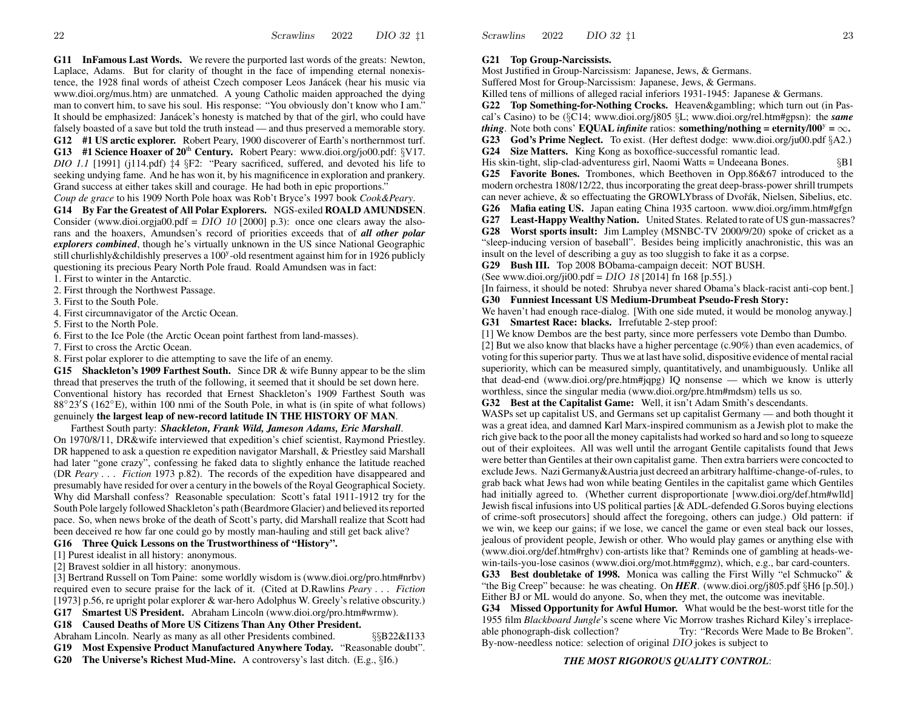**G11 InFamous Last Words.** We revere the purported last words of the greats: Newton, Laplace, Adams. But for clarity of thought in the face of impending eternal nonexistence, the 1928 final words of atheist Czech composer Leos Janácek (hear his music via www.dioi.org/mus.htm) are unmatched. A young Catholic maiden approached the dying man to convert him, to save his soul. His response: "You obviously don't know who I am." It should be emphasized: Janácek's honesty is matched by that of the girl, who could have falsely boasted of a save but told the truth instead — and thus preserved a memorable story.

**G12 #1 US arctic explorer.** Robert Peary, 1900 discoverer of Earth's northernmost turf.

**G13 #1 Science Hoaxer of 20th Century.** Robert Peary: www.dioi.org/jo00.pdf: §V17. *DIO 1.1* [1991] (j114.pdf) ‡4 §F2: "Peary sacrificed, suffered, and devoted his life to seeking undying fame. And he has won it, by his magnificence in exploration and prankery. Grand success at either takes skill and courage. He had both in epic proportions."

*Coup de grace* to his 1909 North Pole hoax was Rob't Bryce's 1997 book *Cook&Peary*.

**G14 By Far the Greatest of All Polar Explorers.** NGS-exiled **ROALD AMUNDSEN**. Consider (www.dioi.orgja00.pdf = *DIO 10* [2000] p.3): once one clears away the alsorans and the hoaxers, Amundsen's record of priorities exceeds that of ***all other polar explorers combined***, though he's virtually unknown in the US since National Geographic still churlishly&childishly preserves a 100y-old resentment against him for in 1926 publicly questioning its precious Peary North Pole fraud. Roald Amundsen was in fact:

1. First to winter in the Antarctic.
2. First through the Northwest Passage.
3. First to the South Pole.
4. First circumnavigator of the Arctic Ocean.
5. First to the North Pole.
6. First to the Ice Pole (the Arctic Ocean point farthest from land-masses).
7. First to cross the Arctic Ocean.
8. First polar explorer to die attempting to save the life of an enemy.

**G15 Shackleton's 1909 Farthest South.** Since DR & wife Bunny appear to be the slim thread that preserves the truth of the following, it seemed that it should be set down here. Conventional history has recorded that Ernest Shackleton's 1909 Farthest South was 88°23′S (162°E), within 100 nmi of the South Pole, in what is (in spite of what follows) genuinely **the largest leap of new-record latitude IN THE HISTORY OF MAN**.

Farthest South party: ***Shackleton, Frank Wild, Jameson Adams, Eric Marshall***.

On 1970/8/11, DR&wife interviewed that expedition's chief scientist, Raymond Priestley. DR happened to ask a question re expedition navigator Marshall, & Priestley said Marshall had later "gone crazy", confessing he faked data to slightly enhance the latitude reached (DR *Peary . . . Fiction* 1973 p.82). The records of the expedition have disappeared and presumably have resided for over a century in the bowels of the Royal Geographical Society. Why did Marshall confess? Reasonable speculation: Scott's fatal 1911-1912 try for the South Pole largely followed Shackleton's path (Beardmore Glacier) and believed its reported pace. So, when news broke of the death of Scott's party, did Marshall realize that Scott had been deceived re how far one could go by mostly man-hauling and still get back alive?

**G16 Three Quick Lessons on the Trustworthiness of "History".**

[1] Purest idealist in all history: anonymous.

[2] Bravest soldier in all history: anonymous.

[3] Bertrand Russell on Tom Paine: some worldly wisdom is (www.dioi.org/pro.htm#nrbv) required even to secure praise for the lack of it. (Cited at D.Rawlins *Peary . . . Fiction* [1973] p.56, re upright polar explorer & war-hero Adolphus W. Greely's relative obscurity.)

**G17 Smartest US President.** Abraham Lincoln (www.dioi.org/pro.htm#wrmw).

**G18 Caused Deaths of More US Citizens Than Any Other President.**

Abraham Lincoln. Nearly as many as all other Presidents combined. §§B22&I133

**G19 Most Expensive Product Manufactured Anywhere Today.** "Reasonable doubt".

**G20 The Universe's Richest Mud-Mine.** A controversy's last ditch. (E.g., §I6.)

**G21 Top Group-Narcissists.**

Most Justified in Group-Narcissism: Japanese, Jews, & Germans.

Suffered Most for Group-Narcissism: Japanese, Jews, & Germans.

Killed tens of millions of alleged racial inferiors 1931-1945: Japanese & Germans.

**G22 Top Something-for-Nothing Crocks.** Heaven&gambling; which turn out (in Pascal's Casino) to be (§C14; www.dioi.org/j805 §L; www.dioi.org/rel.htm#gpsn): the ***same thing***. Note both cons' **EQUAL *infinite* ratios: something/nothing = eternity/l00y = ∞.**

**G23 God's Prime Neglect.** To exist. (Her deftest dodge: www.dioi.org/ju00.pdf §A2.)

**G24 Size Matters.** King Kong as boxoffice-successful romantic lead.

His skin-tight, slip-clad-adventuress girl, Naomi Watts = Undeeana Bones. §B1

**G25 Favorite Bones.** Trombones, which Beethoven in Opp.86&67 introduced to the modern orchestra 1808/12/22, thus incorporating the great deep-brass-power shrill trumpets can never achieve, & so effectuating the GROWLYbrass of Dvořák, Nielsen, Sibelius, etc.

**G26 Mafia eating US.** Japan eating China 1935 cartoon. www.dioi.org/imm.htm#gfgn

**G27 Least-Happy Wealthy Nation.** United States. Related to rate of US gun-massacres?

**G28 Worst sports insult:** Jim Lampley (MSNBC-TV 2000/9/20) spoke of cricket as a "sleep-inducing version of baseball". Besides being implicitly anachronistic, this was an insult on the level of describing a guy as too sluggish to fake it as a corpse.

**G29 Bush III.** Top 2008 BObama-campaign deceit: NOT BUSH.

(See www.dioi.org/ji00.pdf = *DIO 18* [2014] fn 168 [p.55].)

[In fairness, it should be noted: Shrubya never shared Obama's black-racist anti-cop bent.]

**G30 Funniest Incessant US Medium-Drumbeat Pseudo-Fresh Story:**

We haven't had enough race-dialog. [With one side muted, it would be monolog anyway.]

**G31 Smartest Race: blacks.** Irrefutable 2-step proof:

[1] We know Dembos are the best party, since more perfessers vote Dembo than Dumbo.

[2] But we also know that blacks have a higher percentage (c.90%) than even academics, of voting for this superior party. Thus we at last have solid, dispositive evidence of mental racial superiority, which can be measured simply, quantitatively, and unambiguously. Unlike all that dead-end (www.dioi.org/pre.htm#jqpg) IQ nonsense — which we know is utterly worthless, since the singular media (www.dioi.org/pre.htm#mdsm) tells us so.

**G32 Best at the Capitalist Game:** Well, it isn't Adam Smith's descendants.

WASPs set up capitalist US, and Germans set up capitalist Germany — and both thought it was a great idea, and damned Karl Marx-inspired communism as a Jewish plot to make the rich give back to the poor all the money capitalists had worked so hard and so long to squeeze out of their exploitees. All was well until the arrogant Gentile capitalists found that Jews were better than Gentiles at their own capitalist game. Then extra barriers were concocted to exclude Jews. Nazi Germany&Austria just decreed an arbitrary halftime-change-of-rules, to grab back what Jews had won while beating Gentiles in the capitalist game which Gentiles had initially agreed to. (Whether current disproportionate [www.dioi.org/def.htm#wlld] Jewish fiscal infusions into US political parties [& ADL-defended G.Soros buying elections of crime-soft prosecutors] should affect the foregoing, others can judge.) Old pattern: if we win, we keep our gains; if we lose, we cancel the game or even steal back our losses, jealous of provident people, Jewish or other. Who would play games or anything else with (www.dioi.org/def.htm#rghv) con-artists like that? Reminds one of gambling at heads-we-win-tails-you-lose casinos (www.dioi.org/mot.htm#ggmz), which, e.g., bar card-counters.

**G33 Best doubletake of 1998.** Monica was calling the First Willy "el Schmucko" & "the Big Creep" because: he was cheating. On ***HER***. (www.dioi.org/j805.pdf §H6 [p.50].) Either BJ or ML would do anyone. So, when they met, the outcome was inevitable.

**G34 Missed Opportunity for Awful Humor.** What would be the best-worst title for the 1955 film *Blackboard Jungle*'s scene where Vic Morrow trashes Richard Kiley's irreplaceable phonograph-disk collection? Try: "Records Were Made to Be Broken".

By-now-needless notice: selection of original *DIO* jokes is subject to

***THE MOST RIGOROUS QUALITY CONTROL***: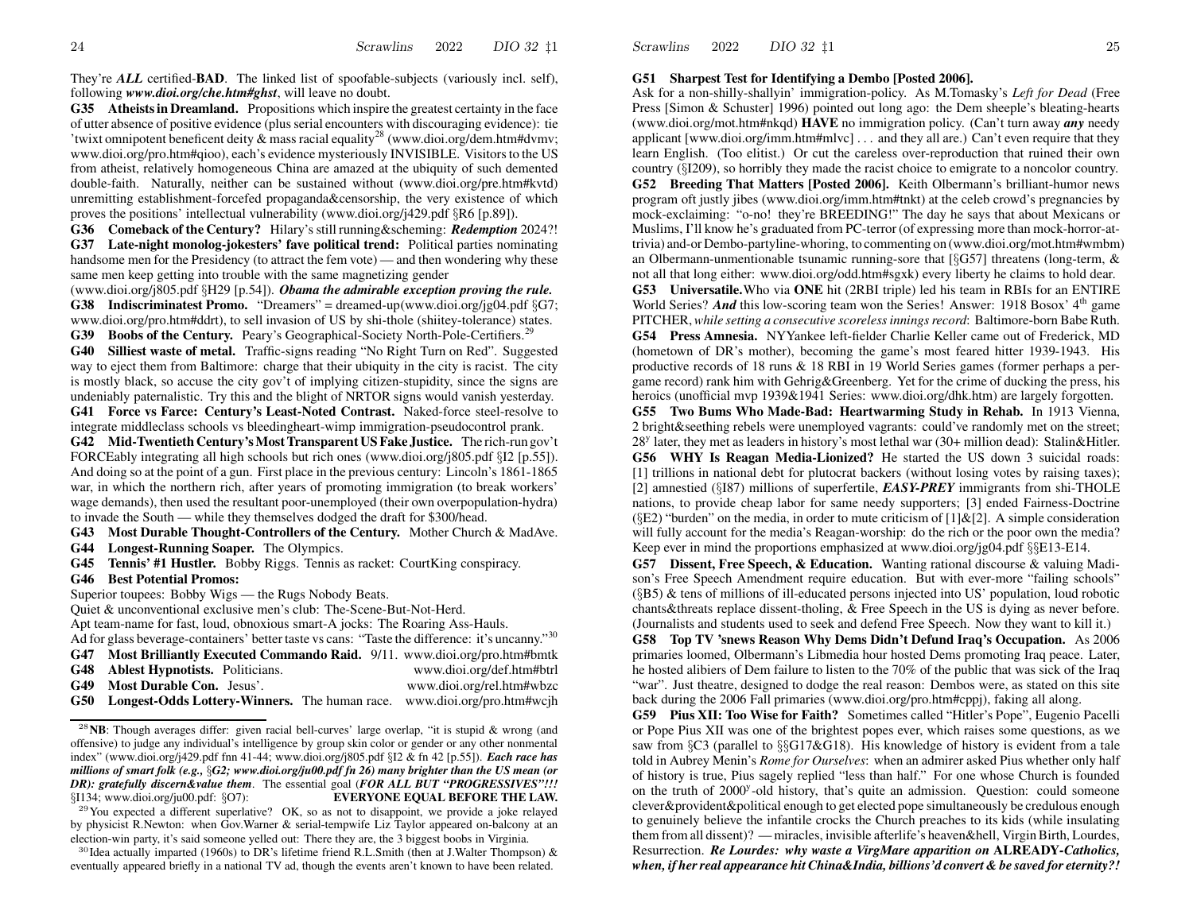They're ***ALL*** certified-**BAD**. The linked list of spoofable-subjects (variously incl. self), following ***www.dioi.org/che.htm#ghst***, will leave no doubt.

**G35 Atheists in Dreamland.** Propositions which inspire the greatest certainty in the face of utter absence of positive evidence (plus serial encounters with discouraging evidence): tie 'twixt omnipotent beneficent deity & mass racial equality[28] (www.dioi.org/dem.htm#dvmv; www.dioi.org/pro.htm#qioo), each's evidence mysteriously INVISIBLE. Visitors to the US from atheist, relatively homogeneous China are amazed at the ubiquity of such demented double-faith. Naturally, neither can be sustained without (www.dioi.org/pre.htm#kvtd) unremitting establishment-forcefed propaganda&censorship, the very existence of which proves the positions' intellectual vulnerability (www.dioi.org/j429.pdf §R6 [p.89]).

**G36 Comeback of the Century?** Hilary's still running&scheming: ***Redemption*** 2024?!

**G37 Late-night monolog-jokesters' fave political trend:** Political parties nominating handsome men for the Presidency (to attract the fem vote) — and then wondering why these same men keep getting into trouble with the same magnetizing gender (www.dioi.org/j805.pdf §H29 [p.54]). ***Obama the admirable exception proving the rule.***

**G38 Indiscriminatest Promo.** "Dreamers" = dreamed-up(www.dioi.org/jg04.pdf §G7; www.dioi.org/pro.htm#ddrt), to sell invasion of US by shi-thole (shiitey-tolerance) states.

**G39 Boobs of the Century.** Peary's Geographical-Society North-Pole-Certifiers.[29]

**G40 Silliest waste of metal.** Traffic-signs reading "No Right Turn on Red". Suggested way to eject them from Baltimore: charge that their ubiquity in the city is racist. The city is mostly black, so accuse the city gov't of implying citizen-stupidity, since the signs are undeniably paternalistic. Try this and the blight of NRTOR signs would vanish yesterday.

**G41 Force vs Farce: Century's Least-Noted Contrast.** Naked-force steel-resolve to integrate middleclass schools vs bleedingheart-wimp immigration-pseudocontrol prank.

**G42 Mid-Twentieth Century's Most Transparent US Fake Justice.** The rich-run gov't FORCEably integrating all high schools but rich ones (www.dioi.org/j805.pdf §I2 [p.55]). And doing so at the point of a gun. First place in the previous century: Lincoln's 1861-1865 war, in which the northern rich, after years of promoting immigration (to break workers' wage demands), then used the resultant poor-unemployed (their own overpopulation-hydra) to invade the South — while they themselves dodged the draft for $300/head.

**G43 Most Durable Thought-Controllers of the Century.** Mother Church & MadAve.

**G44 Longest-Running Soaper.** The Olympics.

**G45 Tennis' #1 Hustler.** Bobby Riggs. Tennis as racket: CourtKing conspiracy.

**G46 Best Potential Promos:**

Superior toupees: Bobby Wigs — the Rugs Nobody Beats.

Quiet & unconventional exclusive men's club: The-Scene-But-Not-Herd.

Apt team-name for fast, loud, obnoxious smart-A jocks: The Roaring Ass-Hauls.

Ad for glass beverage-containers' better taste vs cans: "Taste the difference: it's uncanny."[30]

**G47 Most Brilliantly Executed Commando Raid.** 9/11. www.dioi.org/pro.htm#bmtk

**G48 Ablest Hypnotists.** Politicians. www.dioi.org/def.htm#btrl

**G49 Most Durable Con.** Jesus'. www.dioi.org/rel.htm#wbzc

**G50 Longest-Odds Lottery-Winners.** The human race. www.dioi.org/pro.htm#wcjh

**G51 Sharpest Test for Identifying a Dembo [Posted 2006].** Ask for a non-shilly-shallyin' immigration-policy. As M.Tomasky's *Left for Dead* (Free Press [Simon & Schuster] 1996) pointed out long ago: the Dem sheeple's bleating-hearts (www.dioi.org/mot.htm#nkqd) **HAVE** no immigration policy. (Can't turn away ***any*** needy applicant [www.dioi.org/imm.htm#mlvc] . . . and they all are.) Can't even require that they learn English. (Too elitist.) Or cut the careless over-reproduction that ruined their own country (§I209), so horribly they made the racist choice to emigrate to a noncolor country.

**G52 Breeding That Matters [Posted 2006].** Keith Olbermann's brilliant-humor news program oft justly jibes (www.dioi.org/imm.htm#tnkt) at the celeb crowd's pregnancies by mock-exclaiming: "o-no! they're BREEDING!" The day he says that about Mexicans or Muslims, I'll know he's graduated from PC-terror (of expressing more than mock-horror-at-trivia) and-or Dembo-partyline-whoring, to commenting on (www.dioi.org/mot.htm#wmbm) an Olbermann-unmentionable tsunamic running-sore that [§G57] threatens (long-term, & not all that long either: www.dioi.org/odd.htm#sgxk) every liberty he claims to hold dear.

**G53 Universatile.** Who via **ONE** hit (2RBI triple) led his team in RBIs for an ENTIRE World Series? ***And*** this low-scoring team won the Series! Answer: 1918 Bosox' 4th game PITCHER, *while setting a consecutive scoreless innings record*: Baltimore-born Babe Ruth.

**G54 Press Amnesia.** NYYankee left-fielder Charlie Keller came out of Frederick, MD (hometown of DR's mother), becoming the game's most feared hitter 1939-1943. His productive records of 18 runs & 18 RBI in 19 World Series games (former perhaps a per-game record) rank him with Gehrig&Greenberg. Yet for the crime of ducking the press, his heroics (unofficial mvp 1939&1941 Series: www.dioi.org/dhk.htm) are largely forgotten.

**G55 Two Bums Who Made-Bad: Heartwarming Study in Rehab.** In 1913 Vienna, 2 bright&seething rebels were unemployed vagrants: could've randomly met on the street; 28y later, they met as leaders in history's most lethal war (30+ million dead): Stalin&Hitler.

**G56 WHY Is Reagan Media-Lionized?** He started the US down 3 suicidal roads: [1] trillions in national debt for plutocrat backers (without losing votes by raising taxes); [2] amnestied (§I87) millions of superfertile, ***EASY-PREY*** immigrants from shi-THOLE nations, to provide cheap labor for same needy supporters; [3] ended Fairness-Doctrine (§E2) "burden" on the media, in order to mute criticism of [1]&[2]. A simple consideration will fully account for the media's Reagan-worship: do the rich or the poor own the media? Keep ever in mind the proportions emphasized at www.dioi.org/jg04.pdf §§E13-E14.

**G57 Dissent, Free Speech, & Education.** Wanting rational discourse & valuing Madison's Free Speech Amendment require education. But with ever-more "failing schools" (§B5) & tens of millions of ill-educated persons injected into US' population, loud robotic chants&threats replace dissent-tholing, & Free Speech in the US is dying as never before. (Journalists and students used to seek and defend Free Speech. Now they want to kill it.)

**G58 Top TV 'snews Reason Why Dems Didn't Defund Iraq's Occupation.** As 2006 primaries loomed, Olbermann's Libmedia hour hosted Dems promoting Iraq peace. Later, he hosted alibiers of Dem failure to listen to the 70% of the public that was sick of the Iraq "war". Just theatre, designed to dodge the real reason: Dembos were, as stated on this site back during the 2006 Fall primaries (www.dioi.org/pro.htm#cppj), faking all along.

**G59 Pius XII: Too Wise for Faith?** Sometimes called "Hitler's Pope", Eugenio Pacelli or Pope Pius XII was one of the brightest popes ever, which raises some questions, as we saw from §C3 (parallel to §§G17&G18). His knowledge of history is evident from a tale told in Aubrey Menin's *Rome for Ourselves*: when an admirer asked Pius whether only half of history is true, Pius sagely replied "less than half." For one whose Church is founded on the truth of 2000y-old history, that's quite an admission. Question: could someone clever&provident&political enough to get elected pope simultaneously be credulous enough to genuinely believe the infantile crocks the Church preaches to its kids (while insulating them from all dissent)? — miracles, invisible afterlife's heaven&hell, Virgin Birth, Lourdes, Resurrection. ***Re Lourdes: why waste a VirgMare apparition on ALREADY-Catholics, when, if her real appearance hit China&India, billions'd convert & be saved for eternity?!***

---

[28] **NB**: Though averages differ: given racial bell-curves' large overlap, "it is stupid & wrong (and offensive) to judge any individual's intelligence by group skin color or gender or any other nonmental index" (www.dioi.org/j429.pdf fnn 41-44; www.dioi.org/j805.pdf §I2 & fn 42 [p.55]). ***Each race has millions of smart folk (e.g., §G2; www.dioi.org/ju00.pdf fn 26) many brighter than the US mean (or DR): gratefully discern&value them***. The essential goal (***FOR ALL BUT "PROGRESSIVES"!!!*** §I134; www.dioi.org/ju00.pdf: §O7): **EVERYONE EQUAL BEFORE THE LAW.**

[29] You expected a different superlative? OK, so as not to disappoint, we provide a joke relayed by physicist R.Newton: when Gov.Warner & serial-tempwife Liz Taylor appeared on-balcony at an election-win party, it's said someone yelled out: There they are, the 3 biggest boobs in Virginia.

[30] Idea actually imparted (1960s) to DR's lifetime friend R.L.Smith (then at J.Walter Thompson) & eventually appeared briefly in a national TV ad, though the events aren't known to have been related.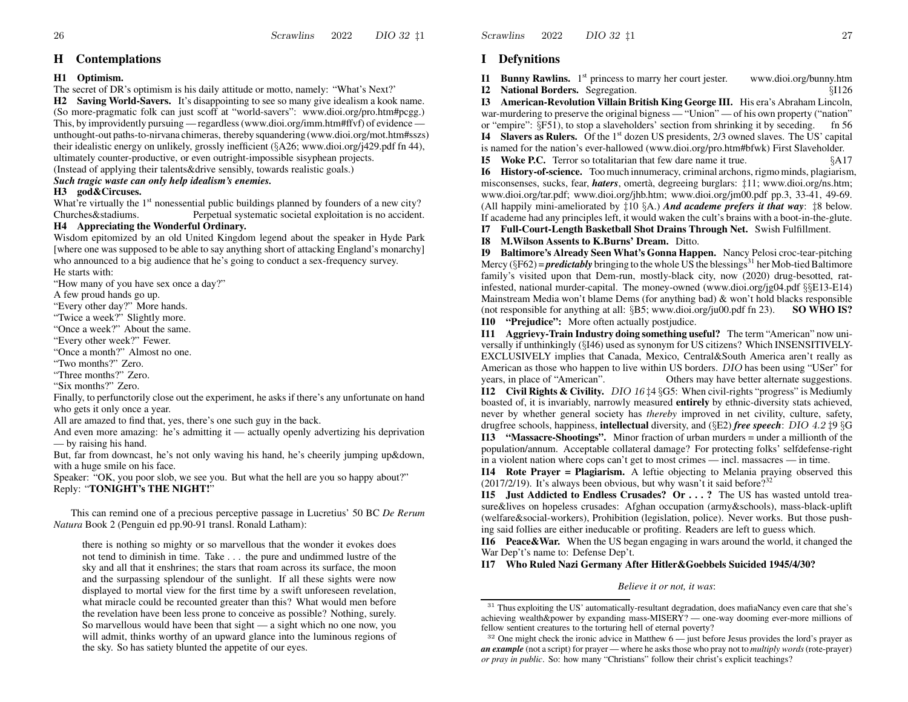## H Contemplations

**H1 Optimism.**

The secret of DR's optimism is his daily attitude or motto, namely: "What's Next?'

**H2 Saving World-Savers.** It's disappointing to see so many give idealism a kook name. (So more-pragmatic folk can just scoff at "world-savers": www.dioi.org/pro.htm#pcgg.) This, by improvidently pursuing — regardless (www.dioi.org/imm.htm#ffvf) of evidence — unthought-out paths-to-nirvana chimeras, thereby squandering (www.dioi.org/mot.htm#sszs) their idealistic energy on unlikely, grossly inefficient (§A26; www.dioi.org/j429.pdf fn 44), ultimately counter-productive, or even outright-impossible sisyphean projects.

(Instead of applying their talents&drive sensibly, towards realistic goals.)

***Such tragic waste can only help idealism's enemies.***

**H3 god&Circuses.**

What're virtually the 1st nonessential public buildings planned by founders of a new city? Churches&stadiums. Perpetual systematic societal exploitation is no accident.

**H4 Appreciating the Wonderful Ordinary.**

Wisdom epitomized by an old United Kingdom legend about the speaker in Hyde Park [where one was supposed to be able to say anything short of attacking England's monarchy] who announced to a big audience that he's going to conduct a sex-frequency survey.

He starts with:

"How many of you have sex once a day?"

A few proud hands go up.

"Every other day?" More hands.

"Twice a week?" Slightly more.

"Once a week?" About the same.

"Every other week?" Fewer.

"Once a month?" Almost no one.

"Two months?" Zero.

"Three months?" Zero.

"Six months?" Zero.

Finally, to perfunctorily close out the experiment, he asks if there's any unfortunate on hand who gets it only once a year.

All are amazed to find that, yes, there's one such guy in the back.

And even more amazing: he's admitting it — actually openly advertizing his deprivation — by raising his hand.

But, far from downcast, he's not only waving his hand, he's cheerily jumping up&down, with a huge smile on his face.

Speaker: "OK, you poor slob, we see you. But what the hell are you so happy about?"

Reply: "**TONIGHT's THE NIGHT!**"

This can remind one of a precious perceptive passage in Lucretius' 50 BC *De Rerum Natura* Book 2 (Penguin ed pp.90-91 transl. Ronald Latham):

> there is nothing so mighty or so marvellous that the wonder it evokes does not tend to diminish in time. Take . . . the pure and undimmed lustre of the sky and all that it enshrines; the stars that roam across its surface, the moon and the surpassing splendour of the sunlight. If all these sights were now displayed to mortal view for the first time by a swift unforeseen revelation, what miracle could be recounted greater than this? What would men before the revelation have been less prone to conceive as possible? Nothing, surely. So marvellous would have been that sight — a sight which no one now, you will admit, thinks worthy of an upward glance into the luminous regions of the sky. So has satiety blunted the appetite of our eyes.

## I Defynitions

**I1 Bunny Rawlins.** 1st princess to marry her court jester. www.dioi.org/bunny.htm

**I2 National Borders.** Segregation. §I126

**I3 American-Revolution Villain British King George III.** His era's Abraham Lincoln, war-murdering to preserve the original bigness — "Union" — of his own property ("nation" or "empire": §F51), to stop a slaveholders' section from shrinking it by seceding. fn 56

**I4 Slavers as Rulers.** Of the 1st dozen US presidents, 2/3 owned slaves. The US' capital is named for the nation's ever-hallowed (www.dioi.org/pro.htm#bfwk) First Slaveholder.

**I5 Woke P.C.** Terror so totalitarian that few dare name it true. §A17

**I6 History-of-science.** Too much innumeracy, criminal archons, rigmo minds, plagiarism, misconsenses, sucks, fear, ***haters***, omertà, degreeing burglars: ‡11; www.dioi.org/ns.htm; www.dioi.org/tar.pdf; www.dioi.org/jhb.htm; www.dioi.org/jm00.pdf pp.3, 33-41, 49-69. (All happily mini-ameliorated by ‡10 §A.) ***And academe prefers it that way***: ‡8 below. If academe had any principles left, it would waken the cult's brains with a boot-in-the-glute.

**I7 Full-Court-Length Basketball Shot Drains Through Net.** Swish Fulfillment.

**I8 M.Wilson Assents to K.Burns' Dream.** Ditto.

**I9 Baltimore's Already Seen What's Gonna Happen.** Nancy Pelosi croc-tear-pitching Mercy (§F62) = ***predictably*** bringing to the whole US the blessings[31] her Mob-tied Baltimore family's visited upon that Dem-run, mostly-black city, now (2020) drug-besotted, rat-infested, national murder-capital. The money-owned (www.dioi.org/jg04.pdf §§E13-E14) Mainstream Media won't blame Dems (for anything bad) & won't hold blacks responsible (not responsible for anything at all: §B5; www.dioi.org/ju00.pdf fn 23). **SO WHO IS?**

**I10 "Prejudice":** More often actually postjudice.

**I11 Aggrievy-Train Industry doing something useful?** The term "American" now universally if unthinkingly (§I46) used as synonym for US citizens? Which INSENSITIVELY-EXCLUSIVELY implies that Canada, Mexico, Central&South America aren't really as American as those who happen to live within US borders. *DIO* has been using "USer" for years, in place of "American". Others may have better alternate suggestions.

**I12 Civil Rights & Civility.** *DIO 16* ‡4 §G5: When civil-rights "progress" is Mediumly boasted of, it is invariably, narrowly measured **entirely** by ethnic-diversity stats achieved, never by whether general society has *thereby* improved in net civility, culture, safety, drugfree schools, happiness, **intellectual** diversity, and (§E2) ***free speech***: *DIO 4.2* ‡9 §G

**I13 "Massacre-Shootings".** Minor fraction of urban murders = under a millionth of the population/annum. Acceptable collateral damage? For protecting folks' selfdefense-right in a violent nation where cops can't get to most crimes — incl. massacres — in time.

**I14 Rote Prayer = Plagiarism.** A leftie objecting to Melania praying observed this (2017/2/19). It's always been obvious, but why wasn't it said before?[32]

**I15 Just Addicted to Endless Crusades? Or . . . ?** The US has wasted untold treasure&lives on hopeless crusades: Afghan occupation (army&schools), mass-black-uplift (welfare&social-workers), Prohibition (legislation, police). Never works. But those pushing said follies are either ineducable or profiting. Readers are left to guess which.

**I16 Peace&War.** When the US began engaging in wars around the world, it changed the War Dep't's name to: Defense Dep't.

**I17 Who Ruled Nazi Germany After Hitler&Goebbels Suicided 1945/4/30?**

*Believe it or not, it was*:

---

[31] Thus exploiting the US' automatically-resultant degradation, does mafiaNancy even care that she's achieving wealth&power by expanding mass-MISERY? — one-way dooming ever-more millions of fellow sentient creatures to the torturing hell of eternal poverty?

[32] One might check the ironic advice in Matthew 6 — just before Jesus provides the lord's prayer as ***an example*** (not a script) for prayer — where he asks those who pray not to *multiply words* (rote-prayer) *or pray in public*. So: how many "Christians" follow their christ's explicit teachings?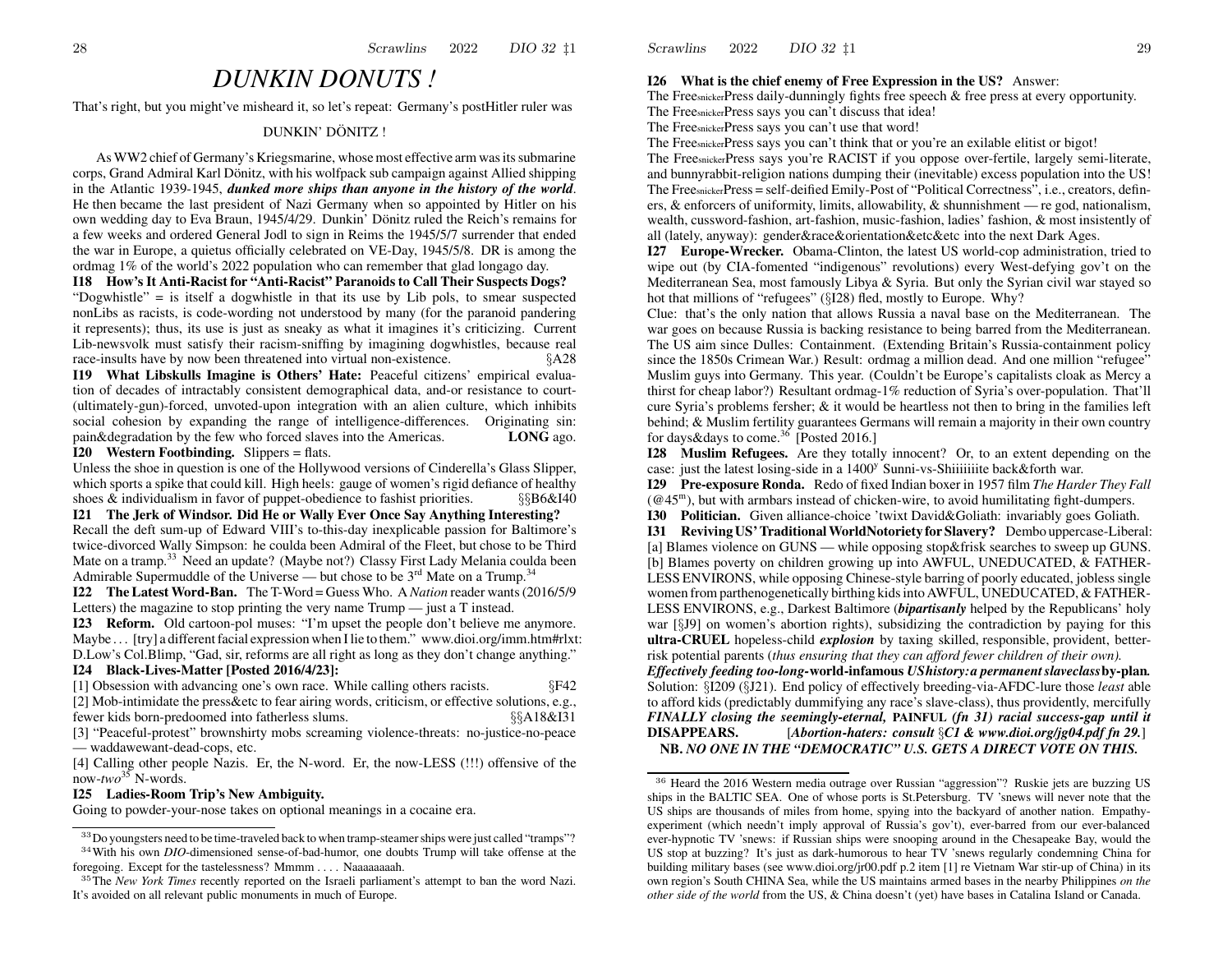# DUNKIN DONUTS !

That's right, but you might've misheard it, so let's repeat: Germany's postHitler ruler was

DUNKIN' DÖNITZ !

As WW2 chief of Germany's Kriegsmarine, whose most effective arm was its submarine corps, Grand Admiral Karl Dönitz, with his wolfpack sub campaign against Allied shipping in the Atlantic 1939-1945, ***dunked more ships than anyone in the history of the world***. He then became the last president of Nazi Germany when so appointed by Hitler on his own wedding day to Eva Braun, 1945/4/29. Dunkin' Dönitz ruled the Reich's remains for a few weeks and ordered General Jodl to sign in Reims the 1945/5/7 surrender that ended the war in Europe, a quietus officially celebrated on VE-Day, 1945/5/8. DR is among the ordmag 1% of the world's 2022 population who can remember that glad longago day.

**I18 How's It Anti-Racist for "Anti-Racist" Paranoids to Call Their Suspects Dogs?** "Dogwhistle" = is itself a dogwhistle in that its use by Lib pols, to smear suspected nonLibs as racists, is code-wording not understood by many (for the paranoid pandering it represents); thus, its use is just as sneaky as what it imagines it's criticizing. Current Lib-newsvolk must satisfy their racism-sniffing by imagining dogwhistles, because real race-insults have by now been threatened into virtual non-existence. §A28

**I19 What Libskulls Imagine is Others' Hate:** Peaceful citizens' empirical evaluation of decades of intractably consistent demographical data, and-or resistance to court-(ultimately-gun)-forced, unvoted-upon integration with an alien culture, which inhibits social cohesion by expanding the range of intelligence-differences. Originating sin: pain&degradation by the few who forced slaves into the Americas. **LONG** ago.

**I20 Western Footbinding.** Slippers = flats.
Unless the shoe in question is one of the Hollywood versions of Cinderella's Glass Slipper, which sports a spike that could kill. High heels: gauge of women's rigid defiance of healthy shoes & individualism in favor of puppet-obedience to fashist priorities. §§B6&I40

**I21 The Jerk of Windsor. Did He or Wally Ever Once Say Anything Interesting?** Recall the deft sum-up of Edward VIII's to-this-day inexplicable passion for Baltimore's twice-divorced Wally Simpson: he coulda been Admiral of the Fleet, but chose to be Third Mate on a tramp.[33] Need an update? (Maybe not?) Classy First Lady Melania coulda been Admirable Supermuddle of the Universe — but chose to be 3rd Mate on a Trump.[34]

**I22 The Latest Word-Ban.** The T-Word = Guess Who. A *Nation* reader wants (2016/5/9 Letters) the magazine to stop printing the very name Trump — just a T instead.

**I23 Reform.** Old cartoon-pol muses: "I'm upset the people don't believe me anymore. Maybe . . . [try] a different facial expression when I lie to them." www.dioi.org/imm.htm#rlxt: D.Low's Col.Blimp, "Gad, sir, reforms are all right as long as they don't change anything."

**I24 Black-Lives-Matter [Posted 2016/4/23]:**
[1] Obsession with advancing one's own race. While calling others racists. §F42
[2] Mob-intimidate the press&etc to fear airing words, criticism, or effective solutions, e.g., fewer kids born-predoomed into fatherless slums. §§A18&I31
[3] "Peaceful-protest" brownshirty mobs screaming violence-threats: no-justice-no-peace — waddawewant-dead-cops, etc.
[4] Calling other people Nazis. Er, the N-word. Er, the now-LESS (!!!) offensive of the now-*two*[35] N-words.

**I25 Ladies-Room Trip's New Ambiguity.**
Going to powder-your-nose takes on optional meanings in a cocaine era.

[33] Do youngsters need to be time-traveled back to when tramp-steamer ships were just called "tramps"?
[34] With his own *DIO*-dimensioned sense-of-bad-humor, one doubts Trump will take offense at the foregoing. Except for the tastelessness? Mmmm . . . . Naaaaaaaah.
[35] The *New York Times* recently reported on the Israeli parliament's attempt to ban the word Nazi. It's avoided on all relevant public monuments in much of Europe.

**I26 What is the chief enemy of Free Expression in the US?** Answer:
The FreesnickerPress daily-dunningly fights free speech & free press at every opportunity.
The FreesnickerPress says you can't discuss that idea!
The FreesnickerPress says you can't use that word!
The FreesnickerPress says you can't think that or you're an exilable elitist or bigot!
The FreesnickerPress says you're RACIST if you oppose over-fertile, largely semi-literate, and bunnyrabbit-religion nations dumping their (inevitable) excess population into the US!
The FreesnickerPress = self-deified Emily-Post of "Political Correctness", i.e., creators, definers, & enforcers of uniformity, limits, allowability, & shunnishment — re god, nationalism, wealth, cussword-fashion, art-fashion, music-fashion, ladies' fashion, & most insistently of all (lately, anyway): gender&race&orientation&etc&etc into the next Dark Ages.

**I27 Europe-Wrecker.** Obama-Clinton, the latest US world-cop administration, tried to wipe out (by CIA-fomented "indigenous" revolutions) every West-defying gov't on the Mediterranean Sea, most famously Libya & Syria. But only the Syrian civil war stayed so hot that millions of "refugees" (§I28) fled, mostly to Europe. Why?
Clue: that's the only nation that allows Russia a naval base on the Mediterranean. The war goes on because Russia is backing resistance to being barred from the Mediterranean. The US aim since Dulles: Containment. (Extending Britain's Russia-containment policy since the 1850s Crimean War.) Result: ordmag a million dead. And one million "refugee" Muslim guys into Germany. This year. (Couldn't be Europe's capitalists cloak as Mercy a thirst for cheap labor?) Resultant ordmag-1% reduction of Syria's over-population. That'll cure Syria's problems fersher; & it would be heartless not then to bring in the families left behind; & Muslim fertility guarantees Germans will remain a majority in their own country for days&days to come.[36] [Posted 2016.]

**I28 Muslim Refugees.** Are they totally innocent? Or, to an extent depending on the case: just the latest losing-side in a 1400y Sunni-vs-Shiiiiiiite back&forth war.

**I29 Pre-exposure Ronda.** Redo of fixed Indian boxer in 1957 film *The Harder They Fall* (@45m), but with armbars instead of chicken-wire, to avoid humilitating fight-dumpers.

**I30 Politician.** Given alliance-choice 'twixt David&Goliath: invariably goes Goliath.

**I31 Reviving US' Traditional WorldNotoriety for Slavery?** Dembo uppercase-Liberal:
[a] Blames violence on GUNS — while opposing stop&frisk searches to sweep up GUNS.
[b] Blames poverty on children growing up into AWFUL, UNEDUCATED, & FATHER-LESS ENVIRONS, while opposing Chinese-style barring of poorly educated, jobless single women from parthenogenetically birthing kids into AWFUL, UNEDUCATED, & FATHER-LESS ENVIRONS, e.g., Darkest Baltimore (***bipartisanly*** helped by the Republicans' holy war [§J9] on women's abortion rights), subsidizing the contradiction by paying for this **ultra-CRUEL** hopeless-child ***explosion*** by taxing skilled, responsible, provident, better-risk potential parents (*thus ensuring that they can afford fewer children of their own).*
***Effectively feeding too-long*-world-infamous *US history: a permanent slaveclass* by-plan.** Solution: §I209 (§J21). End policy of effectively breeding-via-AFDC-lure those *least* able to afford kids (predictably dummifying any race's slave-class), thus providently, mercifully ***FINALLY closing the seemingly-eternal,* PAINFUL *(fn 31) racial success-gap until it* DISAPPEARS.** [***Abortion-haters: consult §C1 & www.dioi.org/jg04.pdf fn 29.***]
**NB. *NO ONE IN THE "DEMOCRATIC" U.S. GETS A DIRECT VOTE ON THIS.***

[36] Heard the 2016 Western media outrage over Russian "aggression"? Ruskie jets are buzzing US ships in the BALTIC SEA. One of whose ports is St.Petersburg. TV 'snews will never note that the US ships are thousands of miles from home, spying into the backyard of another nation. Empathy-experiment (which needn't imply approval of Russia's gov't), ever-barred from our ever-balanced ever-hypnotic TV 'snews: if Russian ships were snooping around in the Chesapeake Bay, would the US stop at buzzing? It's just as dark-humorous to hear TV 'snews regularly condemning China for building military bases (see www.dioi.org/jr00.pdf p.2 item [1] re Vietnam War stir-up of China) in its own region's South CHINA Sea, while the US maintains armed bases in the nearby Philippines *on the other side of the world* from the US, & China doesn't (yet) have bases in Catalina Island or Canada.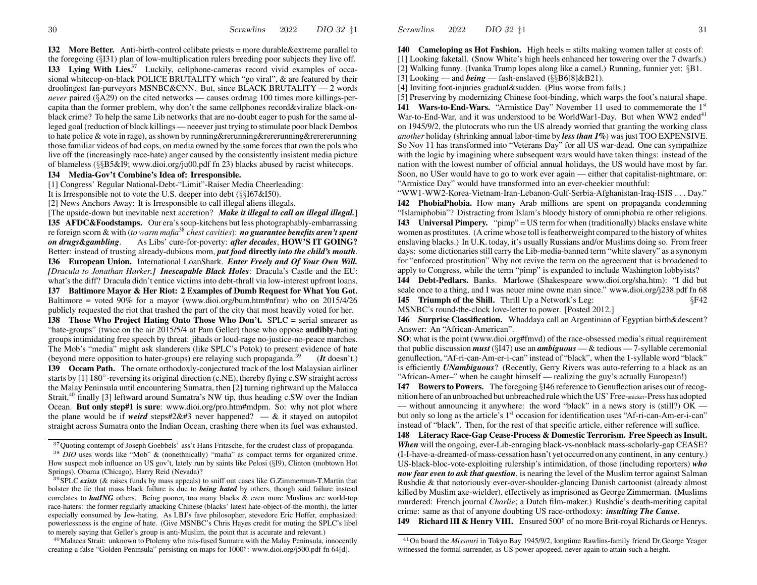**I32 More Better.** Anti-birth-control celibate priests = more durable&extreme parallel to the foregoing (§I31) plan of low-multiplication rulers breeding poor subjects they live off.

**I33 Lying With Lies.**[37] Luckily, cellphone-cameras record vivid examples of occasional whitecop-on-black POLICE BRUTALITY which "go viral", & are featured by their droolingest fan-purveyors MSNBC&CNN. But, since BLACK BRUTALITY — 2 words *never* paired (§A29) on the cited networks — causes ordmag 100 times more killings-per-capita than the former problem, why don't the same cellphones record&viralize black-on-black crime? To help the same Lib networks that are no-doubt eager to push for the same alleged goal (reduction of black killings — neeever just trying to stimulate poor black Dembos to hate police & vote in rage), as shown by running&rerunning&rererunning&rerererunning those familiar videos of bad cops, on media owned by the same forces that own the pols who live off the (increasingly race-hate) anger caused by the consistently insistent media picture of blameless (§§B5&I9; www.dioi.org/ju00.pdf fn 23) blacks abused by racist whitecops.

**I34 Media-Gov't Combine's Idea of: Irresponsible.**

[1] Congress' Regular National-Debt-"Limit"-Raiser Media Cheerleading:
It is Irresponsible not to vote the U.S. deeper into debt (§§I67&I50).

[2] News Anchors Away: It is Irresponsible to call illegal aliens illegals.

[The upside-down but inevitable next accretion? ***Make it illegal to call an illegal illegal.***]

**I35 AFDC&Foodstamps.** Our era's soup-kitchens but less photographably-embarrassing re foreign scorn & with (*to warm mafia*[38] *chest cavities*): ***no guarantee benefits aren't spent on drugs&gambling***. As Libs' cure-for-poverty: ***after decades***, **HOW'S IT GOING?** Better: instead of trusting already-dubious mom, ***put food*** **directly** ***into the child's mouth***.

**I36 European Union.** International LoanShark. ***Enter Freely and Of Your Own Will. [****Dracula to Jonathan Harker****.] Inescapable Black Holes***: Dracula's Castle and the EU: what's the diff? Dracula didn't entice victims into debt-thrall via low-interest upfront loans.

**I37 Baltimore Mayor & Her Riot: 2 Examples of Dumb Request for What You Got.** Baltimore = voted 90% for a mayor (www.dioi.org/bum.htm#nfmr) who on 2015/4/26 publicly requested the riot that trashed the part of the city that most heavily voted for her.

**I38 Those Who Project Hating Onto Those Who Don't.** SPLC = serial smearer as "hate-groups" (twice on the air 2015/5/4 at Pam Geller) those who oppose **audibly**-hating groups intimidating free speech by threat: jihads or loud-rage no-justice-no-peace marches. The Mob's "media" might ask slanderers (like SPLC's Potok) to present evidence of hate (beyond mere opposition to hater-groups) ere relaying such propaganda.[39] (***It*** doesn't.)

**I39 Occam Path.** The ornate orthodoxly-conjectured track of the lost Malaysian airliner starts by [1] 180°-reversing its original direction (c.NE), thereby flying c.SW straight across the Malay Peninsula until encountering Sumatra, then [2] turning rightward up the Malacca Strait,[40] finally [3] leftward around Sumatra's NW tip, thus heading c.SW over the Indian Ocean. **But only step#1 is sure**: www.dioi.org/pro.htm#mdpm. So: why not plot where the plane would be if ***weird*** steps#2&#3 never happened? — & it stayed on autopilot straight across Sumatra onto the Indian Ocean, crashing there when its fuel was exhausted.

**I40 Cameloping as Hot Fashion.** High heels = stilts making women taller at costs of:

[1] Looking faketall. (Snow White's high heels enhanced her towering over the 7 dwarfs.)

[2] Walking funny. (Ivanka Trump lopes along like a camel.) Running, funnier yet: §B1.

[3] Looking — and ***being*** — fash-enslaved (§§B6[8]&B21).

[4] Inviting foot-injuries gradual&sudden. (Plus worse from falls.)

[5] Preserving by modernizing Chinese foot-binding, which warps the foot's natural shape.

**I41 Wars-to-End-Wars.** "Armistice Day" November 11 used to commemorate the 1st War-to-End-War, and it was understood to be WorldWar1-Day. But when WW2 ended[41] on 1945/9/2, the plutocrats who run the US already worried that granting the working class *another* holiday (shrinking annual labor-time by ***less than 1%***) was just TOO EXPENSIVE. So Nov 11 has transformed into "Veterans Day" for all US war-dead. One can sympathize with the logic by imagining where subsequent wars would have taken things: instead of the nation with the lowest number of official annual holidays, the US would have most by far. Soon, no USer would have to go to work ever again — either that capitalist-nightmare, or: "Armistice Day" would have transformed into an ever-cheekier mouthful:

"WW1-WW2-Korea-Vietnam-Iran-Lebanon-Gulf-Serbia-Afghanistan-Iraq-ISIS . . . Day."

**I42 PhobiaPhobia.** How many Arab millions are spent on propaganda condemning "Islamiphobia"? Distracting from Islam's bloody history of omniphobia re other religions.

**I43 Universal Pimpery.** "pimp" = US term for when (traditionally) blacks enslave white women as prostitutes. (A crime whose toll is featherweight compared to the history of whites enslaving blacks.) In U.K. today, it's usually Russians and/or Muslims doing so. From freer days: some dictionaries still carry the Lib-media-banned term "white slavery" as a synonym for "enforced prostitution" Why not revive the term on the agreement that is broadened to apply to Congress, while the term "pimp" is expanded to include Washington lobbyists?

**I44 Debt-Pedlars.** Banks. Marlowe (Shakespeare www.dioi.org/sha.htm): "I did but seale once to a thing, and I was neuer mine owne man since." www.dioi.org/j238.pdf fn 68

**I45 Triumph of the Shill.** Thrill Up a Network's Leg: §F42

MSNBC's round-the-clock love-letter to power. [Posted 2012.]

**I46 Surprise Classification.** Whaddaya call an Argentinian of Egyptian birth&descent? Answer: An "African-American".

**SO**: what is the point (www.dioi.org#fmvd) of the race-obsessed media's ritual requirement that public discussion ***must*** (§I47) use an ***ambiguous*** — & tedious — 7-syllable ceremonial genuflection, "Af-ri-can-Am-er-i-can" instead of "black", when the 1-syllable word "black" is efficiently ***UNambiguous***? (Recently, Gerry Rivers was auto-referring to a black as an "African-Amer–" when he caught himself — realizing the guy's actually European!)

**I47 Bowers to Powers.** The foregoing §I46 reference to Genuflection arises out of recognition here of an unbroached but unbreached rule which the US' Free-snicker-Press has adopted — without announcing it anywhere: the word "black" in a news story is (still?) OK — but only so long as the article's 1st occasion for identification uses "Af-ri-can-Am-er-i-can" instead of "black". Then, for the rest of that specific article, either reference will suffice.

**I48 Literacy Race-Gap Cease-Process & Domestic Terrorism. Free Speech as Insult.** ***When*** will the ongoing, ever-Lib-enraging black-vs-nonblack mass-scholarly-gap CEASE? (I-I-have-a-dreamed-of mass-cessation hasn't yet occurred on any continent, in any century.) US-black-bloc-vote-exploiting rulership's intimidation, of those (including reporters) ***who now fear even to ask that question***, is nearing the level of the Muslim terror against Salman Rushdie & that notoriously ever-over-shoulder-glancing Danish cartoonist (already almost killed by Muslim axe-wielder), effectively as imprisoned as George Zimmerman. (Muslims murdered: French journal *Charlie*; a Dutch film-maker.) Rushdie's death-meriting capital crime: same as that of anyone doubting US race-orthodoxy: ***insulting The Cause***.

**I49 Richard III & Henry VIII.** Ensured 500y of no more Brit-royal Richards or Henrys.

---

[37] Quoting contempt of Joseph Goebbels' ass't Hans Fritzsche, for the crudest class of propaganda.

[38] *DIO* uses words like "Mob" & (nonethnically) "mafia" as compact terms for organized crime. How suspect mob influence on US gov't, lately run by saints like Pelosi (§I9), Clinton (mobtown Hot Springs), Obama (Chicago), Harry Reid (Nevada)?

[39] SPLC ***exists*** (& raises funds by mass appeals) to sniff out cases like G.Zimmerman-T.Martin that bolster the lie that mass black failure is due to ***being hated*** by others, though said failure instead correlates to ***hatING*** others. Being poorer, too many blacks & even more Muslims are world-top race-haters: the former regularly attacking Chinese (blacks' latest hate-object-of-the-month), the latter especially consumed by Jew-hating. As LBJ's fave philosopher, stevedore Eric Hoffer, emphasized: powerlessness is the engine of hate. (Give MSNBC's Chris Hayes credit for muting the SPLC's libel to merely saying that Geller's group is anti-Muslim, the point that is accurate and relevant.)

[40] Malacca Strait: unknown to Ptolemy who mis-fused Sumatra with the Malay Peninsula, innocently creating a false "Golden Peninsula" persisting on maps for 1000y: www.dioi.org/j500.pdf fn 64[d].

[41] On board the *Missouri* in Tokyo Bay 1945/9/2, longtime Rawlins-family friend Dr.George Yeager witnessed the formal surrender, as US power apogeed, never again to attain such a height.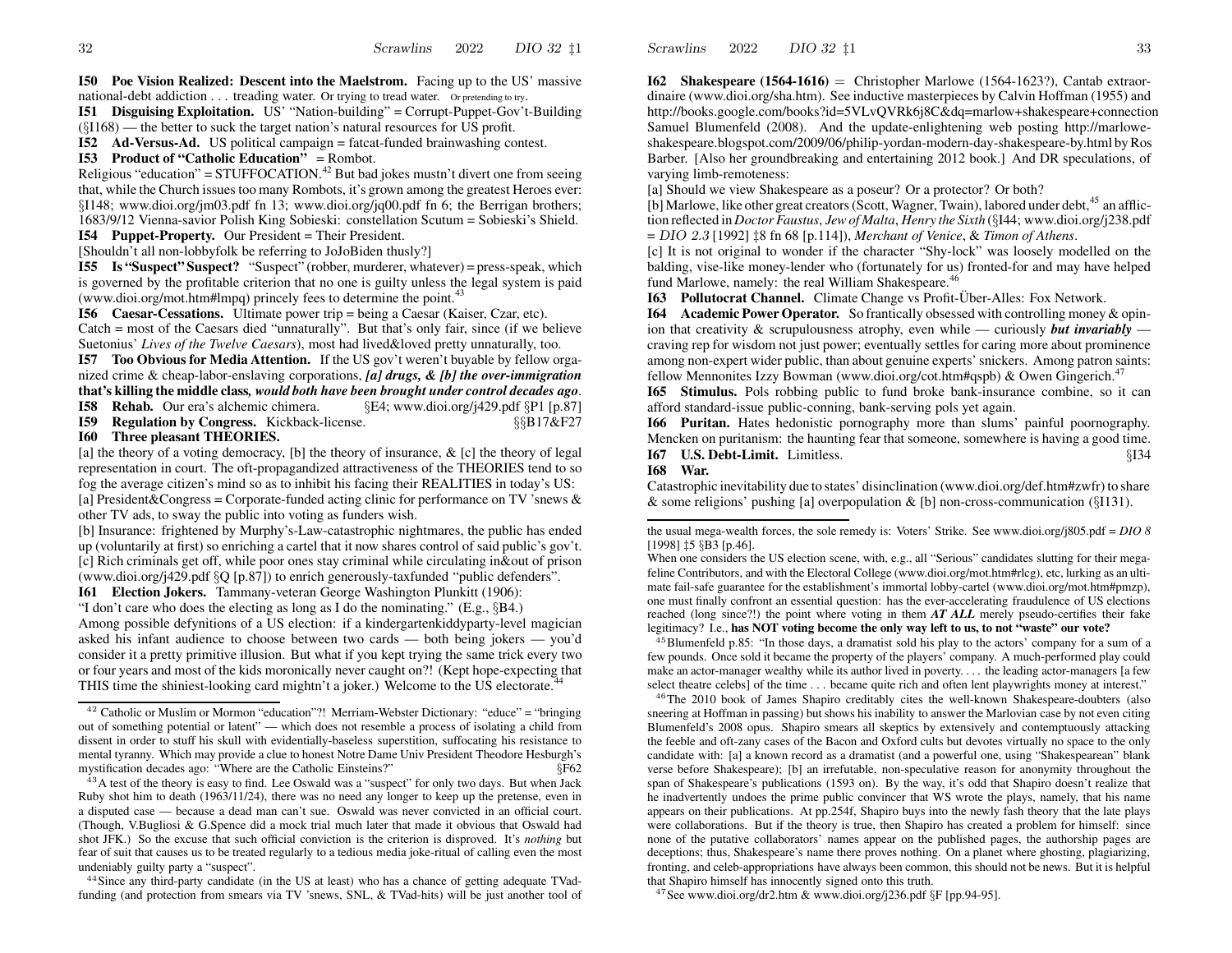**I50 Poe Vision Realized: Descent into the Maelstrom.** Facing up to the US' massive national-debt addiction . . . treading water. Or trying to tread water. Or pretending to try.

**I51 Disguising Exploitation.** US' "Nation-building" = Corrupt-Puppet-Gov't-Building (§I168) — the better to suck the target nation's natural resources for US profit.

**I52 Ad-Versus-Ad.** US political campaign = fatcat-funded brainwashing contest.

**I53 Product of "Catholic Education"** = Rombot.

Religious "education" = STUFFOCATION.[42] But bad jokes mustn't divert one from seeing that, while the Church issues too many Rombots, it's grown among the greatest Heroes ever: §I148; www.dioi.org/jm03.pdf fn 13; www.dioi.org/jq00.pdf fn 6; the Berrigan brothers; 1683/9/12 Vienna-savior Polish King Sobieski: constellation Scutum = Sobieski's Shield.

**I54 Puppet-Property.** Our President = Their President.

[Shouldn't all non-lobbyfolk be referring to JoJoBiden thusly?]

**I55 Is "Suspect" Suspect?** "Suspect" (robber, murderer, whatever) = press-speak, which is governed by the profitable criterion that no one is guilty unless the legal system is paid (www.dioi.org/mot.htm#lmpq) princely fees to determine the point.[43]

**I56 Caesar-Cessations.** Ultimate power trip = being a Caesar (Kaiser, Czar, etc).

Catch = most of the Caesars died "unnaturally". But that's only fair, since (if we believe Suetonius' *Lives of the Twelve Caesars*), most had lived&loved pretty unnaturally, too.

**I57 Too Obvious for Media Attention.** If the US gov't weren't buyable by fellow organized crime & cheap-labor-enslaving corporations, ***[a] drugs, & [b] the over-immigration that's killing the middle class, would both have been brought under control decades ago***.

**I58 Rehab.** Our era's alchemic chimera. §E4; www.dioi.org/j429.pdf §P1 [p.87]

**I59 Regulation by Congress.** Kickback-license. §§B17&F27

**I60 Three pleasant THEORIES.**

[a] the theory of a voting democracy, [b] the theory of insurance, & [c] the theory of legal representation in court. The oft-propagandized attractiveness of the THEORIES tend to so fog the average citizen's mind so as to inhibit his facing their REALITIES in today's US:

[a] President&Congress = Corporate-funded acting clinic for performance on TV 'snews & other TV ads, to sway the public into voting as funders wish.

[b] Insurance: frightened by Murphy's-Law-catastrophic nightmares, the public has ended up (voluntarily at first) so enriching a cartel that it now shares control of said public's gov't.

[c] Rich criminals get off, while poor ones stay criminal while circulating in&out of prison (www.dioi.org/j429.pdf §Q [p.87]) to enrich generously-taxfunded "public defenders".

**I61 Election Jokers.** Tammany-veteran George Washington Plunkitt (1906):

"I don't care who does the electing as long as I do the nominating." (E.g., §B4.)

Among possible defynitions of a US election: if a kindergartenkiddyparty-level magician asked his infant audience to choose between two cards — both being jokers — you'd consider it a pretty primitive illusion. But what if you kept trying the same trick every two or four years and most of the kids moronically never caught on?! (Kept hope-expecting that THIS time the shiniest-looking card mightn't a joker.) Welcome to the US electorate.[44]

**I62 Shakespeare (1564-1616)** = Christopher Marlowe (1564-1623?), Cantab extraordinaire (www.dioi.org/sha.htm). See inductive masterpieces by Calvin Hoffman (1955) and http://books.google.com/books?id=5VLvQVRk6j8C&dq=marlow+shakespeare+connection Samuel Blumenfeld (2008). And the update-enlightening web posting http://marlowe-shakespeare.blogspot.com/2009/06/philip-yordan-modern-day-shakespeare-by.html by Ros Barber. [Also her groundbreaking and entertaining 2012 book.] And DR speculations, of varying limb-remoteness:

[a] Should we view Shakespeare as a poseur? Or a protector? Or both?

[b] Marlowe, like other great creators (Scott, Wagner, Twain), labored under debt,[45] an affliction reflected in *Doctor Faustus*, *Jew of Malta*, *Henry the Sixth* (§I44; www.dioi.org/j238.pdf = *DIO 2.3* [1992] ‡8 fn 68 [p.114]), *Merchant of Venice*, & *Timon of Athens*.

[c] It is not original to wonder if the character "Shy-lock" was loosely modelled on the balding, vise-like money-lender who (fortunately for us) fronted-for and may have helped fund Marlowe, namely: the real William Shakespeare.[46]

**I63 Pollutocrat Channel.** Climate Change vs Profit-Über-Alles: Fox Network.

**I64 Academic Power Operator.** So frantically obsessed with controlling money & opinion that creativity & scrupulousness atrophy, even while — curiously ***but invariably*** — craving rep for wisdom not just power; eventually settles for caring more about prominence among non-expert wider public, than about genuine experts' snickers. Among patron saints: fellow Mennonites Izzy Bowman (www.dioi.org/cot.htm#qspb) & Owen Gingerich.[47]

**I65 Stimulus.** Pols robbing public to fund broke bank-insurance combine, so it can afford standard-issue public-conning, bank-serving pols yet again.

**I66 Puritan.** Hates hedonistic pornography more than slums' painful poornography. Mencken on puritanism: the haunting fear that someone, somewhere is having a good time.

**I67 U.S. Debt-Limit.** Limitless. §I34

**I68 War.**

Catastrophic inevitability due to states' disinclination (www.dioi.org/def.htm#zwfr) to share & some religions' pushing [a] overpopulation & [b] non-cross-communication (§I131).

---

[42] Catholic or Muslim or Mormon "education"?! Merriam-Webster Dictionary: "educe" = "bringing out of something potential or latent" — which does not resemble a process of isolating a child from dissent in order to stuff his skull with evidentially-baseless superstition, suffocating his resistance to mental tyranny. Which may provide a clue to honest Notre Dame Univ President Theodore Hesburgh's mystification decades ago: "Where are the Catholic Einsteins?" §F62

[43] A test of the theory is easy to find. Lee Oswald was a "suspect" for only two days. But when Jack Ruby shot him to death (1963/11/24), there was no need any longer to keep up the pretense, even in a disputed case — because a dead man can't sue. Oswald was never convicted in an official court. (Though, V.Bugliosi & G.Spence did a mock trial much later that made it obvious that Oswald had shot JFK.) So the excuse that such official conviction is the criterion is disproved. It's *nothing* but fear of suit that causes us to be treated regularly to a tedious media joke-ritual of calling even the most undeniably guilty party a "suspect".

[44] Since any third-party candidate (in the US at least) who has a chance of getting adequate TVad-funding (and protection from smears via TV 'snews, SNL, & TVad-hits) will be just another tool of the usual mega-wealth forces, the sole remedy is: Voters' Strike. See www.dioi.org/j805.pdf = *DIO 8* [1998] ‡5 §B3 [p.46].

When one considers the US election scene, with, e.g., all "Serious" candidates slutting for their mega-feline Contributors, and with the Electoral College (www.dioi.org/mot.htm#rlcg), etc, lurking as an ultimate fail-safe guarantee for the establishment's immortal lobby-cartel (www.dioi.org/mot.htm#pmzp), one must finally confront an essential question: has the ever-accelerating fraudulence of US elections reached (long since?!) the point where voting in them ***AT ALL*** merely pseudo-certifies their fake legitimacy? I.e., **has NOT voting become the only way left to us, to not "waste" our vote?**

[45] Blumenfeld p.85: "In those days, a dramatist sold his play to the actors' company for a sum of a few pounds. Once sold it became the property of the players' company. A much-performed play could make an actor-manager wealthy while its author lived in poverty. . . . the leading actor-managers [a few select theatre celebs] of the time . . . became quite rich and often lent playwrights money at interest."

[46] The 2010 book of James Shapiro creditably cites the well-known Shakespeare-doubters (also sneering at Hoffman in passing) but shows his inability to answer the Marlovian case by not even citing Blumenfeld's 2008 opus. Shapiro smears all skeptics by extensively and contemptuously attacking the feeble and oft-zany cases of the Bacon and Oxford cults but devotes virtually no space to the only candidate with: [a] a known record as a dramatist (and a powerful one, using "Shakespearean" blank verse before Shakespeare); [b] an irrefutable, non-speculative reason for anonymity throughout the span of Shakespeare's publications (1593 on). By the way, it's odd that Shapiro doesn't realize that he inadvertently undoes the prime public convincer that WS wrote the plays, namely, that his name appears on their publications. At pp.254f, Shapiro buys into the newly fash theory that the late plays were collaborations. But if the theory is true, then Shapiro has created a problem for himself: since none of the putative collaborators' names appear on the published pages, the authorship pages are deceptions; thus, Shakespeare's name there proves nothing. On a planet where ghosting, plagiarizing, fronting, and celeb-appropriations have always been common, this should not be news. But it is helpful that Shapiro himself has innocently signed onto this truth.

[47] See www.dioi.org/dr2.htm & www.dioi.org/j236.pdf §F [pp.94-95].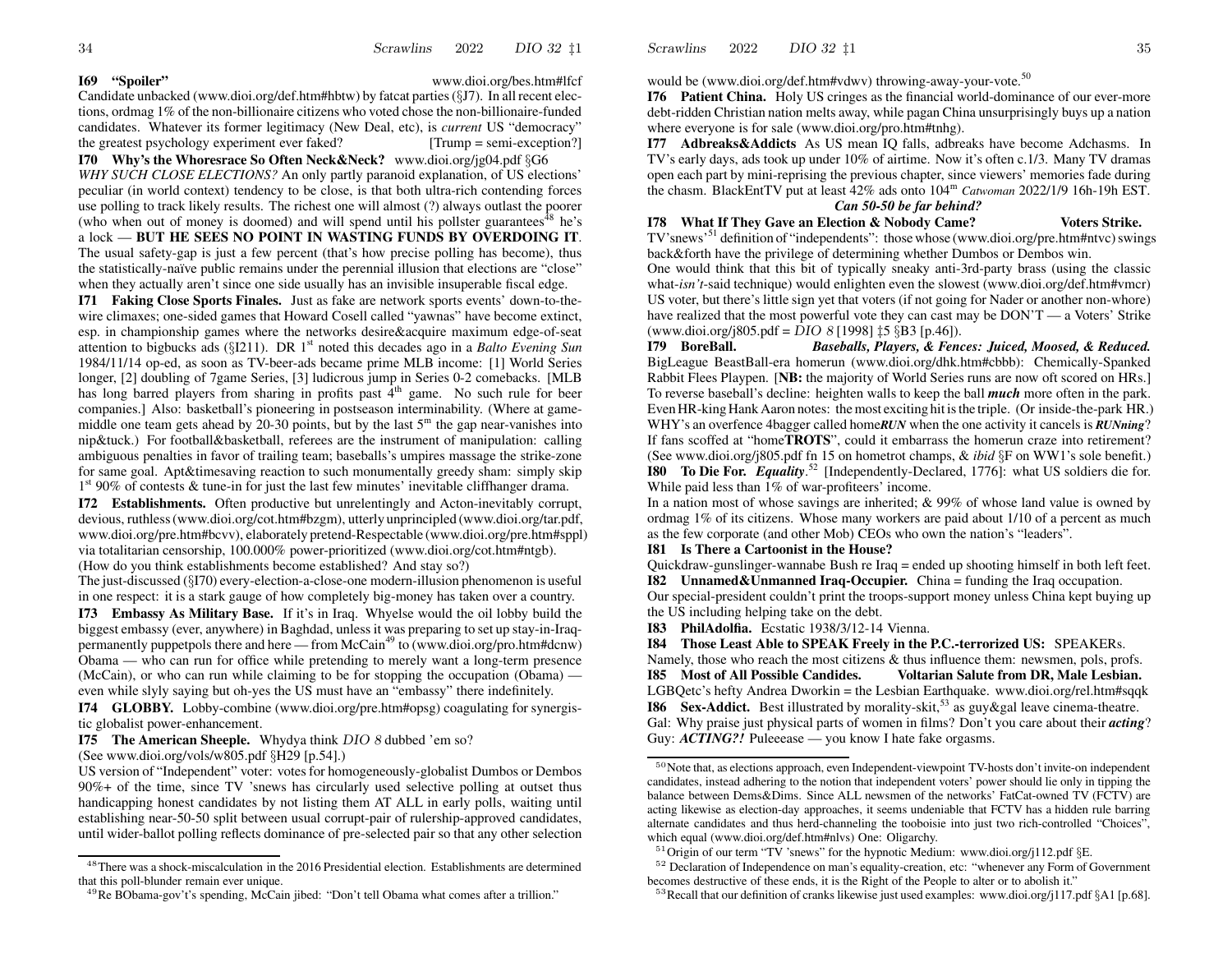**I69 "Spoiler"** www.dioi.org/bes.htm#lfcf

Candidate unbacked (www.dioi.org/def.htm#hbtw) by fatcat parties (§J7). In all recent elections, ordmag 1% of the non-billionaire citizens who voted chose the non-billionaire-funded candidates. Whatever its former legitimacy (New Deal, etc), is *current* US "democracy" the greatest psychology experiment ever faked? [Trump = semi-exception?]

**I70 Why's the Whoresrace So Often Neck&Neck?** www.dioi.org/jg04.pdf §G6

*WHY SUCH CLOSE ELECTIONS?* An only partly paranoid explanation, of US elections' peculiar (in world context) tendency to be close, is that both ultra-rich contending forces use polling to track likely results. The richest one will almost (?) always outlast the poorer (who when out of money is doomed) and will spend until his pollster guarantees[48] he's a lock — **BUT HE SEES NO POINT IN WASTING FUNDS BY OVERDOING IT**. The usual safety-gap is just a few percent (that's how precise polling has become), thus the statistically-naïve public remains under the perennial illusion that elections are "close" when they actually aren't since one side usually has an invisible insuperable fiscal edge.

**I71 Faking Close Sports Finales.** Just as fake are network sports events' down-to-the-wire climaxes; one-sided games that Howard Cosell called "yawnas" have become extinct, esp. in championship games where the networks desire&acquire maximum edge-of-seat attention to bigbucks ads (§I211). DR 1st noted this decades ago in a *Balto Evening Sun* 1984/11/14 op-ed, as soon as TV-beer-ads became prime MLB income: [1] World Series longer, [2] doubling of 7game Series, [3] ludicrous jump in Series 0-2 comebacks. [MLB has long barred players from sharing in profits past 4th game. No such rule for beer companies.] Also: basketball's pioneering in postseason interminability. (Where at game-middle one team gets ahead by 20-30 points, but by the last 5m the gap near-vanishes into nip&tuck.) For football&basketball, referees are the instrument of manipulation: calling ambiguous penalties in favor of trailing team; baseballs's umpires massage the strike-zone for same goal. Apt&timesaving reaction to such monumentally greedy sham: simply skip 1st 90% of contests & tune-in for just the last few minutes' inevitable cliffhanger drama.

**I72 Establishments.** Often productive but unrelentingly and Acton-inevitably corrupt, devious, ruthless (www.dioi.org/cot.htm#bzgm), utterly unprincipled (www.dioi.org/tar.pdf, www.dioi.org/pre.htm#bcvv), elaborately pretend-Respectable (www.dioi.org/pre.htm#sppl) via totalitarian censorship, 100.000% power-prioritized (www.dioi.org/cot.htm#ntgb). (How do you think establishments become established? And stay so?)

The just-discussed (§I70) every-election-a-close-one modern-illusion phenomenon is useful in one respect: it is a stark gauge of how completely big-money has taken over a country.

**I73 Embassy As Military Base.** If it's in Iraq. Whyelse would the oil lobby build the biggest embassy (ever, anywhere) in Baghdad, unless it was preparing to set up stay-in-Iraq-permanently puppetpols there and here — from McCain[49] to (www.dioi.org/pro.htm#dcnw) Obama — who can run for office while pretending to merely want a long-term presence (McCain), or who can run while claiming to be for stopping the occupation (Obama) — even while slyly saying but oh-yes the US must have an "embassy" there indefinitely.

**I74 GLOBBY.** Lobby-combine (www.dioi.org/pre.htm#opsg) coagulating for synergistic globalist power-enhancement.

**I75 The American Sheeple.** Whydya think *DIO 8* dubbed 'em so? (See www.dioi.org/vols/w805.pdf §H29 [p.54].)

US version of "Independent" voter: votes for homogeneously-globalist Dumbos or Dembos 90%+ of the time, since TV 'snews has circularly used selective polling at outset thus handicapping honest candidates by not listing them AT ALL in early polls, waiting until establishing near-50-50 split between usual corrupt-pair of rulership-approved candidates, until wider-ballot polling reflects dominance of pre-selected pair so that any other selection would be (www.dioi.org/def.htm#vdwv) throwing-away-your-vote.[50]

**I76 Patient China.** Holy US cringes as the financial world-dominance of our ever-more debt-ridden Christian nation melts away, while pagan China unsurprisingly buys up a nation where everyone is for sale (www.dioi.org/pro.htm#tnhg).

**I77 Adbreaks&Addicts** As US mean IQ falls, adbreaks have become Adchasms. In TV's early days, ads took up under 10% of airtime. Now it's often c.1/3. Many TV dramas open each part by mini-reprising the previous chapter, since viewers' memories fade during the chasm. BlackEntTV put at least 42% ads onto 104m *Catwoman* 2022/1/9 16h-19h EST.

***Can 50-50 be far behind?***

**I78 What If They Gave an Election & Nobody Came? Voters Strike.**

TV'snews'[51] definition of "independents": those whose (www.dioi.org/pre.htm#ntvc) swings back&forth have the privilege of determining whether Dumbos or Dembos win.

One would think that this bit of typically sneaky anti-3rd-party brass (using the classic what-*isn't*-said technique) would enlighten even the slowest (www.dioi.org/def.htm#vmcr) US voter, but there's little sign yet that voters (if not going for Nader or another non-whore) have realized that the most powerful vote they can cast may be DON'T — a Voters' Strike (www.dioi.org/j805.pdf = *DIO 8* [1998] ‡5 §B3 [p.46]).

**I79 BoreBall.** ***Baseballs, Players, & Fences: Juiced, Moosed, & Reduced.***

BigLeague BeastBall-era homerun (www.dioi.org/dhk.htm#cbbb): Chemically-Spanked Rabbit Flees Playpen. [**NB:** the majority of World Series runs are now oft scored on HRs.] To reverse baseball's decline: heighten walls to keep the ball ***much*** more often in the park. Even HR-king Hank Aaron notes: the most exciting hit is the triple. (Or inside-the-park HR.) WHY's an overfence 4bagger called home***RUN*** when the one activity it cancels is ***RUNning***? If fans scoffed at "home**TROTS**", could it embarrass the homerun craze into retirement? (See www.dioi.org/j805.pdf fn 15 on hometrot champs, & *ibid* §F on WW1's sole benefit.)

**I80 To Die For.** ***Equality***.[52] [Independently-Declared, 1776]: what US soldiers die for. While paid less than 1% of war-profiteers' income.

In a nation most of whose savings are inherited; & 99% of whose land value is owned by ordmag 1% of its citizens. Whose many workers are paid about 1/10 of a percent as much as the few corporate (and other Mob) CEOs who own the nation's "leaders".

**I81 Is There a Cartoonist in the House?**

Quickdraw-gunslinger-wannabe Bush re Iraq = ended up shooting himself in both left feet.

**I82 Unnamed&Unmanned Iraq-Occupier.** China = funding the Iraq occupation.

Our special-president couldn't print the troops-support money unless China kept buying up the US including helping take on the debt.

**I83 PhilAdolfia.** Ecstatic 1938/3/12-14 Vienna.

**I84 Those Least Able to SPEAK Freely in the P.C.-terrorized US:** SPEAKERs.

Namely, those who reach the most citizens & thus influence them: newsmen, pols, profs.

**I85 Most of All Possible Candidates. Voltarian Salute from DR, Male Lesbian.**

LGBQetc's hefty Andrea Dworkin = the Lesbian Earthquake. www.dioi.org/rel.htm#sqqk

**I86 Sex-Addict.** Best illustrated by morality-skit,[53] as guy&gal leave cinema-theatre.

Gal: Why praise just physical parts of women in films? Don't you care about their ***acting***?

Guy: ***ACTING?!*** Puleeease — you know I hate fake orgasms.

---

[48] There was a shock-miscalculation in the 2016 Presidential election. Establishments are determined that this poll-blunder remain ever unique.

[49] Re BObama-gov't's spending, McCain jibed: "Don't tell Obama what comes after a trillion."

[50] Note that, as elections approach, even Independent-viewpoint TV-hosts don't invite-on independent candidates, instead adhering to the notion that independent voters' power should lie only in tipping the balance between Dems&Dims. Since ALL newsmen of the networks' FatCat-owned TV (FCTV) are acting likewise as election-day approaches, it seems undeniable that FCTV has a hidden rule barring alternate candidates and thus herd-channeling the tooboisie into just two rich-controlled "Choices", which equal (www.dioi.org/def.htm#nlvs) One: Oligarchy.

[51] Origin of our term "TV 'snews" for the hypnotic Medium: www.dioi.org/j112.pdf §E.

[52] Declaration of Independence on man's equality-creation, etc: "whenever any Form of Government becomes destructive of these ends, it is the Right of the People to alter or to abolish it."

[53] Recall that our definition of cranks likewise just used examples: www.dioi.org/j117.pdf §A1 [p.68].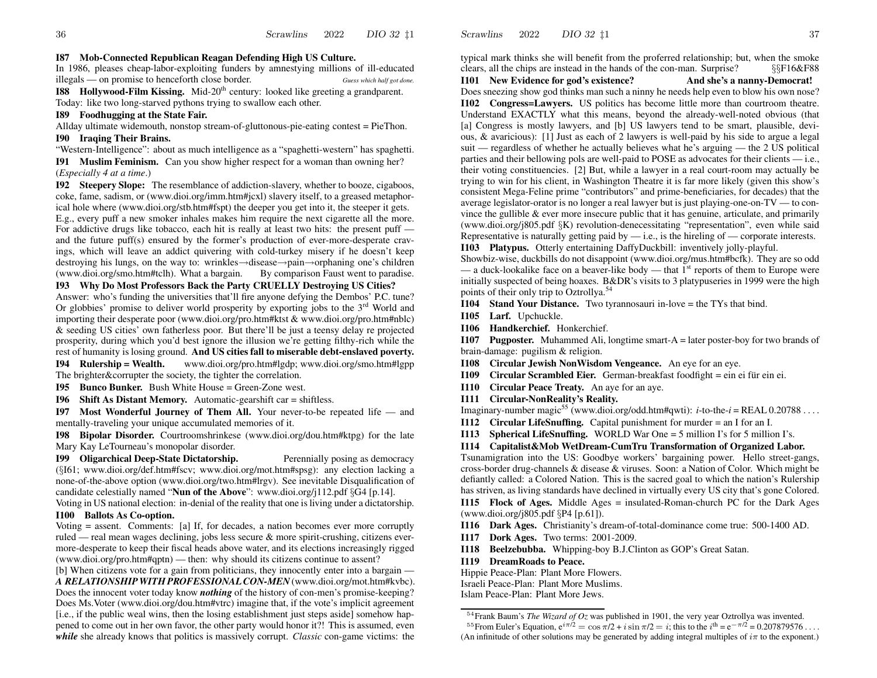**I87 Mob-Connected Republican Reagan Defending High US Culture.**
In 1986, pleases cheap-labor-exploiting funders by amnestying millions of ill-educated illegals — on promise to henceforth close border. *Guess which half got done.*

**I88 Hollywood-Film Kissing.** Mid-20th century: looked like greeting a grandparent. Today: like two long-starved pythons trying to swallow each other.

**I89 Foodhugging at the State Fair.**
Allday ultimate widemouth, nonstop stream-of-gluttonous-pie-eating contest = PieThon.

**I90 Iraqing Their Brains.**
"Western-Intelligence": about as much intelligence as a "spaghetti-western" has spaghetti.

**I91 Muslim Feminism.** Can you show higher respect for a woman than owning her? (*Especially 4 at a time*.)

**I92 Steepery Slope:** The resemblance of addiction-slavery, whether to booze, cigaboos, coke, fame, sadism, or (www.dioi.org/imm.htm#jcxl) slavery itself, to a greased metaphorical hole where (www.dioi.org/stb.htm#fspt) the deeper you get into it, the steeper it gets. E.g., every puff a new smoker inhales makes him require the next cigarette all the more. For addictive drugs like tobacco, each hit is really at least two hits: the present puff — and the future puff(s) ensured by the former's production of ever-more-desperate cravings, which will leave an addict quivering with cold-turkey misery if he doesn't keep destroying his lungs, on the way to: wrinkles→disease→pain→orphaning one's children (www.dioi.org/smo.htm#tclh). What a bargain. By comparison Faust went to paradise.

**I93 Why Do Most Professors Back the Party CRUELLY Destroying US Cities?**
Answer: who's funding the universities that'll fire anyone defying the Dembos' P.C. tune? Or globbies' promise to deliver world prosperity by exporting jobs to the 3rd World and importing their desperate poor (www.dioi.org/pro.htm#ktst & www.dioi.org/pro.htm#nblc) & seeding US cities' own fatherless poor. But there'll be just a teensy delay re projected prosperity, during which you'd best ignore the illusion we're getting filthy-rich while the rest of humanity is losing ground. **And US cities fall to miserable debt-enslaved poverty.**

**I94 Rulership = Wealth.** www.dioi.org/pro.htm#lgdp; www.dioi.org/smo.htm#lgpp
The brighter&corrupter the society, the tighter the correlation.

**I95 Bunco Bunker.** Bush White House = Green-Zone west.

**I96 Shift As Distant Memory.** Automatic-gearshift car = shiftless.

**I97 Most Wonderful Journey of Them All.** Your never-to-be repeated life — and mentally-traveling your unique accumulated memories of it.

**I98 Bipolar Disorder.** Courtroomshrinkese (www.dioi.org/dou.htm#ktpg) for the late Mary Kay LeTourneau's monopolar disorder.

**I99 Oligarchical Deep-State Dictatorship.** Perennially posing as democracy (§I61; www.dioi.org/def.htm#fscv; www.dioi.org/mot.htm#spsg): any election lacking a none-of-the-above option (www.dioi.org/two.htm#lrgv). See inevitable Disqualification of candidate celestially named "**Nun of the Above**": www.dioi.org/j112.pdf §G4 [p.14].
Voting in US national election: in-denial of the reality that one is living under a dictatorship.

**I100 Ballots As Co-option.**
Voting = assent. Comments: [a] If, for decades, a nation becomes ever more corruptly ruled — real mean wages declining, jobs less secure & more spirit-crushing, citizens ever-more-desperate to keep their fiscal heads above water, and its elections increasingly rigged (www.dioi.org/pro.htm#qptn) — then: why should its citizens continue to assent?
[b] When citizens vote for a gain from politicians, they innocently enter into a bargain — ***A RELATIONSHIP WITH PROFESSIONAL CON-MEN*** (www.dioi.org/mot.htm#kvbc). Does the innocent voter today know ***nothing*** of the history of con-men's promise-keeping? Does Ms.Voter (www.dioi.org/dou.htm#vtrc) imagine that, if the vote's implicit agreement [i.e., if the public weal wins, then the losing establishment just steps aside] somehow happened to come out in her own favor, the other party would honor it?! This is assumed, even ***while*** she already knows that politics is massively corrupt. *Classic* con-game victims: the typical mark thinks she will benefit from the proferred relationship; but, when the smoke clears, all the chips are instead in the hands of the con-man. Surprise? §§F16&F88

**I101 New Evidence for god's existence? And she's a nanny-Democrat!**
Does sneezing show god thinks man such a ninny he needs help even to blow his own nose?

**I102 Congress=Lawyers.** US politics has become little more than courtroom theatre. Understand EXACTLY what this means, beyond the already-well-noted obvious (that [a] Congress is mostly lawyers, and [b] US lawyers tend to be smart, plausible, devious, & avaricious): [1] Just as each of 2 lawyers is well-paid by his side to argue a legal suit — regardless of whether he actually believes what he's arguing — the 2 US political parties and their bellowing pols are well-paid to POSE as advocates for their clients — i.e., their voting constituencies. [2] But, while a lawyer in a real court-room may actually be trying to win for his client, in Washington Theatre it is far more likely (given this show's consistent Mega-Feline prime "contributors" and prime-beneficiaries, for decades) that the average legislator-orator is no longer a real lawyer but is just playing-one-on-TV — to convince the gullible & ever more insecure public that it has genuine, articulate, and primarily (www.dioi.org/j805.pdf §K) revolution-denecessitating "representation", even while said Representative is naturally getting paid by — i.e., is the hireling of — corporate interests.

**I103 Platypus.** Otterly entertaining DaffyDuckbill: inventively jolly-playful.
Showbiz-wise, duckbills do not disappoint (www.dioi.org/mus.htm#bcfk). They are so odd — a duck-lookalike face on a beaver-like body — that 1st reports of them to Europe were initially suspected of being hoaxes. B&DR's visits to 3 platypuseries in 1999 were the high points of their only trip to Oztrollya.[54]

**I104 Stand Your Distance.** Two tyrannosauri in-love = the TYs that bind.

**I105 Larf.** Upchuckle.

**I106 Handkerchief.** Honkerchief.

**I107 Pugposter.** Muhammed Ali, longtime smart-A = later poster-boy for two brands of brain-damage: pugilism & religion.

**I108 Circular Jewish NonWisdom Vengeance.** An eye for an eye.

**I109 Circular Scrambled Eier.** German-breakfast foodfight = ein ei für ein ei.

**I110 Circular Peace Treaty.** An aye for an aye.

**I111 Circular-NonReality's Reality.**
Imaginary-number magic[55] (www.dioi.org/odd.htm#qwti): $i$-to-the-$i$ = REAL 0.20788 . . . .

**I112 Circular LifeSnuffing.** Capital punishment for murder = an I for an I.

**I113 Spherical LifeSnuffing.** WORLD War One = 5 million I's for 5 million I's.

**I114 Capitalist&Mob WetDream-CumTru Transformation of Organized Labor.**
Tsunamigration into the US: Goodbye workers' bargaining power. Hello street-gangs, cross-border drug-channels & disease & viruses. Soon: a Nation of Color. Which might be defiantly called: a Colored Nation. This is the sacred goal to which the nation's Rulership has striven, as living standards have declined in virtually every US city that's gone Colored.

**I115 Flock of Ages.** Middle Ages = insulated-Roman-church PC for the Dark Ages (www.dioi.org/j805.pdf §P4 [p.61]).

**I116 Dark Ages.** Christianity's dream-of-total-dominance come true: 500-1400 AD.

**I117 Dork Ages.** Two terms: 2001-2009.

**I118 Beelzebubba.** Whipping-boy B.J.Clinton as GOP's Great Satan.

**I119 DreamRoads to Peace.**
Hippie Peace-Plan: Plant More Flowers.
Israeli Peace-Plan: Plant More Muslims.
Islam Peace-Plan: Plant More Jews.

---

[54] Frank Baum's *The Wizard of Oz* was published in 1901, the very year Oztrollya was invented.

[55] From Euler's Equation, $e^{i\pi/2} = \cos\pi/2 + i\sin\pi/2 = i$; this to the $i^{\text{th}} = e^{-\pi/2} = 0.207879576\ldots$. (An infinitude of other solutions may be generated by adding integral multiples of $i\pi$ to the exponent.)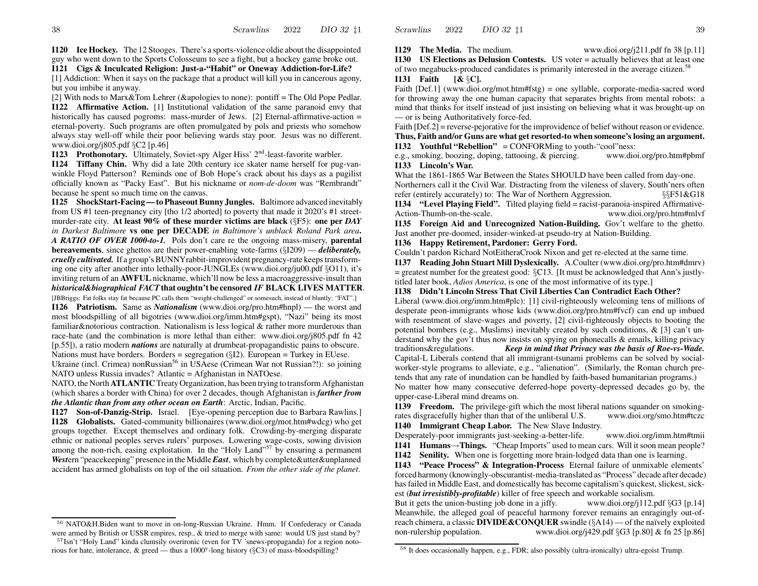**I120 Ice Hockey.** The 12 Stooges. There's a sports-violence oldie about the disappointed guy who went down to the Sports Colosseum to see a fight, but a hockey game broke out.

**I121 Cigs & Inculcated Religion: Just-a-"Habit" or Oneway Addiction-for-Life?**
[1] Addiction: When it says on the package that a product will kill you in cancerous agony, but you imbibe it anyway.
[2] With nods to Marx&Tom Lehrer (&apologies to none): pontiff = The Old Pope Pedlar.

**I122 Affirmative Action.** [1] Institutional validation of the same paranoid envy that historically has caused pogroms: mass-murder of Jews. [2] Eternal-affirmative-action = eternal-poverty. Such programs are often promulgated by pols and priests who somehow always stay well-off while their poor believing wards stay poor. Jesus was no different. www.dioi.org/j805.pdf §C2 [p.46]

**I123 Prothonotary.** Ultimately, Soviet-spy Alger Hiss' 2nd-least-favorite warbler.

**I124 Tiffany Chin.** Why did a late 20th century ice skater name herself for pug-vanwinkle Floyd Patterson? Reminds one of Bob Hope's crack about his days as a pugilist officially known as "Packy East". But his nickname or *nom-de-doom* was "Rembrandt" because he spent so much time on the canvas.

**I125 ShockStart-Facing — to Phaseout Bunny Jungles.** Baltimore advanced inevitably from US #1 teen-pregnancy city [tho 1/2 aborted] to poverty that made it 2020's #1 street-murder-rate city. **At least 90% of these murder victims are black** (§F5): **one per *DAY in Darkest Baltimore*** **vs one per DECADE** *in Baltimore's unblack Roland Park area*. ***A RATIO OF OVER 1000-to-1.*** Pols don't care re the ongoing mass-misery, **parental bereavements**, since ghettos are their power-enabling vote-farms (§I209) — ***deliberately, cruelly cultivated.*** If a group's BUNNYrabbit-improvident pregnancy-rate keeps transforming one city after another into lethally-poor-JUNGLEs (www.dioi.org/ju00.pdf §O11), it's inviting return of an **AWFUL** nickname, which'll now be less a macroaggressive-insult than ***historical&biographical FACT*** **that oughtn't be censored *IF* BLACK LIVES MATTER**.
[JBBriggs: Fat folks stay fat because PC calls them "weight-challenged" or somesuch, instead of bluntly: "FAT".]

**I126 Patriotism.** Same as ***Nationalism*** (www.dioi.org/pro.htm#hnpl) — the worst and most bloodspilling of all bigotries (www.dioi.org/imm.htm#gspt), "Nazi" being its most familiar&notorious contraction. Nationalism is less logical & rather more murderous than race-hate (and the combination is more lethal than either: www.dioi.org/j805.pdf fn 42 [p.55]), a ratio modern ***nations*** are naturally at drumbeat-propagandistic pains to obscure. Nations must have borders. Borders = segregation (§I2). European = Turkey in EUese. Ukraine (incl. Crimea) nonRussian[56] in USAese (Crimean War not Russian?!): so joining NATO unless Russia invades? Atlantic = Afghanistan in NATOese.
NATO, the North **ATLANTIC** Treaty Organization, has been trying to transform Afghanistan (which shares a border with China) for over 2 decades, though Afghanistan is ***farther from the Atlantic than from any other ocean on Earth***: Arctic, Indian, Pacific.

**I127 Son-of-Danzig-Strip.** Israel. [Eye-opening perception due to Barbara Rawlins.]

**I128 Globalists.** Gated-community billionaires (www.dioi.org/mot.htm#wdcg) who get groups together. Except themselves and ordinary folk. Crowding-by-merging disparate ethnic or national peoples serves rulers' purposes. Lowering wage-costs, sowing division among the non-rich, easing exploitation. In the "Holy Land"[57] by ensuring a permanent ***West***ern "peacekeeping" presence in the Middle ***East***, which by complete&utter&unplanned accident has armed globalists on top of the oil situation. *From the other side of the planet*.

[56] NATO&H.Biden want to move in on-long-Russian Ukraine. Hmm. If Confederacy or Canada were armed by British or USSR empires, resp., & tried to merge with same: would US just stand by?

[57] Isn't "Holy Land" kinda clumsily overironic (even for TV 'snews-propaganda) for a region notorious for hate, intolerance, & greed — thus a 1000y-long history (§C3) of mass-bloodspilling?

**I129 The Media.** The medium. www.dioi.org/j211.pdf fn 38 [p.11]

**I130 US Elections as Delusion Contests.** US voter = actually believes that at least one of two megabucks-produced candidates is primarily interested in the average citizen.[58]

**I131 Faith [& §C].**
Faith [Def.1] (www.dioi.org/mot.htm#fstg) = one syllable, corporate-media-sacred word for throwing away the one human capacity that separates brights from mental robots: a mind that thinks for itself instead of just insisting on believing what it was brought-up on — or is being Authoritatively force-fed.
Faith [Def.2] = reverse-pejorative for the improvidence of belief without reason or evidence.
**Thus, Faith and/or Guns are what get resorted-to when someone's losing an argument.**

**I132 Youthful "Rebellion"** = CONFORMing to youth-"cool"ness:
e.g., smoking, boozing, doping, tattooing, & piercing. www.dioi.org/pro.htm#pbmf

**I133 Lincoln's War.**
What the 1861-1865 War Between the States SHOULD have been called from day-one.
Northerners call it the Civil War. Distracting from the vileness of slavery, South'ners often refer (entirely accurately) to: The War of Northern Aggression. §§F51&G18

**I134 "Level Playing Field".** Tilted playing field = racist-paranoia-inspired Affirmative-Action-Thumb-on-the-scale. www.dioi.org/pro.htm#mlvf

**I135 Foreign Aid and Unrecognized Nation-Building.** Gov't welfare to the ghetto. Just another pre-doomed, insider-winked-at pseudo-try at Nation-Building.

**I136 Happy Retirement, Pardoner: Gerry Ford.**
Couldn't pardon Richard NotEitheraCrook Nixon and get re-elected at the same time.

**I137 Reading John Stuart Mill Dyslexically.** A.Coulter (www.dioi.org/pro.htm#dmrv) = greatest number for the greatest good: §C13. [It must be acknowledged that Ann's justly-titled later book, *Adios America*, is one of the most informative of its type.]

**I138 Didn't Lincoln Stress That Civil Liberties Can Contradict Each Other?**
Liberal (www.dioi.org/imm.htm#plc): [1] civil-righteously welcoming tens of millions of desperate peon-immigrants whose kids (www.dioi.org/pro.htm#fvcf) can end up imbued with resentment of slave-wages and poverty, [2] civil-righteously objects to booting the potential bombers (e.g., Muslims) inevitably created by such conditions, & [3] can't understand why the gov't thus now insists on spying on phonecalls & emails, killing privacy traditions&regulations. ***Keep in mind that Privacy was the basis of Roe-vs-Wade.***
Capital-L Liberals contend that all immigrant-tsunami problems can be solved by social-worker-style programs to alleviate, e.g., "alienation". (Similarly, the Roman church pretends that any rate of inundation can be handled by faith-based humanitarian programs.)
No matter how many consecutive deferred-hope poverty-depressed decades go by, the upper-case-Liberal mind dreams on.

**I139 Freedom.** The privilege-gift which the most liberal nations squander on smoking-rates disgracefully higher than that of the unliberal U.S. www.dioi.org/smo.htm#tczc

**I140 Immigrant Cheap Labor.** The New Slave Industry.
Desperately-poor immigrants just-seeking-a-better-life. www.dioi.org/imm.htm#tmii

**I141 Humans→Things.** "Cheap Imports" used to mean cars. Will it soon mean people?

**I142 Senility.** When one is forgetting more brain-lodged data than one is learning.

**I143 "Peace Process" & Integration-Process** Eternal failure of unmixable elements' forced harmony (knowingly-obscurantist-media-translated as "Process" decade after decade) has failed in Middle East, and domestically has become capitalism's quickest, slickest, sickest (***but irresistibly-profitable***) killer of free speech and workable socialism.
But it gets the union-busting job done in a jiffy. www.dioi.org/j112.pdf §G3 [p.14]
Meanwhile, the alleged goal of peaceful harmony forever remains an enragingly out-of-reach chimera, a classic **DIVIDE&CONQUER** swindle (§A14) — of the naïvely exploited non-rulership population. www.dioi.org/j429.pdf §G3 [p.80] & fn 25 [p.86]

[58] It does occasionally happen, e.g., FDR; also possibly (ultra-ironically) ultra-egoist Trump.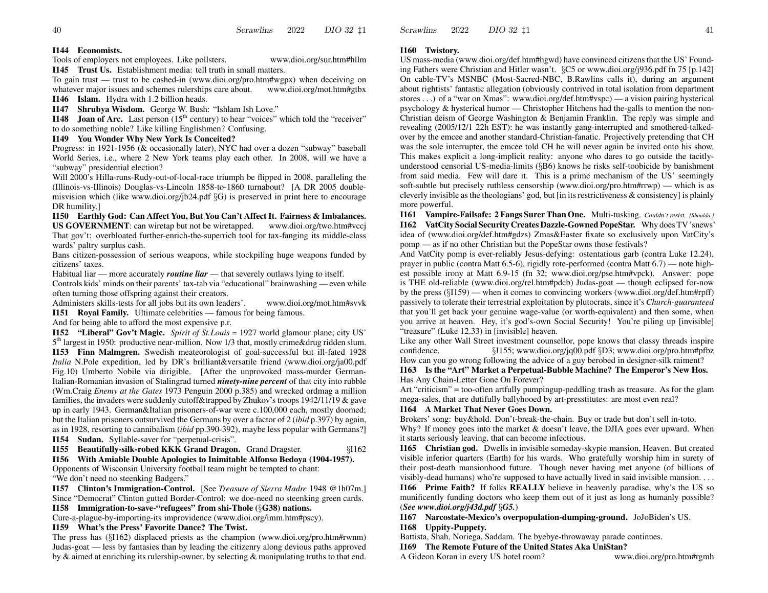**I144 Economists.**
Tools of employers not employees. Like pollsters. www.dioi.org/sur.htm#hllm

**I145 Trust Us.** Establishment media: tell truth in small matters.
To gain trust — trust to be cashed-in (www.dioi.org/pro.htm#wgpx) when deceiving on whatever major issues and schemes rulerships care about. www.dioi.org/mot.htm#gtbx

**I146 Islam.** Hydra with 1.2 billion heads.

**I147 Shrubya Wisdom.** George W. Bush: "Ishlam Ish Love."

**I148 Joan of Arc.** Last person (15th century) to hear "voices" which told the "receiver" to do something noble? Like killing Englishmen? Confusing.

**I149 You Wonder Why New York Is Conceited?**
Progress: in 1921-1956 (& occasionally later), NYC had over a dozen "subway" baseball World Series, i.e., where 2 New York teams play each other. In 2008, will we have a "subway" presidential election?
Will 2000's Hilla-runs-Rudy-out-of-local-race triumph be flipped in 2008, paralleling the (Illinois-vs-Illinois) Douglas-vs-Lincoln 1858-to-1860 turnabout? [A DR 2005 double-misvision which (like www.dioi.org/jb24.pdf §G) is preserved in print here to encourage DR humility.]

**I150 Earthly God: Can Affect You, But You Can't Affect It. Fairness & Imbalances.**
**US GOVERNMENT**: can wiretap but not be wiretapped. www.dioi.org/two.htm#vccj
That gov't: overbloated further-enrich-the-superrich tool for tax-fanging its middle-class wards' paltry surplus cash.
Bans citizen-possession of serious weapons, while stockpiling huge weapons funded by citizens' taxes.
Habitual liar — more accurately ***routine liar*** — that severely outlaws lying to itself.
Controls kids' minds on their parents' tax-tab via "educational" brainwashing — even while often turning those offspring against their creators.
Administers skills-tests for all jobs but its own leaders'. www.dioi.org/mot.htm#svvk

**I151 Royal Family.** Ultimate celebrities — famous for being famous.
And for being able to afford the most expensive p.r.

**I152 "Liberal" Gov't Magic.** *Spirit of St.Louis* = 1927 world glamour plane; city US' 5th largest in 1950: productive near-million. Now 1/3 that, mostly crime&drug ridden slum.

**I153 Finn Malmgren.** Swedish meateorologist of goal-successful but ill-fated 1928 *Italia* N.Pole expedition, led by DR's brilliant&versatile friend (www.dioi.org/ja00.pdf Fig.10) Umberto Nobile via dirigible. [After the unprovoked mass-murder German-Italian-Romanian invasion of Stalingrad turned ***ninety-nine percent*** of that city into rubble (Wm.Craig *Enemy at the Gates* 1973 Penguin 2000 p.385) and wrecked ordmag a million families, the invaders were suddenly cutoff&trapped by Zhukov's troops 1942/11/19 & gave up in early 1943. German&Italian prisoners-of-war were c.100,000 each, mostly doomed; but the Italian prisoners outsurvived the Germans by over a factor of 2 (*ibid* p.397) by again, as in 1928, resorting to cannibalism (*ibid* pp.390-392), maybe less popular with Germans?]

**I154 Sudan.** Syllable-saver for "perpetual-crisis".

**I155 Beautifully-silk-robed KKK Grand Dragon.** Grand Dragster. §I162

**I156 With Amiable Double Apologies to Inimitable Alfonso Bedoya (1904-1957).**
Opponents of Wisconsin University football team might be tempted to chant:
"We don't need no steenking Badgers."

**I157 Clinton's Immigration-Control.** [See *Treasure of Sierra Madre* 1948 @1h07m.]
Since "Democrat" Clinton gutted Border-Control: we doe-need no steenking green cards.

**I158 Immigration-to-save-"refugees" from shi-Thole (§G38) nations.**
Cure-a-plague-by-importing-its improvidence (www.dioi.org/imm.htm#pscy).

**I159 What's the Press' Favorite Dance? The Twist.**
The press has (§I162) displaced priests as the champion (www.dioi.org/pro.htm#rwnm) Judas-goat — less by fantasies than by leading the citizenry along devious paths approved by & aimed at enriching its rulership-owner, by selecting & manipulating truths to that end.

**I160 Twistory.**
US mass-media (www.dioi.org/def.htm#hgwd) have convinced citizens that the US' Founding Fathers were Christian and Hitler wasn't. §C5 or www.dioi.org/j936.pdf fn 75 [p.142]
On cable-TV's MSNBC (Most-Sacred-NBC, B.Rawlins calls it), during an argument about rightists' fantastic allegation (obviously contrived in total isolation from department stores . . .) of a "war on Xmas": www.dioi.org/def.htm#vspc) — a vision pairing hysterical psychology & hysterical humor — Christopher Hitchens had the-galls to mention the non-Christian deism of George Washington & Benjamin Franklin. The reply was simple and revealing (2005/12/1 22h EST): he was instantly gang-interrupted and smothered-talked-over by the emcee and another standard-Christian-fanatic. Projectively pretending that CH was the sole interrupter, the emcee told CH he will never again be invited onto his show. This makes explicit a long-implicit reality: anyone who dares to go outside the tacitly-understood censorial US-media-limits (§B6) knows he risks self-toobicide by banishment from said media. Few will dare it. This is a prime mechanism of the US' seemingly soft-subtle but precisely ruthless censorship (www.dioi.org/pro.htm#rrwp) — which is as cleverly invisible as the theologians' god, but [in its restrictiveness & consistency] is plainly more powerful.

**I161 Vampire-Failsafe: 2 Fangs Surer Than One.** Multi-tusking. *Couldn't resist. [Shoulda.]*

**I162 VatCity Social Security Creates Dazzle-Gowned PopeStar.** Why does TV 'snews' idea of (www.dioi.org/def.htm#gdzs) Zmas&Easter fixate so exclusively upon VatCity's pomp — as if no other Christian but the PopeStar owns those festivals?
And VatCity pomp is ever-reliably Jesus-defying: ostentatious garb (contra Luke 12.24), prayer in public (contra Matt 6.5-6), rigidly rote-performed (contra Matt 6.7) — note highest possible irony at Matt 6.9-15 (fn 32; www.dioi.org/pse.htm#vpck). Answer: pope is THE old-reliable (www.dioi.org/rel.htm#pdcb) Judas-goat — though eclipsed for-now by the press (§I159) — when it comes to convincing workers (www.dioi.org/def.htm#rpff) passively to tolerate their terrestrial exploitation by plutocrats, since it's *Church-guaranteed* that you'll get back your genuine wage-value (or worth-equivalent) and then some, when you arrive at heaven. Hey, it's god's-own Social Security! You're piling up [invisible] "treasure" (Luke 12.33) in [invisible] heaven.
Like any other Wall Street investment counsellor, pope knows that classy threads inspire confidence. §I155; www.dioi.org/jq00.pdf §D3; www.dioi.org/pro.htm#pfbz
How can you go wrong following the advice of a guy berobed in designer-silk raiment?

**I163 Is the "Art" Market a Perpetual-Bubble Machine? The Emperor's New Hos.**
Has Any Chain-Letter Gone On Forever?
Art "criticism" = too-often artfully pumpingup-peddling trash as treasure. As for the glam mega-sales, that are dutifully ballyhooed by art-presstitutes: are most even real?

**I164 A Market That Never Goes Down.**
Brokers' song: buy&hold. Don't-break-the-chain. Buy or trade but don't sell in-toto.
Why? If money goes into the market & doesn't leave, the DJIA goes ever upward. When it starts seriously leaving, that can become infectious.

**I165 Christian god.** Dwells in invisible someday-skypie mansion, Heaven. But created visible inferior quarters (Earth) for his wards. Who gratefully worship him in surety of their post-death mansionhood future. Though never having met anyone (of billions of visibly-dead humans) who're supposed to have actually lived in said invisible mansion. . . .

**I166 Prime Faith?** If folks **REALLY** believe in heavenly paradise, why's the US so munificently funding doctors who keep them out of it just as long as humanly possible? (***See www.dioi.org/j43d.pdf §G5.***)

**I167 Narcostate-Mexico's overpopulation-dumping-ground.** JoJoBiden's US.

**I168 Uppity-Puppety.**
Battista, Shah, Noriega, Saddam. The byebye-throwaway parade continues.

**I169 The Remote Future of the United States Aka UniStan?**
A Gideon Koran in every US hotel room? www.dioi.org/pro.htm#rgmh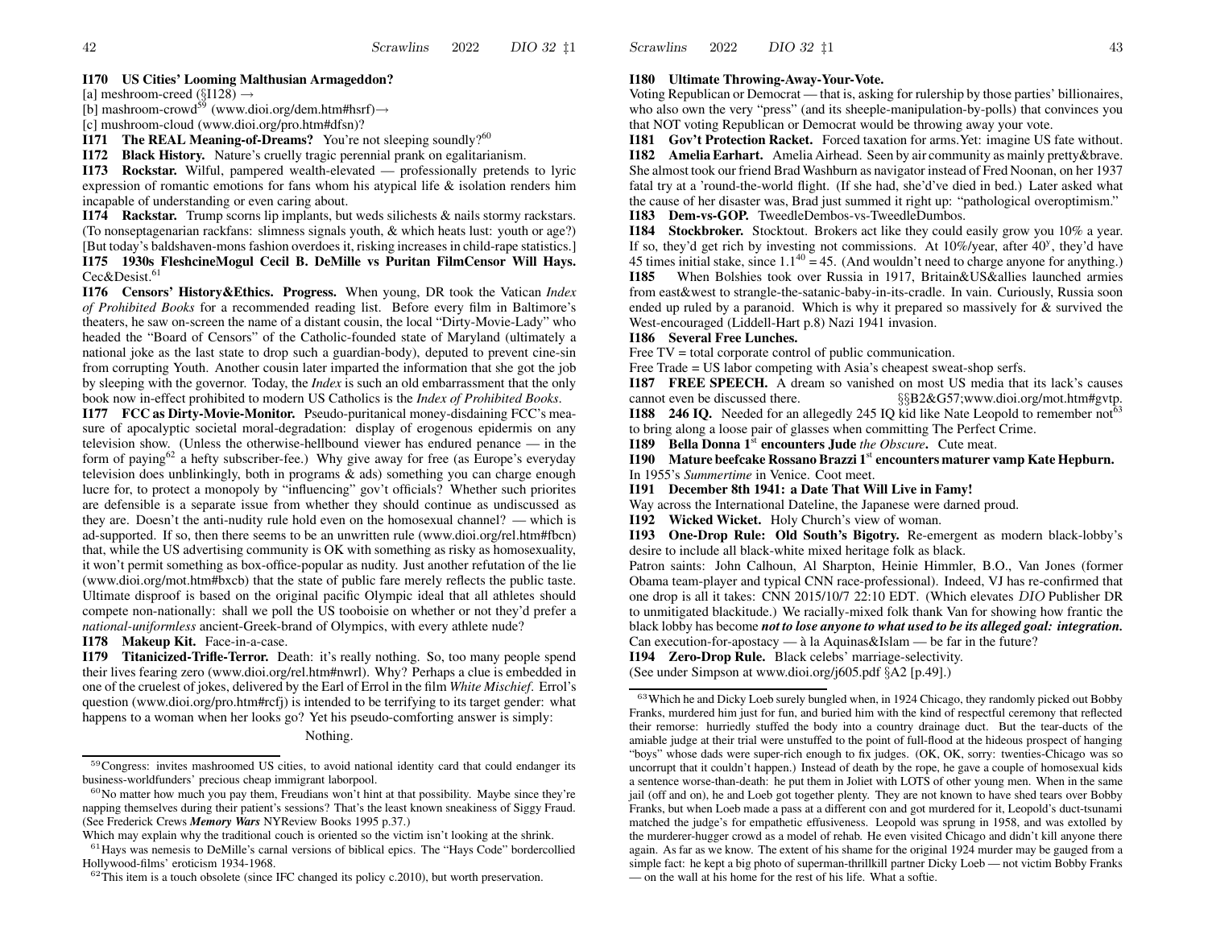**I170 US Cities' Looming Malthusian Armageddon?**
[a] meshroom-creed (§I128) →
[b] mashroom-crowd[59] (www.dioi.org/dem.htm#hsrf)→
[c] mushroom-cloud (www.dioi.org/pro.htm#dfsn)?

**I171 The REAL Meaning-of-Dreams?** You're not sleeping soundly?[60]

**I172 Black History.** Nature's cruelly tragic perennial prank on egalitarianism.

**I173 Rockstar.** Wilful, pampered wealth-elevated — professionally pretends to lyric expression of romantic emotions for fans whom his atypical life & isolation renders him incapable of understanding or even caring about.

**I174 Rackstar.** Trump scorns lip implants, but weds silichests & nails stormy rackstars. (To nonseptagenarian rackfans: slimness signals youth, & which heats lust: youth or age?) [But today's baldshaven-mons fashion overdoes it, risking increases in child-rape statistics.]

**I175 1930s FleshcineMogul Cecil B. DeMille vs Puritan FilmCensor Will Hays.** Cec&Desist.[61]

**I176 Censors' History&Ethics. Progress.** When young, DR took the Vatican *Index of Prohibited Books* for a recommended reading list. Before every film in Baltimore's theaters, he saw on-screen the name of a distant cousin, the local "Dirty-Movie-Lady" who headed the "Board of Censors" of the Catholic-founded state of Maryland (ultimately a national joke as the last state to drop such a guardian-body), deputed to prevent cine-sin from corrupting Youth. Another cousin later imparted the information that she got the job by sleeping with the governor. Today, the *Index* is such an old embarrassment that the only book now in-effect prohibited to modern US Catholics is the *Index of Prohibited Books*.

**I177 FCC as Dirty-Movie-Monitor.** Pseudo-puritanical money-disdaining FCC's measure of apocalyptic societal moral-degradation: display of erogenous epidermis on any television show. (Unless the otherwise-hellbound viewer has endured penance — in the form of paying[62] a hefty subscriber-fee.) Why give away for free (as Europe's everyday television does unblinkingly, both in programs & ads) something you can charge enough lucre for, to protect a monopoly by "influencing" gov't officials? Whether such priorites are defensible is a separate issue from whether they should continue as undiscussed as they are. Doesn't the anti-nudity rule hold even on the homosexual channel? — which is ad-supported. If so, then there seems to be an unwritten rule (www.dioi.org/rel.htm#fbcn) that, while the US advertising community is OK with something as risky as homosexuality, it won't permit something as box-office-popular as nudity. Just another refutation of the lie (www.dioi.org/mot.htm#bxcb) that the state of public fare merely reflects the public taste. Ultimate disproof is based on the original pacific Olympic ideal that all athletes should compete non-nationally: shall we poll the US tooboisie on whether or not they'd prefer a *national-uniformless* ancient-Greek-brand of Olympics, with every athlete nude?

**I178 Makeup Kit.** Face-in-a-case.

**I179 Titanicized-Trifle-Terror.** Death: it's really nothing. So, too many people spend their lives fearing zero (www.dioi.org/rel.htm#nwrl). Why? Perhaps a clue is embedded in one of the cruelest of jokes, delivered by the Earl of Errol in the film *White Mischief*. Errol's question (www.dioi.org/pro.htm#rcfj) is intended to be terrifying to its target gender: what happens to a woman when her looks go? Yet his pseudo-comforting answer is simply:

Nothing.

**I180 Ultimate Throwing-Away-Your-Vote.**
Voting Republican or Democrat — that is, asking for rulership by those parties' billionaires, who also own the very "press" (and its sheeple-manipulation-by-polls) that convinces you that NOT voting Republican or Democrat would be throwing away your vote.

**I181 Gov't Protection Racket.** Forced taxation for arms. Yet: imagine US fate without.

**I182 Amelia Earhart.** Amelia Airhead. Seen by air community as mainly pretty&brave. She almost took our friend Brad Washburn as navigator instead of Fred Noonan, on her 1937 fatal try at a 'round-the-world flight. (If she had, she'd've died in bed.) Later asked what the cause of her disaster was, Brad just summed it right up: "pathological overoptimism."

**I183 Dem-vs-GOP.** TweedleDembos-vs-TweedleDumbos.

**I184 Stockbroker.** Stocktout. Brokers act like they could easily grow you 10% a year. If so, they'd get rich by investing not commissions. At 10%/year, after $40^y$, they'd have 45 times initial stake, since $1.1^{40} = 45$. (And wouldn't need to charge anyone for anything.)

**I185** When Bolshies took over Russia in 1917, Britain&US&allies launched armies from east&west to strangle-the-satanic-baby-in-its-cradle. In vain. Curiously, Russia soon ended up ruled by a paranoid. Which is why it prepared so massively for & survived the West-encouraged (Liddell-Hart p.8) Nazi 1941 invasion.

**I186 Several Free Lunches.**
Free TV = total corporate control of public communication.
Free Trade = US labor competing with Asia's cheapest sweat-shop serfs.

**I187 FREE SPEECH.** A dream so vanished on most US media that its lack's causes cannot even be discussed there. §§B2&G57;www.dioi.org/mot.htm#gvtp.

**I188 246 IQ.** Needed for an allegedly 245 IQ kid like Nate Leopold to remember not[63] to bring along a loose pair of glasses when committing The Perfect Crime.

**I189 Bella Donna 1st encounters Jude *the Obscure*.** Cute meat.

**I190 Mature beefcake Rossano Brazzi 1st encounters maturer vamp Kate Hepburn.** In 1955's *Summertime* in Venice. Coot meet.

**I191 December 8th 1941: a Date That Will Live in Famy!**
Way across the International Dateline, the Japanese were darned proud.

**I192 Wicked Wicket.** Holy Church's view of woman.

**I193 One-Drop Rule: Old South's Bigotry.** Re-emergent as modern black-lobby's desire to include all black-white mixed heritage folk as black.
Patron saints: John Calhoun, Al Sharpton, Heinie Himmler, B.O., Van Jones (former Obama team-player and typical CNN race-professional). Indeed, VJ has re-confirmed that one drop is all it takes: CNN 2015/10/7 22:10 EDT. (Which elevates *DIO* Publisher DR to unmitigated blackitude.) So racially-mixed folk thank Van for showing how frantic the black lobby has become ***not to lose anyone to what used to be its alleged goal: integration.*** Can execution-for-apostacy — à la Aquinas&Islam — be far in the future?

**I194 Zero-Drop Rule.** Black celebs' marriage-selectivity.
(See under Simpson at www.dioi.org/j605.pdf §A2 [p.49].)

---

[59] Congress: invites mashroomed US cities, to avoid national identity card that could endanger its business-worldfunders' precious cheap immigrant laborpool.

[60] No matter how much you pay them, Freudians won't hint at that possibility. Maybe since they're napping themselves during their patient's sessions? That's the least known sneakiness of Siggy Fraud. (See Frederick Crews ***Memory Wars*** NYReview Books 1995 p.37.)
Which may explain why the traditional couch is oriented so the victim isn't looking at the shrink.

[61] Hays was nemesis to DeMille's carnal versions of biblical epics. The "Hays Code" bordercollied Hollywood-films' eroticism 1934-1968.

[62] This item is a touch obsolete (since IFC changed its policy c.2010), but worth preservation.

[63] Which he and Dicky Loeb surely bungled when, in 1924 Chicago, they randomly picked out Bobby Franks, murdered him just for fun, and buried him with the kind of respectful ceremony that reflected their remorse: hurriedly stuffed the body into a country drainage duct. But the tear-ducts of the amiable judge at their trial were unstuffed to the point of full-flood at the hideous prospect of hanging "boys" whose dads were super-rich enough to fix judges. (OK, OK, sorry: twenties-Chicago was so uncorrupt that it couldn't happen.) Instead of death by the rope, he gave a couple of homosexual kids a sentence worse-than-death: he put them in Joliet with LOTS of other young men. When in the same jail (off and on), he and Loeb got together plenty. They are not known to have shed tears over Bobby Franks, but when Loeb made a pass at a different con and got murdered for it, Leopold's duct-tsunami matched the judge's for empathetic effusiveness. Leopold was sprung in 1958, and was extolled by the murderer-hugger crowd as a model of rehab. He even visited Chicago and didn't kill anyone there again. As far as we know. The extent of his shame for the original 1924 murder may be gauged from a simple fact: he kept a big photo of superman-thrillkill partner Dicky Loeb — not victim Bobby Franks — on the wall at his home for the rest of his life. What a softie.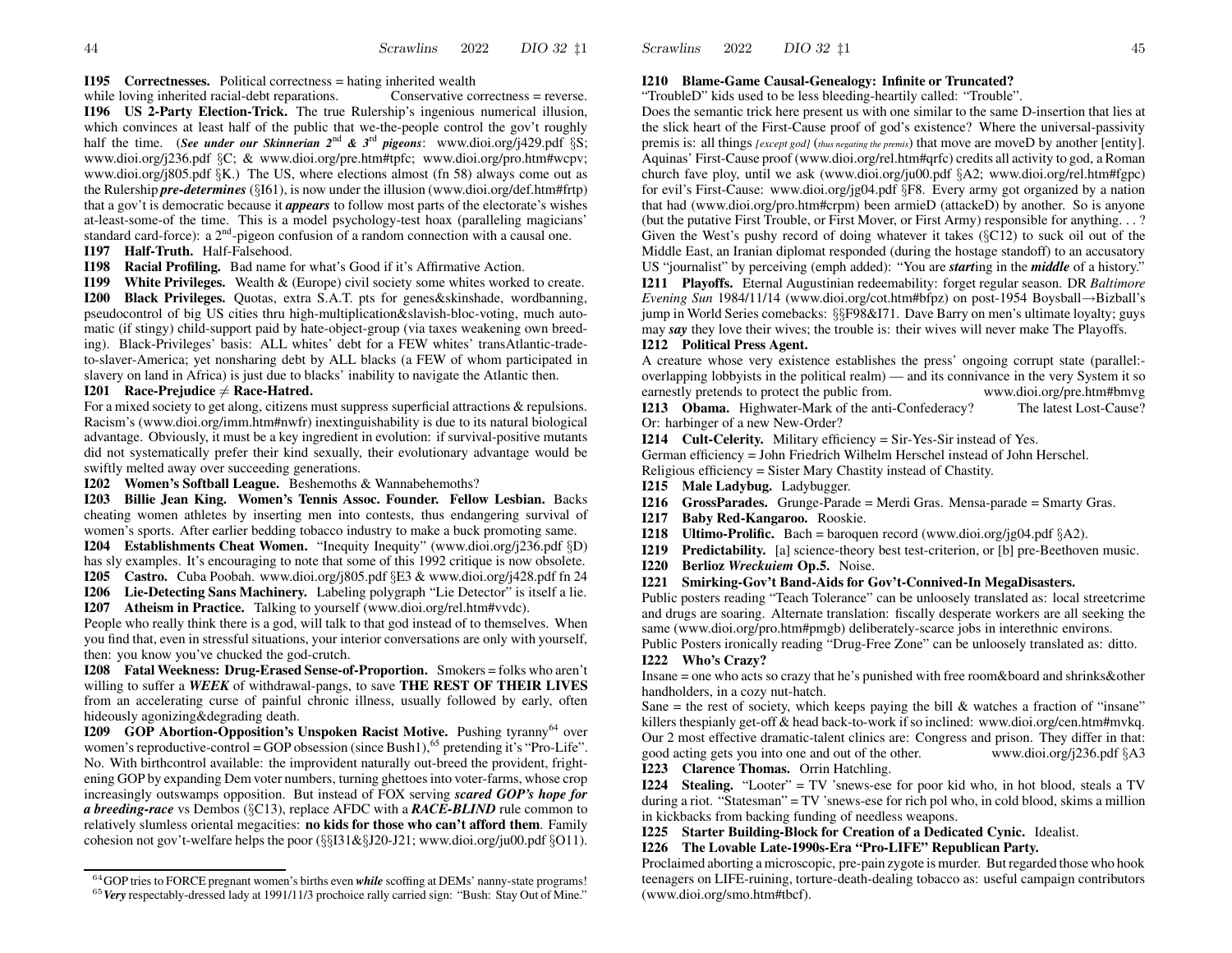**I195 Correctnesses.** Political correctness = hating inherited wealth while loving inherited racial-debt reparations. Conservative correctness = reverse.

**I196 US 2-Party Election-Trick.** The true Rulership's ingenious numerical illusion, which convinces at least half of the public that we-the-people control the gov't roughly half the time. (***See under our Skinnerian 2nd & 3rd pigeons***: www.dioi.org/j429.pdf §S; www.dioi.org/j236.pdf §C; & www.dioi.org/pre.htm#tpfc; www.dioi.org/pro.htm#wcpv; www.dioi.org/j805.pdf §K.) The US, where elections almost (fn 58) always come out as the Rulership ***pre-determines*** (§I61), is now under the illusion (www.dioi.org/def.htm#frtp) that a gov't is democratic because it ***appears*** to follow most parts of the electorate's wishes at-least-some-of the time. This is a model psychology-test hoax (paralleling magicians' standard card-force): a 2nd-pigeon confusion of a random connection with a causal one.

**I197 Half-Truth.** Half-Falsehood.

**I198 Racial Profiling.** Bad name for what's Good if it's Affirmative Action.

**I199 White Privileges.** Wealth & (Europe) civil society some whites worked to create.

**I200 Black Privileges.** Quotas, extra S.A.T. pts for genes&skinshade, wordbanning, pseudocontrol of big US cities thru high-multiplication&slavish-bloc-voting, much automatic (if stingy) child-support paid by hate-object-group (via taxes weakening own breeding). Black-Privileges' basis: ALL whites' debt for a FEW whites' transAtlantic-trade-to-slaver-America; yet nonsharing debt by ALL blacks (a FEW of whom participated in slavery on land in Africa) is just due to blacks' inability to navigate the Atlantic then.

**I201 Race-Prejudice $\neq$ Race-Hatred.**

For a mixed society to get along, citizens must suppress superficial attractions & repulsions. Racism's (www.dioi.org/imm.htm#nwfr) inextinguishability is due to its natural biological advantage. Obviously, it must be a key ingredient in evolution: if survival-positive mutants did not systematically prefer their kind sexually, their evolutionary advantage would be swiftly melted away over succeeding generations.

**I202 Women's Softball League.** Beshemoths & Wannabehemoths?

**I203 Billie Jean King. Women's Tennis Assoc. Founder. Fellow Lesbian.** Backs cheating women athletes by inserting men into contests, thus endangering survival of women's sports. After earlier bedding tobacco industry to make a buck promoting same.

**I204 Establishments Cheat Women.** "Inequity Inequity" (www.dioi.org/j236.pdf §D) has sly examples. It's encouraging to note that some of this 1992 critique is now obsolete.

**I205 Castro.** Cuba Poobah. www.dioi.org/j805.pdf §E3 & www.dioi.org/j428.pdf fn 24

**I206 Lie-Detecting Sans Machinery.** Labeling polygraph "Lie Detector" is itself a lie.

**I207 Atheism in Practice.** Talking to yourself (www.dioi.org/rel.htm#vvdc).

People who really think there is a god, will talk to that god instead of to themselves. When you find that, even in stressful situations, your interior conversations are only with yourself, then: you know you've chucked the god-crutch.

**I208 Fatal Weekness: Drug-Erased Sense-of-Proportion.** Smokers = folks who aren't willing to suffer a ***WEEK*** of withdrawal-pangs, to save **THE REST OF THEIR LIVES** from an accelerating curse of painful chronic illness, usually followed by early, often hideously agonizing&degrading death.

**I209 GOP Abortion-Opposition's Unspoken Racist Motive.** Pushing tyranny[64] over women's reproductive-control = GOP obsession (since Bush1),[65] pretending it's "Pro-Life". No. With birthcontrol available: the improvident naturally out-breed the provident, frightening GOP by expanding Dem voter numbers, turning ghettoes into voter-farms, whose crop increasingly outswamps opposition. But instead of FOX serving ***scared GOP's hope for a breeding-race*** vs Dembos (§C13), replace AFDC with a ***RACE-BLIND*** rule common to relatively slumless oriental megacities: **no kids for those who can't afford them**. Family cohesion not gov't-welfare helps the poor (§§I31&§J20-J21; www.dioi.org/ju00.pdf §O11).

[64] GOP tries to FORCE pregnant women's births even ***while*** scoffing at DEMs' nanny-state programs!

[65] ***Very*** respectably-dressed lady at 1991/11/3 prochoice rally carried sign: "Bush: Stay Out of Mine."

**I210 Blame-Game Causal-Genealogy: Infinite or Truncated?**

"TroubleD" kids used to be less bleeding-heartily called: "Trouble".

Does the semantic trick here present us with one similar to the same D-insertion that lies at the slick heart of the First-Cause proof of god's existence? Where the universal-passivity premis is: all things *[except god]* (*thus negating the premis*) that move are moveD by another [entity]. Aquinas' First-Cause proof (www.dioi.org/rel.htm#qrfc) credits all activity to god, a Roman church fave ploy, until we ask (www.dioi.org/ju00.pdf §A2; www.dioi.org/rel.htm#fgpc) for evil's First-Cause: www.dioi.org/jg04.pdf §F8. Every army got organized by a nation that had (www.dioi.org/pro.htm#crpm) been armieD (attackeD) by another. So is anyone (but the putative First Trouble, or First Mover, or First Army) responsible for anything. . . ? Given the West's pushy record of doing whatever it takes (§C12) to suck oil out of the Middle East, an Iranian diplomat responded (during the hostage standoff) to an accusatory US "journalist" by perceiving (emph added): "You are ***start***ing in the ***middle*** of a history."

**I211 Playoffs.** Eternal Augustinian redeemability: forget regular season. DR *Baltimore Evening Sun* 1984/11/14 (www.dioi.org/cot.htm#bfpz) on post-1954 Boysball→Bizball's jump in World Series comebacks: §§F98&I71. Dave Barry on men's ultimate loyalty; guys may ***say*** they love their wives; the trouble is: their wives will never make The Playoffs.

**I212 Political Press Agent.**

A creature whose very existence establishes the press' ongoing corrupt state (parallel:- overlapping lobbyists in the political realm) — and its connivance in the very System it so earnestly pretends to protect the public from. www.dioi.org/pre.htm#bmvg

**I213 Obama.** Highwater-Mark of the anti-Confederacy? The latest Lost-Cause? Or: harbinger of a new New-Order?

**I214 Cult-Celerity.** Military efficiency = Sir-Yes-Sir instead of Yes.

German efficiency = John Friedrich Wilhelm Herschel instead of John Herschel.

Religious efficiency = Sister Mary Chastity instead of Chastity.

**I215 Male Ladybug.** Ladybugger.

**I216 GrossParades.** Grunge-Parade = Merdi Gras. Mensa-parade = Smarty Gras.

**I217 Baby Red-Kangaroo.** Rooskie.

**I218 Ultimo-Prolific.** Bach = baroquen record (www.dioi.org/jg04.pdf §A2).

**I219 Predictability.** [a] science-theory best test-criterion, or [b] pre-Beethoven music.

**I220 Berlioz *Wreckuiem* Op.5.** Noise.

**I221 Smirking-Gov't Band-Aids for Gov't-Connived-In MegaDisasters.**

Public posters reading "Teach Tolerance" can be unloosely translated as: local streetcrime and drugs are soaring. Alternate translation: fiscally desperate workers are all seeking the same (www.dioi.org/pro.htm#pmgb) deliberately-scarce jobs in interethnic environs.

Public Posters ironically reading "Drug-Free Zone" can be unloosely translated as: ditto.

**I222 Who's Crazy?**

Insane = one who acts so crazy that he's punished with free room&board and shrinks&other handholders, in a cozy nut-hatch.

Sane = the rest of society, which keeps paying the bill & watches a fraction of "insane" killers thespianly get-off & head back-to-work if so inclined: www.dioi.org/cen.htm#mvkq.

Our 2 most effective dramatic-talent clinics are: Congress and prison. They differ in that: good acting gets you into one and out of the other. www.dioi.org/j236.pdf §A3

**I223 Clarence Thomas.** Orrin Hatchling.

**I224 Stealing.** "Looter" = TV 'snews-ese for poor kid who, in hot blood, steals a TV during a riot. "Statesman" = TV 'snews-ese for rich pol who, in cold blood, skims a million in kickbacks from backing funding of needless weapons.

**I225 Starter Building-Block for Creation of a Dedicated Cynic.** Idealist.

**I226 The Lovable Late-1990s-Era "Pro-LIFE" Republican Party.**

Proclaimed aborting a microscopic, pre-pain zygote is murder. But regarded those who hook teenagers on LIFE-ruining, torture-death-dealing tobacco as: useful campaign contributors (www.dioi.org/smo.htm#tbcf).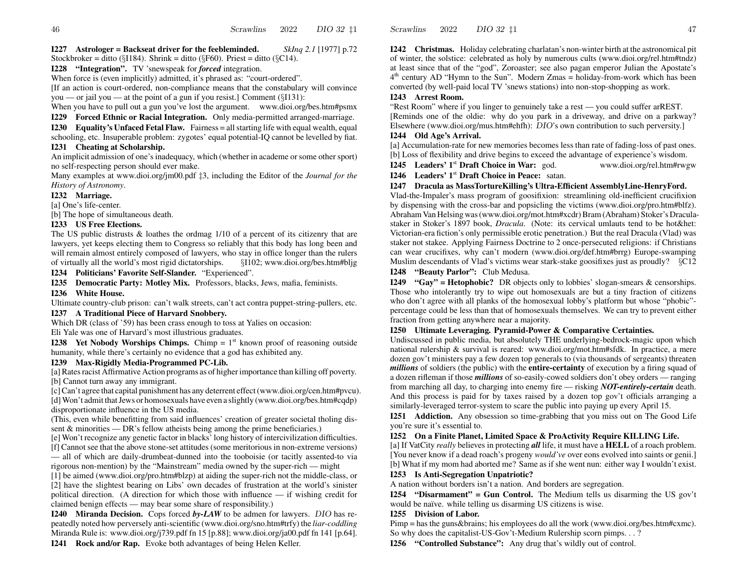**I227 Astrologer = Backseat driver for the feebleminded.** *SkInq 2.1* [1977] p.72
Stockbroker = ditto (§I184). Shrink = ditto (§F60). Priest = ditto (§C14).

**I228 "Integration".** TV 'snewspeak for ***forced*** integration.
When force is (even implicitly) admitted, it's phrased as: "court-ordered".
[If an action is court-ordered, non-compliance means that the constabulary will convince you — or jail you — at the point of a gun if you resist.] Comment (§I131):
When you have to pull out a gun you've lost the argument. www.dioi.org/bes.htm#psmx

**I229 Forced Ethnic or Racial Integration.** Only media-permitted arranged-marriage.

**I230 Equality's Unfaced Fetal Flaw.** Fairness = all starting life with equal wealth, equal schooling, etc. Insuperable problem: zygotes' equal potential-IQ cannot be levelled by fiat.

**I231 Cheating at Scholarship.**
An implicit admission of one's inadequacy, which (whether in academe or some other sport) no self-respecting person should ever make.
Many examples at www.dioi.org/jm00.pdf ‡3, including the Editor of the *Journal for the History of Astronomy*.

**I232 Marriage.**
[a] One's life-center.
[b] The hope of simultaneous death.

**I233 US Free Elections.**
The US public distrusts & loathes the ordmag 1/10 of a percent of its citizenry that are lawyers, yet keeps electing them to Congress so reliably that this body has long been and will remain almost entirely composed of lawyers, who stay in office longer than the rulers of virtually all the world's most rigid dictatorships. §I102; www.dioi.org/bes.htm#bljg

**I234 Politicians' Favorite Self-Slander.** "Experienced".

**I235 Democratic Party: Motley Mix.** Professors, blacks, Jews, mafia, feminists.

**I236 White House.**
Ultimate country-club prison: can't walk streets, can't act contra puppet-string-pullers, etc.

**I237 A Traditional Piece of Harvard Snobbery.**
Which DR (class of '59) has been crass enough to toss at Yalies on occasion:
Eli Yale was one of Harvard's most illustrious graduates.

**I238 Yet Nobody Worships Chimps.** Chimp = 1st known proof of reasoning outside humanity, while there's certainly no evidence that a god has exhibited any.

**I239 Max-Rigidly Media-Programmed PC-Lib.**
[a] Rates racist Affirmative Action programs as of higher importance than killing off poverty.
[b] Cannot turn away any immigrant.
[c] Can't agree that capital punishment has any deterrent effect (www.dioi.org/cen.htm#pvcu).
[d] Won't admit that Jews or homosexuals have even a slightly (www.dioi.org/bes.htm#cqdp) disproportionate influence in the US media.
(This, even while benefitting from said influences' creation of greater societal tholing dissent & minorities — DR's fellow atheists being among the prime beneficiaries.)
[e] Won't recognize any genetic factor in blacks' long history of intercivilization difficulties.
[f] Cannot see that the above stone-set attitudes (some meritorious in non-extreme versions) — all of which are daily-drumbeat-dunned into the tooboisie (or tacitly assented-to via rigorous non-mention) by the "Mainstream" media owned by the super-rich — might
[1] be aimed (www.dioi.org/pro.htm#blzp) at aiding the super-rich not the middle-class, or
[2] have the slightest bearing on Libs' own decades of frustration at the world's sinister political direction. (A direction for which those with influence — if wishing credit for claimed benign effects — may bear some share of responsibility.)

**I240 Miranda Decision.** Cops forced ***by-LAW*** to be admen for lawyers. *DIO* has repeatedly noted how perversely anti-scientific (www.dioi.org/sno.htm#trfy) the *liar-coddling* Miranda Rule is: www.dioi.org/j739.pdf fn 15 [p.88]; www.dioi.org/ja00.pdf fn 141 [p.64].

**I241 Rock and/or Rap.** Evoke both advantages of being Helen Keller.

**I242 Christmas.** Holiday celebrating charlatan's non-winter birth at the astronomical pit of winter, the solstice: celebrated as holy by numerous cults (www.dioi.org/rel.htm#tndz) at least since that of the "god", Zoroaster; see also pagan emperor Julian the Apostate's 4th century AD "Hymn to the Sun". Modern Zmas = holiday-from-work which has been converted (by well-paid local TV 'snews stations) into non-stop-shopping as work.

**I243 Arrest Room.**
"Rest Room" where if you linger to genuinely take a rest — you could suffer arREST.
[Reminds one of the oldie: why do you park in a driveway, and drive on a parkway? Elsewhere (www.dioi.org/mus.htm#ehfh): *DIO*'s own contribution to such perversity.]

**I244 Old Age's Arrival.**
[a] Accumulation-rate for new memories becomes less than rate of fading-loss of past ones.
[b] Loss of flexibility and drive begins to exceed the advantage of experience's wisdom.

**I245 Leaders' 1st Draft Choice in War:** god. www.dioi.org/rel.htm#rwgw

**I246 Leaders' 1st Draft Choice in Peace:** satan.

**I247 Dracula as MassTortureKilling's Ultra-Efficient AssemblyLine-HenryFord.**
Vlad-the-Impaler's mass program of goosifixion: streamlining old-inefficient crucifixion by dispensing with the cross-bar and popsicling the victims (www.dioi.org/pro.htm#blfz). Abraham Van Helsing was (www.dioi.org/mot.htm#xcdr) Bram (Abraham) Stoker's Dracula-staker in Stoker's 1897 book, *Dracula*. (Note: its cervical umlauts tend to be hot&het: Victorian-era fiction's only permissible erotic penetration.) But the real Dracula (Vlad) was staker not stakee. Applying Fairness Doctrine to 2 once-persecuted religions: if Christians can wear crucifixes, why can't modern (www.dioi.org/def.htm#brrg) Europe-swamping Muslim descendants of Vlad's victims wear stark-stake goosifixes just as proudly? §C12

**I248 "Beauty Parlor":** Club Medusa.

**I249 "Gay" = Hetophobic?** DR objects only to lobbies' slogan-smears & censorships. Those who intolerantly try to wipe out homosexuals are but a tiny fraction of citizens who don't agree with all planks of the homosexual lobby's platform but whose "phobic"-percentage could be less than that of homosexuals themselves. We can try to prevent either fraction from getting anywhere near a majority.

**I250 Ultimate Leveraging. Pyramid-Power & Comparative Certainties.**
Undiscussed in public media, but absolutely THE underlying-bedrock-magic upon which national rulership & survival is reared: www.dioi.org/mot.htm#sfdk. In practice, a mere dozen gov't ministers pay a few dozen top generals to (via thousands of sergeants) threaten ***millions*** of soldiers (the public) with the **entire-certainty** of execution by a firing squad of a dozen rifleman if those ***millions*** of so-easily-cowed soldiers don't obey orders — ranging from marching all day, to charging into enemy fire — risking ***NOT-entirely-certain*** death. And this process is paid for by taxes raised by a dozen top gov't officials arranging a similarly-leveraged terror-system to scare the public into paying up every April 15.

**I251 Addiction.** Any obsession so time-grabbing that you miss out on The Good Life you're sure it's essential to.

**I252 On a Finite Planet, Limited Space & ProActivity Require KILLING Life.**
[a] If VatCity *really* believes in protecting ***all*** life, it must have a **HELL** of a roach problem. [You never know if a dead roach's progeny *would've* over eons evolved into saints or genii.]
[b] What if my mom had aborted me? Same as if she went nun: either way I wouldn't exist.

**I253 Is Anti-Segregation Unpatriotic?**
A nation without borders isn't a nation. And borders are segregation.

**I254 "Disarmament" = Gun Control.** The Medium tells us disarming the US gov't would be naïve. while telling us disarming US citizens is wise.

**I255 Division of Labor.**
Pimp = has the guns&brains; his employees do all the work (www.dioi.org/bes.htm#cxmc). So why does the capitalist-US-Gov't-Medium Rulership scorn pimps. . . ?

**I256 "Controlled Substance":** Any drug that's wildly out of control.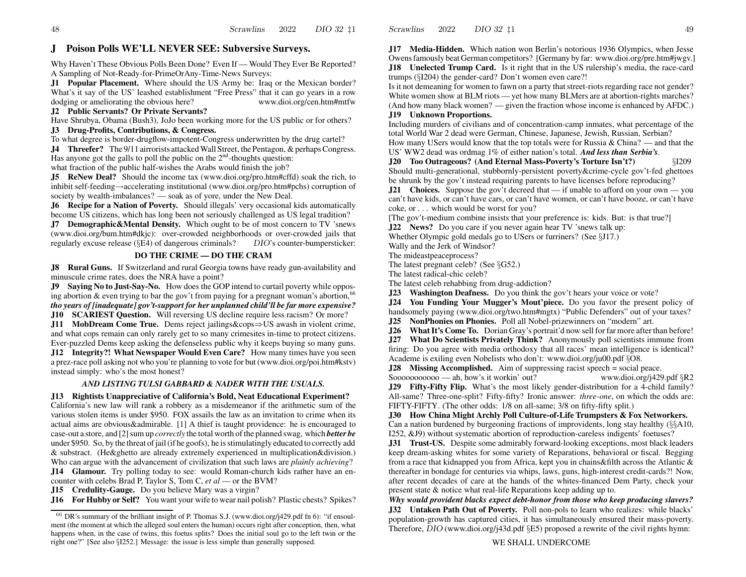## J Poison Polls WE'LL NEVER SEE: Subversive Surveys.

Why Haven't These Obvious Polls Been Done? Even If — Would They Ever Be Reported? A Sampling of Not-Ready-for-PrimeOrAny-Time-News Surveys:

**J1 Popular Placement.** Where should the US Army be: Iraq or the Mexican border? What's it say of the US' leashed establishment "Free Press" that it can go years in a row dodging or ameliorating the obvious here? www.dioi.org/cen.htm#mtfw

**J2 Public Servants? Or Private Servants?**
Have Shrubya, Obama (Bush3), JoJo been working more for the US public or for others?

**J3 Drug-Profits, Contributions, & Congress.**
To what degree is border-drugflow-impotent-Congress underwritten by the drug cartel?

**J4 Threefer?** The 9/11 airrorists attacked Wall Street, the Pentagon, & perhaps Congress. Has anyone got the galls to poll the public on the 2nd-thoughts question:
what fraction of the public half-wishes the Arabs would finish the job?

**J5 ReNew Deal?** Should the income tax (www.dioi.org/pro.htm#cffd) soak the rich, to inhibit self-feeding→accelerating institutional (www.dioi.org/pro.htm#pchs) corruption of society by wealth-imbalances? — soak as of yore, under the New Deal.

**J6 Recipe for a Nation of Poverty.** Should illegals' very occasional kids automatically become US citizens, which has long been not seriously challenged as US legal tradition?

**J7 Demographic&Mental Density.** Which ought to be of most concern to TV 'snews (www.dioi.org/bum.htm#dkjc): over-crowded neighborhoods or over-crowded jails that regularly excuse release (§E4) of dangerous criminals? *DIO*'s counter-bumpersticker:

**DO THE CRIME — DO THE CRAM**

**J8 Rural Guns.** If Switzerland and rural Georgia towns have ready gun-availability and minuscule crime rates, does the NRA have a point?

**J9 Saying No to Just-Say-No.** How does the GOP intend to curtail poverty while opposing abortion & even trying to bar the gov't from paying for a pregnant woman's abortion,[66] ***tho years of [inadequate] gov't-support for her unplanned child'll be far more expensive?***

**J10 SCARIEST Question.** Will reversing US decline require less racism? Or more?

**J11 MobDream Come True.** Dems reject jailings&cops⇒US awash in violent crime, and what cops remain can only rarely get to so many crimesites in-time to protect citizens. Ever-puzzled Dems keep asking the defenseless public why it keeps buying so many guns.

**J12 Integrity?! What Newspaper Would Even Care?** How many times have you seen a prez-race poll asking not who you're planning to vote for but (www.dioi.org/poi.htm#kstv) instead simply: who's the most honest?

***AND LISTING TULSI GABBARD & NADER WITH THE USUALS.***

**J13 Rightists Unappreciative of California's Bold, Neat Educational Experiment?**
California's new law will rank a robbery as a misdemeanor if the arithmetic sum of the various stolen items is under \$950. FOX assails the law as an invitation to crime when its actual aims are obvious&admirable. [1] A thief is taught providence: he is encouraged to case-out a store, and [2] sum up *correctly* the total worth of the planned swag, which ***better be*** under \$950. So, by the threat of jail (if he goofs), he is stimulatingly educated to correctly add & substract. (He&ghetto are already extremely experienced in multiplication&division.) Who can argue with the advancement of civilization that such laws are *plainly achieving*?

**J14 Glamour.** Try polling today to see: would Roman-church kids rather have an encounter with celebs Brad P, Taylor S, Tom C, *et al* — or the BVM?

**J15 Credulity-Gauge.** Do you believe Mary was a virgin?

**J16 For Hubby or Self?** You want your wife to wear nail polish? Plastic chests? Spikes?

**J17 Media-Hidden.** Which nation won Berlin's notorious 1936 Olympics, when Jesse Owens famously beat German competitors? [Germany by far: www.dioi.org/pre.htm#jwgv.]

**J18 Unelected Trump Card.** Is it right that in the US rulership's media, the race-card trumps (§I204) the gender-card? Don't women even care?!
Is it not demeaning for women to fawn on a party that street-riots regarding race not gender? White women show at BLM riots — yet how many BLMers are at abortion-rights marches? (And how many black women? — given the fraction whose income is enhanced by AFDC.)

**J19 Unknown Proportions.**
Including murders of civilians and of concentration-camp inmates, what percentage of the total World War 2 dead were German, Chinese, Japanese, Jewish, Russian, Serbian?
How many USers would know that the top totals were for Russia & China? — and that the US' WW2 dead was ordmag 1% of either nation's total. ***And less than Serbia's.***

**J20 Too Outrageous? (And Eternal Mass-Poverty's Torture Isn't?)** §I209
Should multi-generational, stubbornly-persistent poverty&crime-cycle gov't-fed ghettoes be shrunk by the gov't instead requiring parents to have licenses before reproducing?

**J21 Choices.** Suppose the gov't decreed that — if unable to afford on your own — you can't have kids, or can't have cars, or can't have women, or can't have booze, or can't have coke, or ... which would be worst for you?
[The gov't-medium combine insists that your preference is: kids. But: is that true?]

**J22 News?** Do you care if you never again hear TV 'snews talk up:
Whether Olympic gold medals go to USers or furriners? (See §J17.)
Wally and the Jerk of Windsor?
The mideastpeaceprocess?
The latest pregnant celeb? (See §G52.)
The latest radical-chic celeb?
The latest celeb rehabbing from drug-addiction?

**J23 Washington Deafness.** Do you think the gov't hears your voice or vote?

**J24 You Funding Your Mugger's Mout'piece.** Do you favor the present policy of handsomely paying (www.dioi.org/two.htm#mgtx) "Public Defenders" out of your taxes?

**J25 NonPhonies on Phonies.** Poll all Nobel-prizewinners on "modern" art.

**J26 What It's Come To.** Dorian Gray's portrait'd now sell for far more after than before!

**J27 What Do Scientists Privately Think?** Anonymously poll scientists immune from firing: Do you agree with media orthodoxy that all races' mean intelligence is identical? Academe is exiling even Nobelists who don't: www.dioi.org/ju00.pdf §O8.

**J28 Missing Accomplished.** Aim of suppressing racist speech = social peace.
Sooooooooooo — ah, how's it workin' out? www.dioi.org/j429.pdf §R2

**J29 Fifty-Fifty Flip.** What's the most likely gender-distribution for a 4-child family? All-same? Three-one-split? Fifty-fifty? Ironic answer: *three-one*, on which the odds are: FIFTY-FIFTY. (The other odds: 1/8 on all-same; 3/8 on fifty-fifty split.)

**J30 How China Might Archly Poll Culture-of-Life Trumpsters & Fox Networkers.**
Can a nation burdened by burgeoning fractions of improvidents, long stay healthy (§§A10, I252, &J9) without systematic abortion of reproduction-careless indigents' foetuses?

**J31 Trust-US.** Despite some admirably forward-looking exceptions, most black leaders keep dream-asking whites for some variety of Reparations, behavioral or fiscal. Begging from a race that kidnapped you from Africa, kept you in chains&filth across the Atlantic & thereafter in bondage for centuries via whips, laws, guns, high-interest credit-cards?! Now, after recent decades of care at the hands of the whites-financed Dem Party, check your present state & notice what real-life Reparations keep adding up to.

***Why would provident blacks expect debt-honor from those who keep producing slavers?***

**J32 Untaken Path Out of Poverty.** Poll non-pols to learn who realizes: while blacks' population-growth has captured cities, it has simultaneously ensured their mass-poverty. Therefore, *DIO* (www.dioi.org/j43d.pdf §E5) proposed a rewrite of the civil rights hymn:

WE SHALL UNDERCOME

[66] DR's summary of the brilliant insight of P. Thomas S.J. (www.dioi.org/j429.pdf fn 6): "if ensoulment (the moment at which the alleged soul enters the human) occurs right after conception, then, what happens when, in the case of twins, this foetus splits? Does the initial soul go to the left twin or the right one?" [See also §I252.] Message: the issue is less simple than generally supposed.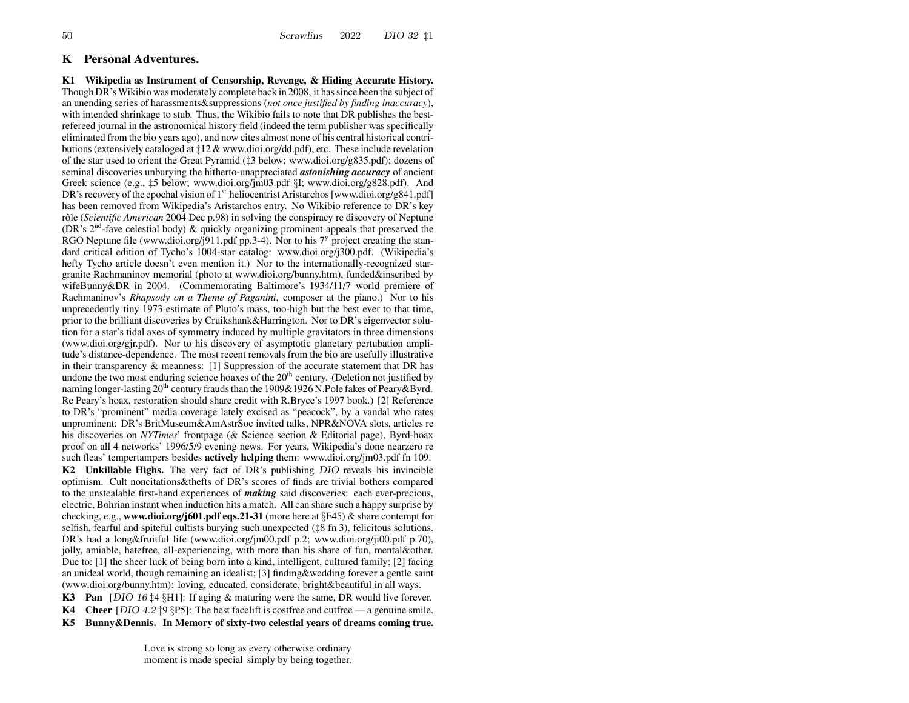## K Personal Adventures.

**K1 Wikipedia as Instrument of Censorship, Revenge, & Hiding Accurate History.** Though DR's Wikibio was moderately complete back in 2008, it has since been the subject of an unending series of harassments&suppressions (*not once justified by finding inaccuracy*), with intended shrinkage to stub. Thus, the Wikibio fails to note that DR publishes the best-refereed journal in the astronomical history field (indeed the term publisher was specifically eliminated from the bio years ago), and now cites almost none of his central historical contributions (extensively cataloged at ‡12 & www.dioi.org/dd.pdf), etc. These include revelation of the star used to orient the Great Pyramid (‡3 below; www.dioi.org/g835.pdf); dozens of seminal discoveries unburying the hitherto-unappreciated ***astonishing accuracy*** of ancient Greek science (e.g., ‡5 below; www.dioi.org/jm03.pdf §I; www.dioi.org/g828.pdf). And DR's recovery of the epochal vision of 1st heliocentrist Aristarchos [www.dioi.org/g841.pdf] has been removed from Wikipedia's Aristarchos entry. No Wikibio reference to DR's key rôle (*Scientific American* 2004 Dec p.98) in solving the conspiracy re discovery of Neptune (DR's 2nd-fave celestial body) & quickly organizing prominent appeals that preserved the RGO Neptune file (www.dioi.org/j911.pdf pp.3-4). Nor to his 7y project creating the standard critical edition of Tycho's 1004-star catalog: www.dioi.org/j300.pdf. (Wikipedia's hefty Tycho article doesn't even mention it.) Nor to the internationally-recognized star-granite Rachmaninov memorial (photo at www.dioi.org/bunny.htm), funded&inscribed by wifeBunny&DR in 2004. (Commemorating Baltimore's 1934/11/7 world premiere of Rachmaninov's *Rhapsody on a Theme of Paganini*, composer at the piano.) Nor to his unprecedently tiny 1973 estimate of Pluto's mass, too-high but the best ever to that time, prior to the brilliant discoveries by Cruikshank&Harrington. Nor to DR's eigenvector solution for a star's tidal axes of symmetry induced by multiple gravitators in three dimensions (www.dioi.org/gjr.pdf). Nor to his discovery of asymptotic planetary pertubation amplitude's distance-dependence. The most recent removals from the bio are usefully illustrative in their transparency & meanness: [1] Suppression of the accurate statement that DR has undone the two most enduring science hoaxes of the 20th century. (Deletion not justified by naming longer-lasting 20th century frauds than the 1909&1926 N.Pole fakes of Peary&Byrd. Re Peary's hoax, restoration should share credit with R.Bryce's 1997 book.) [2] Reference to DR's "prominent" media coverage lately excised as "peacock", by a vandal who rates unprominent: DR's BritMuseum&AmAstrSoc invited talks, NPR&NOVA slots, articles re his discoveries on *NYTimes*' frontpage (& Science section & Editorial page), Byrd-hoax proof on all 4 networks' 1996/5/9 evening news. For years, Wikipedia's done nearzero re such fleas' tempertampers besides **actively helping** them: www.dioi.org/jm03.pdf fn 109.

**K2 Unkillable Highs.** The very fact of DR's publishing *DIO* reveals his invincible optimism. Cult noncitations&thefts of DR's scores of finds are trivial bothers compared to the unstealable first-hand experiences of ***making*** said discoveries: each ever-precious, electric, Bohrian instant when induction hits a match. All can share such a happy surprise by checking, e.g., **www.dioi.org/j601.pdf eqs.21-31** (more here at §F45) & share contempt for selfish, fearful and spiteful cultists burying such unexpected (‡8 fn 3), felicitous solutions. DR's had a long&fruitful life (www.dioi.org/jm00.pdf p.2; www.dioi.org/ji00.pdf p.70), jolly, amiable, hatefree, all-experiencing, with more than his share of fun, mental&other. Due to: [1] the sheer luck of being born into a kind, intelligent, cultured family; [2] facing an unideal world, though remaining an idealist; [3] finding&wedding forever a gentle saint (www.dioi.org/bunny.htm): loving, educated, considerate, bright&beautiful in all ways.

**K3 Pan** [*DIO 16* ‡4 §H1]: If aging & maturing were the same, DR would live forever.

**K4 Cheer** [*DIO 4.2* ‡9 §P5]: The best facelift is costfree and cutfree — a genuine smile.

**K5 Bunny&Dennis. In Memory of sixty-two celestial years of dreams coming true.**

Love is strong so long as every otherwise ordinary
moment is made special simply by being together.